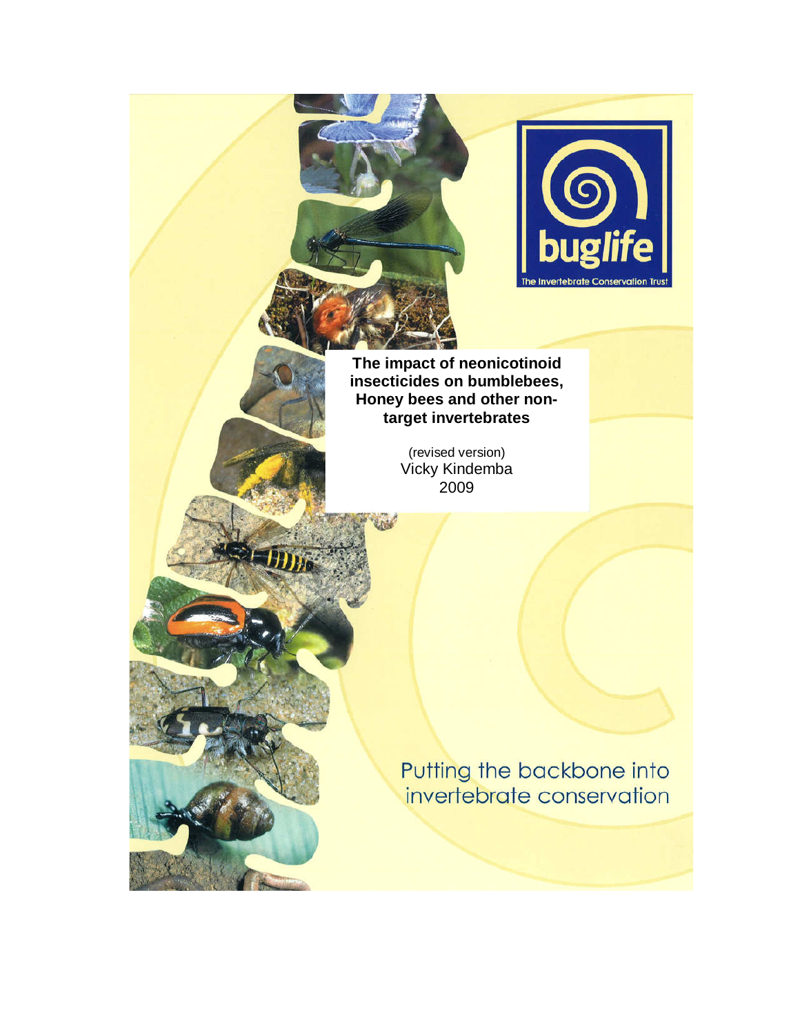buglife

The Invertebrate Conservation Trust

# The impact of neonicotinoid insecticides on bumblebees, Honey bees and other non-target invertebrates

(revised version)

Vicky Kindemba

2009

Putting the backbone into invertebrate conservation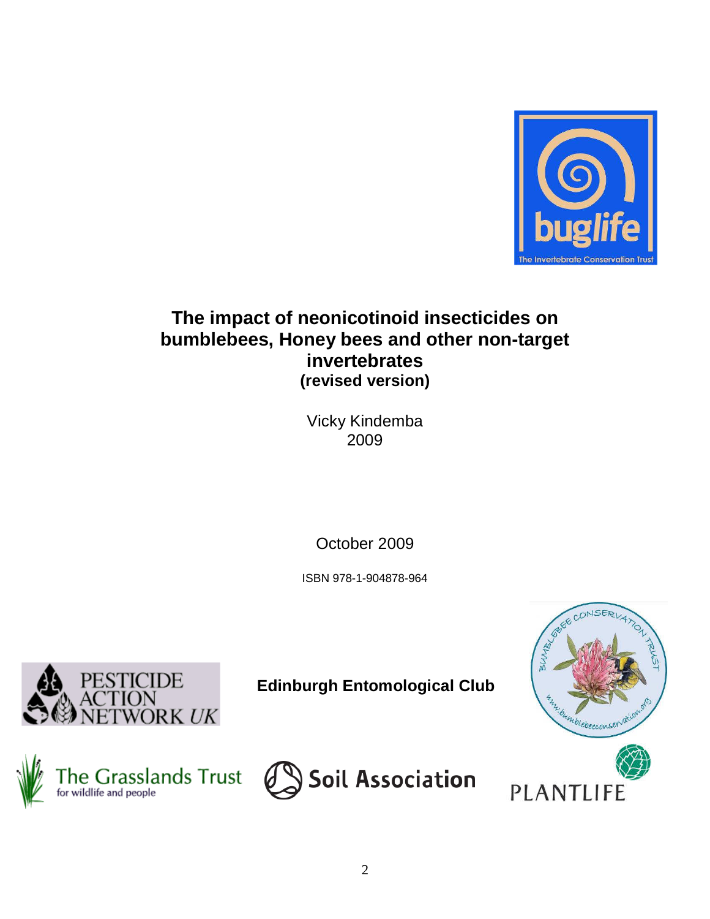# The impact of neonicotinoid insecticides on bumblebees, Honey bees and other non-target invertebrates
**(revised version)**

Vicky Kindemba
2009

October 2009

ISBN 978-1-904878-964

**Edinburgh Entomological Club**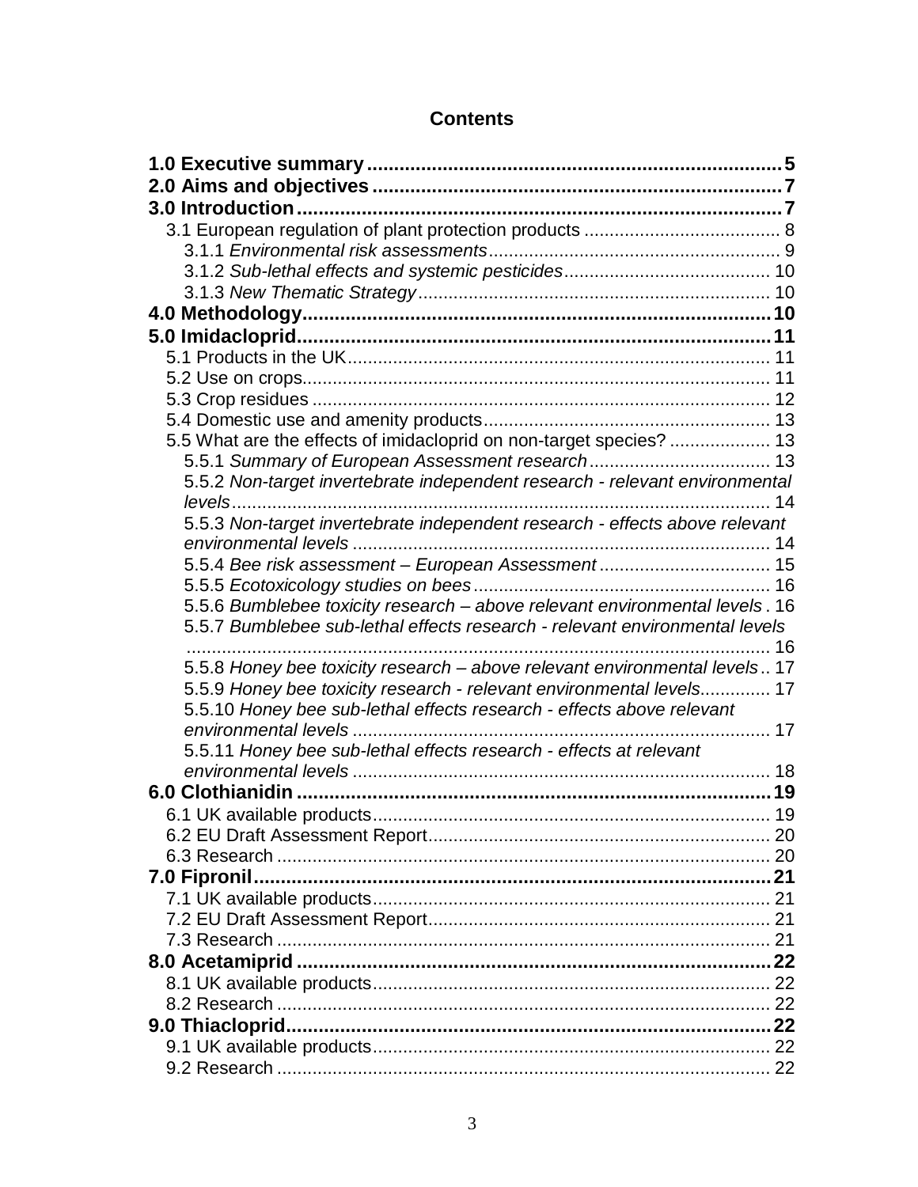# Contents

**1.0 Executive summary** ..... **5**
**2.0 Aims and objectives** ..... **7**
**3.0 Introduction** ..... **7**
- 3.1 European regulation of plant protection products ..... 8
  - 3.1.1 *Environmental risk assessments* ..... 9
  - 3.1.2 *Sub-lethal effects and systemic pesticides* ..... 10
  - 3.1.3 *New Thematic Strategy* ..... 10

**4.0 Methodology** ..... **10**
**5.0 Imidacloprid** ..... **11**
- 5.1 Products in the UK ..... 11
- 5.2 Use on crops ..... 11
- 5.3 Crop residues ..... 12
- 5.4 Domestic use and amenity products ..... 13
- 5.5 What are the effects of imidacloprid on non-target species? ..... 13
  - 5.5.1 *Summary of European Assessment research* ..... 13
  - 5.5.2 *Non-target invertebrate independent research - relevant environmental levels* ..... 14
  - 5.5.3 *Non-target invertebrate independent research - effects above relevant environmental levels* ..... 14
  - 5.5.4 *Bee risk assessment – European Assessment* ..... 15
  - 5.5.5 *Ecotoxicology studies on bees* ..... 16
  - 5.5.6 *Bumblebee toxicity research – above relevant environmental levels* ..... 16
  - 5.5.7 *Bumblebee sub-lethal effects research - relevant environmental levels* ..... 16
  - 5.5.8 *Honey bee toxicity research – above relevant environmental levels* ..... 17
  - 5.5.9 *Honey bee toxicity research - relevant environmental levels* ..... 17
  - 5.5.10 *Honey bee sub-lethal effects research - effects above relevant environmental levels* ..... 17
  - 5.5.11 *Honey bee sub-lethal effects research - effects at relevant environmental levels* ..... 18

**6.0 Clothianidin** ..... **19**
- 6.1 UK available products ..... 19
- 6.2 EU Draft Assessment Report ..... 20
- 6.3 Research ..... 20

**7.0 Fipronil** ..... **21**
- 7.1 UK available products ..... 21
- 7.2 EU Draft Assessment Report ..... 21
- 7.3 Research ..... 21

**8.0 Acetamiprid** ..... **22**
- 8.1 UK available products ..... 22
- 8.2 Research ..... 22

**9.0 Thiacloprid** ..... **22**
- 9.1 UK available products ..... 22
- 9.2 Research ..... 22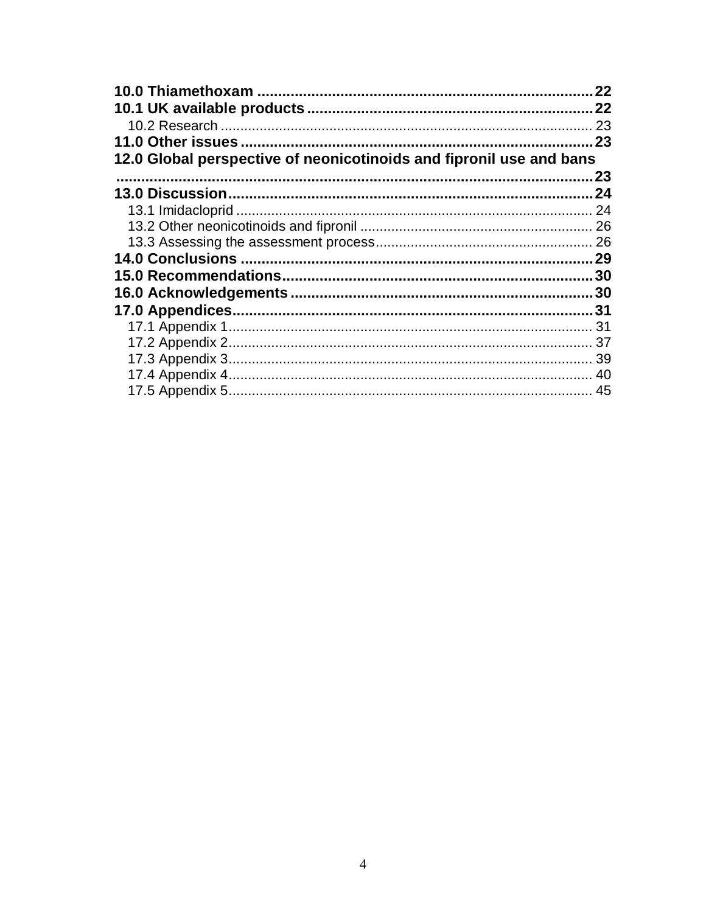**10.0 Thiamethoxam ........................................................................ 22**
**10.1 UK available products ............................................................ 22**
10.2 Research ........................................................................................ 23
**11.0 Other issues ............................................................................ 23**
**12.0 Global perspective of neonicotinoids and fipronil use and bans ........................................................................................................... 23**
**13.0 Discussion ............................................................................... 24**
13.1 Imidacloprid .................................................................................. 24
13.2 Other neonicotinoids and fipronil ................................................... 26
13.3 Assessing the assessment process ................................................ 26
**14.0 Conclusions ............................................................................ 29**
**15.0 Recommendations ................................................................... 30**
**16.0 Acknowledgements ................................................................. 30**
**17.0 Appendices .............................................................................. 31**
17.1 Appendix 1 ..................................................................................... 31
17.2 Appendix 2 ..................................................................................... 37
17.3 Appendix 3 ..................................................................................... 39
17.4 Appendix 4 ..................................................................................... 40
17.5 Appendix 5 ..................................................................................... 45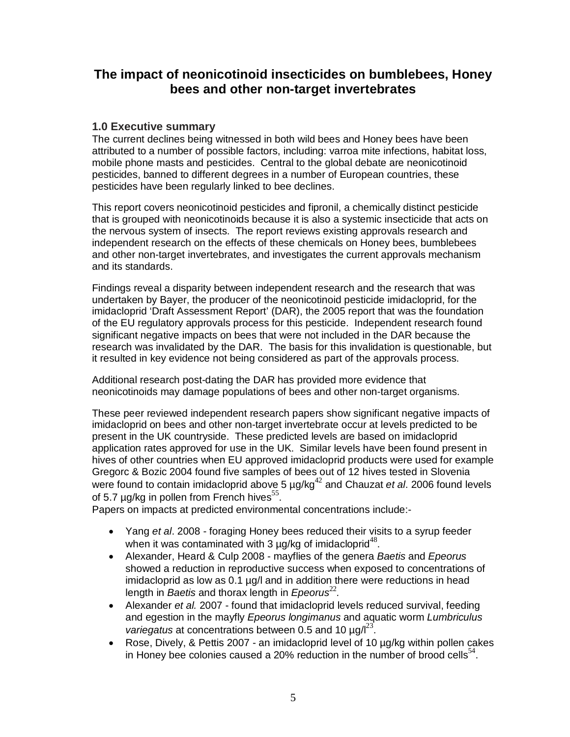# The impact of neonicotinoid insecticides on bumblebees, Honey bees and other non-target invertebrates

## 1.0 Executive summary

The current declines being witnessed in both wild bees and Honey bees have been attributed to a number of possible factors, including: varroa mite infections, habitat loss, mobile phone masts and pesticides. Central to the global debate are neonicotinoid pesticides, banned to different degrees in a number of European countries, these pesticides have been regularly linked to bee declines.

This report covers neonicotinoid pesticides and fipronil, a chemically distinct pesticide that is grouped with neonicotinoids because it is also a systemic insecticide that acts on the nervous system of insects. The report reviews existing approvals research and independent research on the effects of these chemicals on Honey bees, bumblebees and other non-target invertebrates, and investigates the current approvals mechanism and its standards.

Findings reveal a disparity between independent research and the research that was undertaken by Bayer, the producer of the neonicotinoid pesticide imidacloprid, for the imidacloprid 'Draft Assessment Report' (DAR), the 2005 report that was the foundation of the EU regulatory approvals process for this pesticide. Independent research found significant negative impacts on bees that were not included in the DAR because the research was invalidated by the DAR. The basis for this invalidation is questionable, but it resulted in key evidence not being considered as part of the approvals process.

Additional research post-dating the DAR has provided more evidence that neonicotinoids may damage populations of bees and other non-target organisms.

These peer reviewed independent research papers show significant negative impacts of imidacloprid on bees and other non-target invertebrate occur at levels predicted to be present in the UK countryside. These predicted levels are based on imidacloprid application rates approved for use in the UK. Similar levels have been found present in hives of other countries when EU approved imidacloprid products were used for example Gregorc & Bozic 2004 found five samples of bees out of 12 hives tested in Slovenia were found to contain imidacloprid above 5 µg/kg[42] and Chauzat *et al*. 2006 found levels of 5.7 µg/kg in pollen from French hives[55].

Papers on impacts at predicted environmental concentrations include:-

- Yang *et al*. 2008 - foraging Honey bees reduced their visits to a syrup feeder when it was contaminated with 3 µg/kg of imidacloprid[48].
- Alexander, Heard & Culp 2008 - mayflies of the genera *Baetis* and *Epeorus* showed a reduction in reproductive success when exposed to concentrations of imidacloprid as low as 0.1 µg/l and in addition there were reductions in head length in *Baetis* and thorax length in *Epeorus*[22].
- Alexander *et al.* 2007 - found that imidacloprid levels reduced survival, feeding and egestion in the mayfly *Epeorus longimanus* and aquatic worm *Lumbriculus variegatus* at concentrations between 0.5 and 10 µg/l[23].
- Rose, Dively, & Pettis 2007 - an imidacloprid level of 10 µg/kg within pollen cakes in Honey bee colonies caused a 20% reduction in the number of brood cells[54].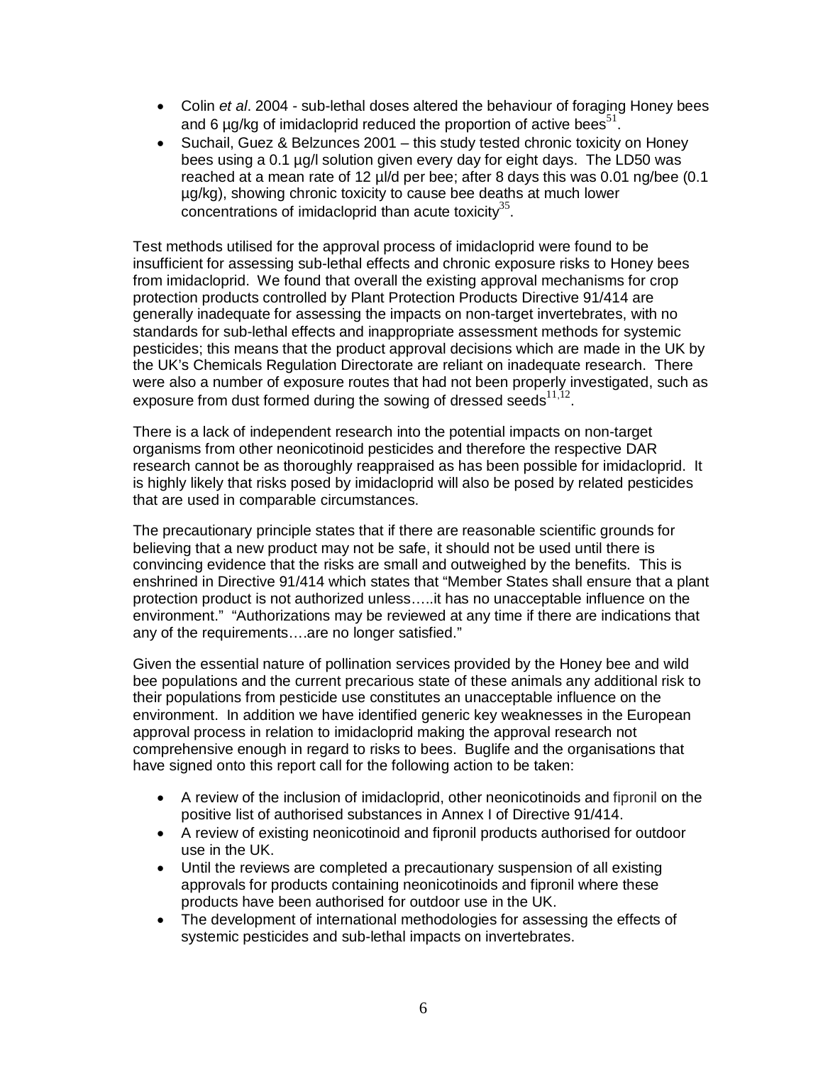- Colin *et al*. 2004 - sub-lethal doses altered the behaviour of foraging Honey bees and 6 µg/kg of imidacloprid reduced the proportion of active bees[51].
- Suchail, Guez & Belzunces 2001 – this study tested chronic toxicity on Honey bees using a 0.1 µg/l solution given every day for eight days. The LD50 was reached at a mean rate of 12 µl/d per bee; after 8 days this was 0.01 ng/bee (0.1 µg/kg), showing chronic toxicity to cause bee deaths at much lower concentrations of imidacloprid than acute toxicity[35].

Test methods utilised for the approval process of imidacloprid were found to be insufficient for assessing sub-lethal effects and chronic exposure risks to Honey bees from imidacloprid. We found that overall the existing approval mechanisms for crop protection products controlled by Plant Protection Products Directive 91/414 are generally inadequate for assessing the impacts on non-target invertebrates, with no standards for sub-lethal effects and inappropriate assessment methods for systemic pesticides; this means that the product approval decisions which are made in the UK by the UK's Chemicals Regulation Directorate are reliant on inadequate research. There were also a number of exposure routes that had not been properly investigated, such as exposure from dust formed during the sowing of dressed seeds[11,12].

There is a lack of independent research into the potential impacts on non-target organisms from other neonicotinoid pesticides and therefore the respective DAR research cannot be as thoroughly reappraised as has been possible for imidacloprid. It is highly likely that risks posed by imidacloprid will also be posed by related pesticides that are used in comparable circumstances.

The precautionary principle states that if there are reasonable scientific grounds for believing that a new product may not be safe, it should not be used until there is convincing evidence that the risks are small and outweighed by the benefits. This is enshrined in Directive 91/414 which states that "Member States shall ensure that a plant protection product is not authorized unless…..it has no unacceptable influence on the environment." "Authorizations may be reviewed at any time if there are indications that any of the requirements….are no longer satisfied."

Given the essential nature of pollination services provided by the Honey bee and wild bee populations and the current precarious state of these animals any additional risk to their populations from pesticide use constitutes an unacceptable influence on the environment. In addition we have identified generic key weaknesses in the European approval process in relation to imidacloprid making the approval research not comprehensive enough in regard to risks to bees. Buglife and the organisations that have signed onto this report call for the following action to be taken:

- A review of the inclusion of imidacloprid, other neonicotinoids and fipronil on the positive list of authorised substances in Annex I of Directive 91/414.
- A review of existing neonicotinoid and fipronil products authorised for outdoor use in the UK.
- Until the reviews are completed a precautionary suspension of all existing approvals for products containing neonicotinoids and fipronil where these products have been authorised for outdoor use in the UK.
- The development of international methodologies for assessing the effects of systemic pesticides and sub-lethal impacts on invertebrates.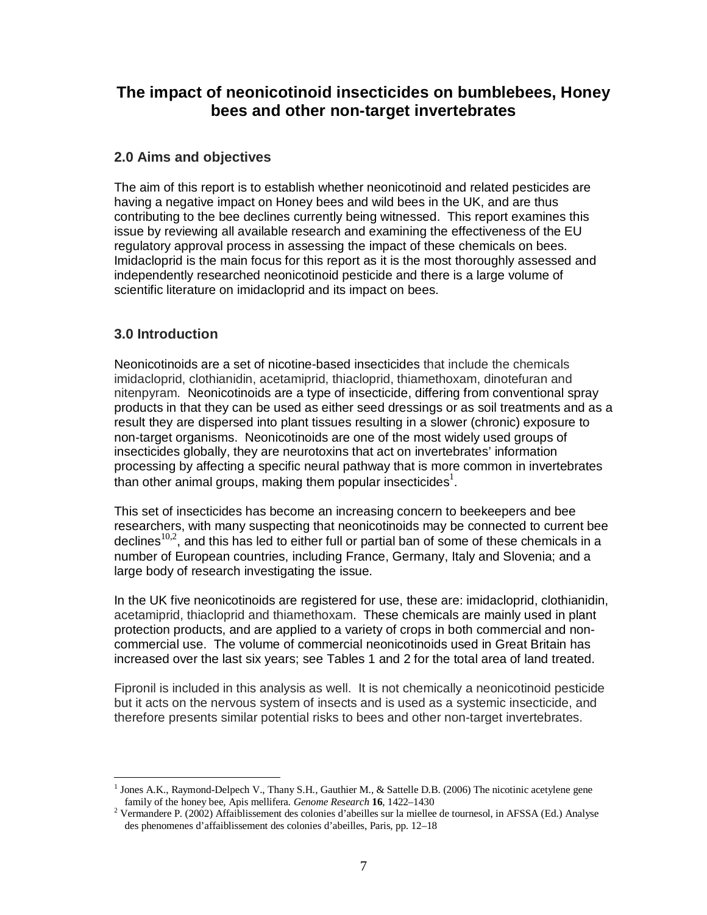# The impact of neonicotinoid insecticides on bumblebees, Honey bees and other non-target invertebrates

## 2.0 Aims and objectives

The aim of this report is to establish whether neonicotinoid and related pesticides are having a negative impact on Honey bees and wild bees in the UK, and are thus contributing to the bee declines currently being witnessed. This report examines this issue by reviewing all available research and examining the effectiveness of the EU regulatory approval process in assessing the impact of these chemicals on bees. Imidacloprid is the main focus for this report as it is the most thoroughly assessed and independently researched neonicotinoid pesticide and there is a large volume of scientific literature on imidacloprid and its impact on bees.

## 3.0 Introduction

Neonicotinoids are a set of nicotine-based insecticides that include the chemicals imidacloprid, clothianidin, acetamiprid, thiacloprid, thiamethoxam, dinotefuran and nitenpyram. Neonicotinoids are a type of insecticide, differing from conventional spray products in that they can be used as either seed dressings or as soil treatments and as a result they are dispersed into plant tissues resulting in a slower (chronic) exposure to non-target organisms. Neonicotinoids are one of the most widely used groups of insecticides globally, they are neurotoxins that act on invertebrates' information processing by affecting a specific neural pathway that is more common in invertebrates than other animal groups, making them popular insecticides[1].

This set of insecticides has become an increasing concern to beekeepers and bee researchers, with many suspecting that neonicotinoids may be connected to current bee declines[10,2], and this has led to either full or partial ban of some of these chemicals in a number of European countries, including France, Germany, Italy and Slovenia; and a large body of research investigating the issue.

In the UK five neonicotinoids are registered for use, these are: imidacloprid, clothianidin, acetamiprid, thiacloprid and thiamethoxam. These chemicals are mainly used in plant protection products, and are applied to a variety of crops in both commercial and non-commercial use. The volume of commercial neonicotinoids used in Great Britain has increased over the last six years; see Tables 1 and 2 for the total area of land treated.

Fipronil is included in this analysis as well. It is not chemically a neonicotinoid pesticide but it acts on the nervous system of insects and is used as a systemic insecticide, and therefore presents similar potential risks to bees and other non-target invertebrates.

---

[1] Jones A.K., Raymond-Delpech V., Thany S.H., Gauthier M., & Sattelle D.B. (2006) The nicotinic acetylene gene family of the honey bee, Apis mellifera. *Genome Research* **16**, 1422–1430

[2] Vermandere P. (2002) Affaiblissement des colonies d'abeilles sur la miellee de tournesol, in AFSSA (Ed.) Analyse des phenomenes d'affaiblissement des colonies d'abeilles, Paris, pp. 12–18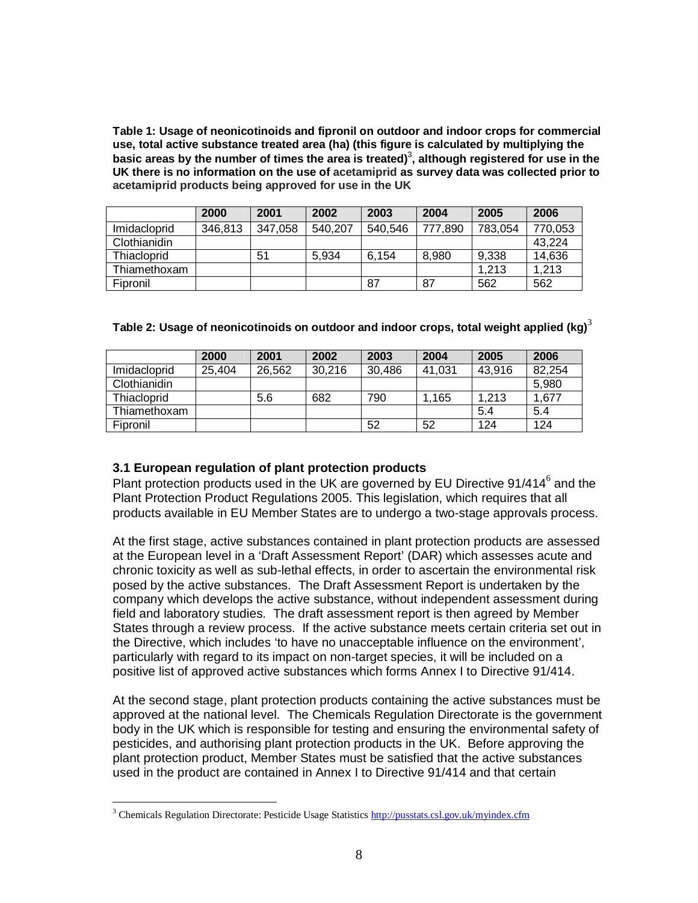**Table 1: Usage of neonicotinoids and fipronil on outdoor and indoor crops for commercial use, total active substance treated area (ha) (this figure is calculated by multiplying the basic areas by the number of times the area is treated)[3], although registered for use in the UK there is no information on the use of acetamiprid as survey data was collected prior to acetamiprid products being approved for use in the UK**

| | 2000 | 2001 | 2002 | 2003 | 2004 | 2005 | 2006 |
|---|---|---|---|---|---|---|---|
| Imidacloprid | 346,813 | 347,058 | 540,207 | 540,546 | 777,890 | 783,054 | 770,053 |
| Clothianidin | | | | | | | 43,224 |
| Thiacloprid | | 51 | 5,934 | 6,154 | 8,980 | 9,338 | 14,636 |
| Thiamethoxam | | | | | | 1,213 | 1,213 |
| Fipronil | | | | 87 | 87 | 562 | 562 |

**Table 2: Usage of neonicotinoids on outdoor and indoor crops, total weight applied (kg)**[3]

| | 2000 | 2001 | 2002 | 2003 | 2004 | 2005 | 2006 |
|---|---|---|---|---|---|---|---|
| Imidacloprid | 25,404 | 26,562 | 30,216 | 30,486 | 41,031 | 43,916 | 82,254 |
| Clothianidin | | | | | | | 5,980 |
| Thiacloprid | | 5.6 | 682 | 790 | 1,165 | 1,213 | 1,677 |
| Thiamethoxam | | | | | | 5.4 | 5.4 |
| Fipronil | | | | 52 | 52 | 124 | 124 |

### 3.1 European regulation of plant protection products

Plant protection products used in the UK are governed by EU Directive 91/414[6] and the Plant Protection Product Regulations 2005. This legislation, which requires that all products available in EU Member States are to undergo a two-stage approvals process.

At the first stage, active substances contained in plant protection products are assessed at the European level in a 'Draft Assessment Report' (DAR) which assesses acute and chronic toxicity as well as sub-lethal effects, in order to ascertain the environmental risk posed by the active substances. The Draft Assessment Report is undertaken by the company which develops the active substance, without independent assessment during field and laboratory studies. The draft assessment report is then agreed by Member States through a review process. If the active substance meets certain criteria set out in the Directive, which includes 'to have no unacceptable influence on the environment', particularly with regard to its impact on non-target species, it will be included on a positive list of approved active substances which forms Annex I to Directive 91/414.

At the second stage, plant protection products containing the active substances must be approved at the national level. The Chemicals Regulation Directorate is the government body in the UK which is responsible for testing and ensuring the environmental safety of pesticides, and authorising plant protection products in the UK. Before approving the plant protection product, Member States must be satisfied that the active substances used in the product are contained in Annex I to Directive 91/414 and that certain

[3] Chemicals Regulation Directorate: Pesticide Usage Statistics http://pusstats.csl.gov.uk/myindex.cfm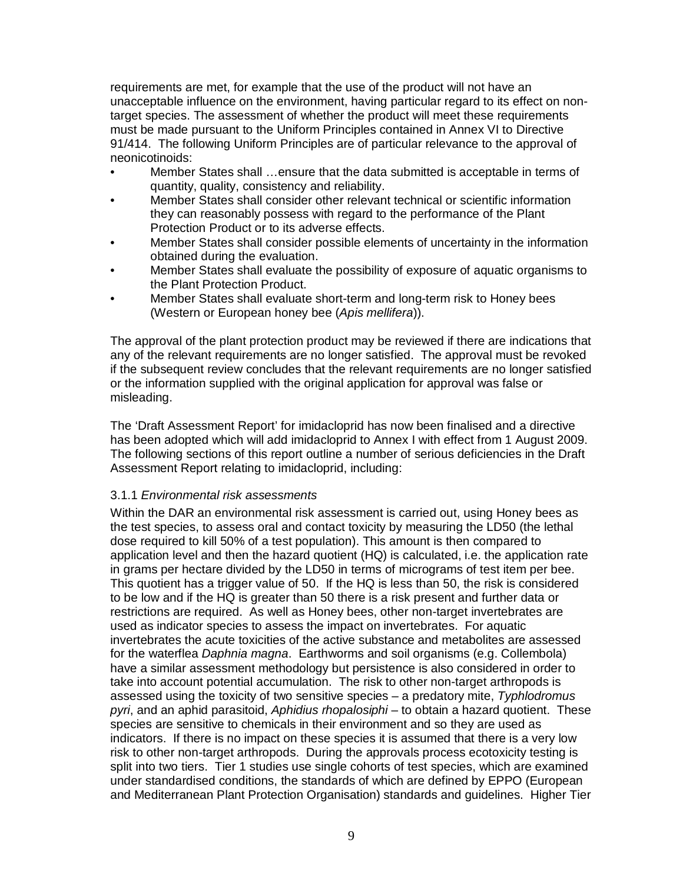requirements are met, for example that the use of the product will not have an unacceptable influence on the environment, having particular regard to its effect on non-target species. The assessment of whether the product will meet these requirements must be made pursuant to the Uniform Principles contained in Annex VI to Directive 91/414. The following Uniform Principles are of particular relevance to the approval of neonicotinoids:

- Member States shall …ensure that the data submitted is acceptable in terms of quantity, quality, consistency and reliability.
- Member States shall consider other relevant technical or scientific information they can reasonably possess with regard to the performance of the Plant Protection Product or to its adverse effects.
- Member States shall consider possible elements of uncertainty in the information obtained during the evaluation.
- Member States shall evaluate the possibility of exposure of aquatic organisms to the Plant Protection Product.
- Member States shall evaluate short-term and long-term risk to Honey bees (Western or European honey bee (*Apis mellifera*)).

The approval of the plant protection product may be reviewed if there are indications that any of the relevant requirements are no longer satisfied. The approval must be revoked if the subsequent review concludes that the relevant requirements are no longer satisfied or the information supplied with the original application for approval was false or misleading.

The 'Draft Assessment Report' for imidacloprid has now been finalised and a directive has been adopted which will add imidacloprid to Annex I with effect from 1 August 2009. The following sections of this report outline a number of serious deficiencies in the Draft Assessment Report relating to imidacloprid, including:

### 3.1.1 *Environmental risk assessments*

Within the DAR an environmental risk assessment is carried out, using Honey bees as the test species, to assess oral and contact toxicity by measuring the LD50 (the lethal dose required to kill 50% of a test population). This amount is then compared to application level and then the hazard quotient (HQ) is calculated, i.e. the application rate in grams per hectare divided by the LD50 in terms of micrograms of test item per bee. This quotient has a trigger value of 50. If the HQ is less than 50, the risk is considered to be low and if the HQ is greater than 50 there is a risk present and further data or restrictions are required. As well as Honey bees, other non-target invertebrates are used as indicator species to assess the impact on invertebrates. For aquatic invertebrates the acute toxicities of the active substance and metabolites are assessed for the waterflea *Daphnia magna*. Earthworms and soil organisms (e.g. Collembola) have a similar assessment methodology but persistence is also considered in order to take into account potential accumulation. The risk to other non-target arthropods is assessed using the toxicity of two sensitive species – a predatory mite, *Typhlodromus pyri*, and an aphid parasitoid, *Aphidius rhopalosiphi* – to obtain a hazard quotient. These species are sensitive to chemicals in their environment and so they are used as indicators. If there is no impact on these species it is assumed that there is a very low risk to other non-target arthropods. During the approvals process ecotoxicity testing is split into two tiers. Tier 1 studies use single cohorts of test species, which are examined under standardised conditions, the standards of which are defined by EPPO (European and Mediterranean Plant Protection Organisation) standards and guidelines. Higher Tier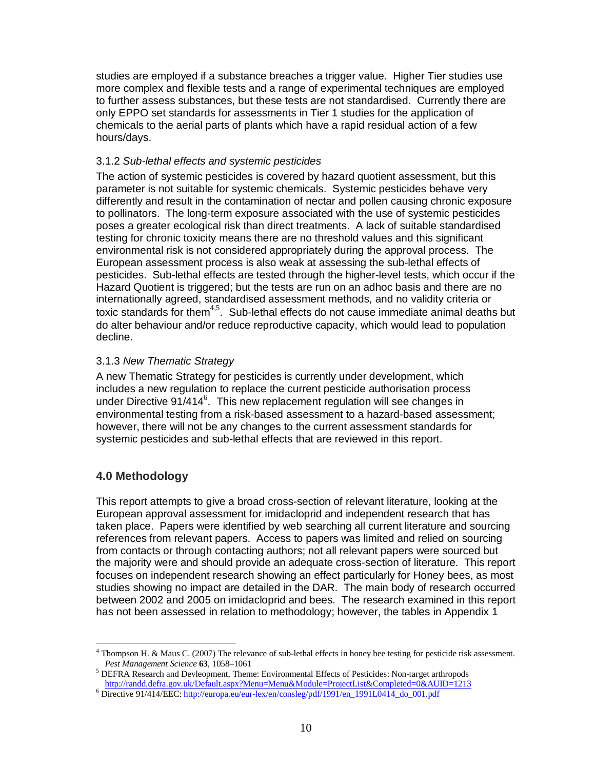studies are employed if a substance breaches a trigger value. Higher Tier studies use more complex and flexible tests and a range of experimental techniques are employed to further assess substances, but these tests are not standardised. Currently there are only EPPO set standards for assessments in Tier 1 studies for the application of chemicals to the aerial parts of plants which have a rapid residual action of a few hours/days.

### 3.1.2 *Sub-lethal effects and systemic pesticides*

The action of systemic pesticides is covered by hazard quotient assessment, but this parameter is not suitable for systemic chemicals. Systemic pesticides behave very differently and result in the contamination of nectar and pollen causing chronic exposure to pollinators. The long-term exposure associated with the use of systemic pesticides poses a greater ecological risk than direct treatments. A lack of suitable standardised testing for chronic toxicity means there are no threshold values and this significant environmental risk is not considered appropriately during the approval process. The European assessment process is also weak at assessing the sub-lethal effects of pesticides. Sub-lethal effects are tested through the higher-level tests, which occur if the Hazard Quotient is triggered; but the tests are run on an adhoc basis and there are no internationally agreed, standardised assessment methods, and no validity criteria or toxic standards for them[4,5]. Sub-lethal effects do not cause immediate animal deaths but do alter behaviour and/or reduce reproductive capacity, which would lead to population decline.

### 3.1.3 *New Thematic Strategy*

A new Thematic Strategy for pesticides is currently under development, which includes a new regulation to replace the current pesticide authorisation process under Directive 91/414[6]. This new replacement regulation will see changes in environmental testing from a risk-based assessment to a hazard-based assessment; however, there will not be any changes to the current assessment standards for systemic pesticides and sub-lethal effects that are reviewed in this report.

## 4.0 Methodology

This report attempts to give a broad cross-section of relevant literature, looking at the European approval assessment for imidacloprid and independent research that has taken place. Papers were identified by web searching all current literature and sourcing references from relevant papers. Access to papers was limited and relied on sourcing from contacts or through contacting authors; not all relevant papers were sourced but the majority were and should provide an adequate cross-section of literature. This report focuses on independent research showing an effect particularly for Honey bees, as most studies showing no impact are detailed in the DAR. The main body of research occurred between 2002 and 2005 on imidacloprid and bees. The research examined in this report has not been assessed in relation to methodology; however, the tables in Appendix 1

---

[4] Thompson H. & Maus C. (2007) The relevance of sub-lethal effects in honey bee testing for pesticide risk assessment. *Pest Management Science* **63**, 1058–1061

[5] DEFRA Research and Devleopment, Theme: Environmental Effects of Pesticides: Non-target arthropods http://randd.defra.gov.uk/Default.aspx?Menu=Menu&Module=ProjectList&Completed=0&AUID=1213

[6] Directive 91/414/EEC: http://europa.eu/eur-lex/en/consleg/pdf/1991/en_1991L0414_do_001.pdf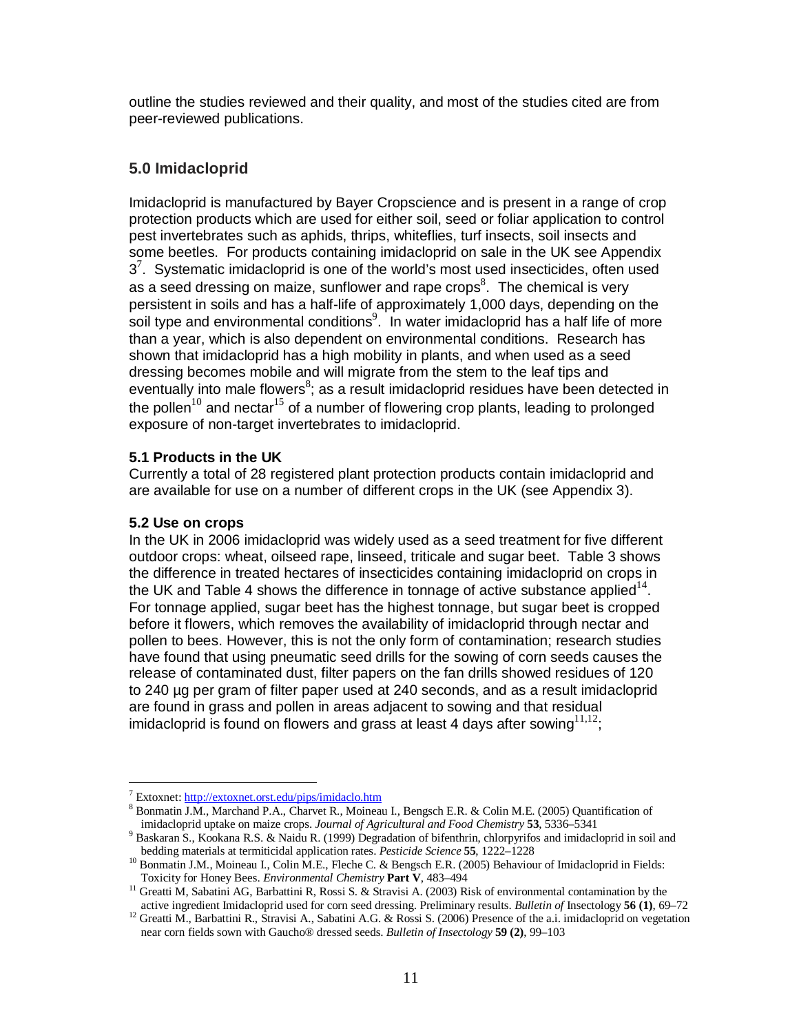outline the studies reviewed and their quality, and most of the studies cited are from peer-reviewed publications.

## 5.0 Imidacloprid

Imidacloprid is manufactured by Bayer Cropscience and is present in a range of crop protection products which are used for either soil, seed or foliar application to control pest invertebrates such as aphids, thrips, whiteflies, turf insects, soil insects and some beetles. For products containing imidacloprid on sale in the UK see Appendix 3[7]. Systematic imidacloprid is one of the world's most used insecticides, often used as a seed dressing on maize, sunflower and rape crops[8]. The chemical is very persistent in soils and has a half-life of approximately 1,000 days, depending on the soil type and environmental conditions[9]. In water imidacloprid has a half life of more than a year, which is also dependent on environmental conditions. Research has shown that imidacloprid has a high mobility in plants, and when used as a seed dressing becomes mobile and will migrate from the stem to the leaf tips and eventually into male flowers[8]; as a result imidacloprid residues have been detected in the pollen[10] and nectar[15] of a number of flowering crop plants, leading to prolonged exposure of non-target invertebrates to imidacloprid.

### 5.1 Products in the UK

Currently a total of 28 registered plant protection products contain imidacloprid and are available for use on a number of different crops in the UK (see Appendix 3).

### 5.2 Use on crops

In the UK in 2006 imidacloprid was widely used as a seed treatment for five different outdoor crops: wheat, oilseed rape, linseed, triticale and sugar beet. Table 3 shows the difference in treated hectares of insecticides containing imidacloprid on crops in the UK and Table 4 shows the difference in tonnage of active substance applied[14]. For tonnage applied, sugar beet has the highest tonnage, but sugar beet is cropped before it flowers, which removes the availability of imidacloprid through nectar and pollen to bees. However, this is not the only form of contamination; research studies have found that using pneumatic seed drills for the sowing of corn seeds causes the release of contaminated dust, filter papers on the fan drills showed residues of 120 to 240 µg per gram of filter paper used at 240 seconds, and as a result imidacloprid are found in grass and pollen in areas adjacent to sowing and that residual imidacloprid is found on flowers and grass at least 4 days after sowing[11,12];

---

[7] Extoxnet: http://extoxnet.orst.edu/pips/imidaclo.htm

[8] Bonmatin J.M., Marchand P.A., Charvet R., Moineau I., Bengsch E.R. & Colin M.E. (2005) Quantification of imidacloprid uptake on maize crops. *Journal of Agricultural and Food Chemistry* **53**, 5336–5341

[9] Baskaran S., Kookana R.S. & Naidu R. (1999) Degradation of bifenthrin, chlorpyrifos and imidacloprid in soil and bedding materials at termiticidal application rates. *Pesticide Science* **55**, 1222–1228

[10] Bonmatin J.M., Moineau I., Colin M.E., Fleche C. & Bengsch E.R. (2005) Behaviour of Imidacloprid in Fields: Toxicity for Honey Bees. *Environmental Chemistry* **Part V**, 483–494

[11] Greatti M, Sabatini AG, Barbattini R, Rossi S. & Stravisi A. (2003) Risk of environmental contamination by the active ingredient Imidacloprid used for corn seed dressing. Preliminary results. *Bulletin of* Insectology **56 (1)**, 69–72

[12] Greatti M., Barbattini R., Stravisi A., Sabatini A.G. & Rossi S. (2006) Presence of the a.i. imidacloprid on vegetation near corn fields sown with Gaucho® dressed seeds. *Bulletin of Insectology* **59 (2)**, 99–103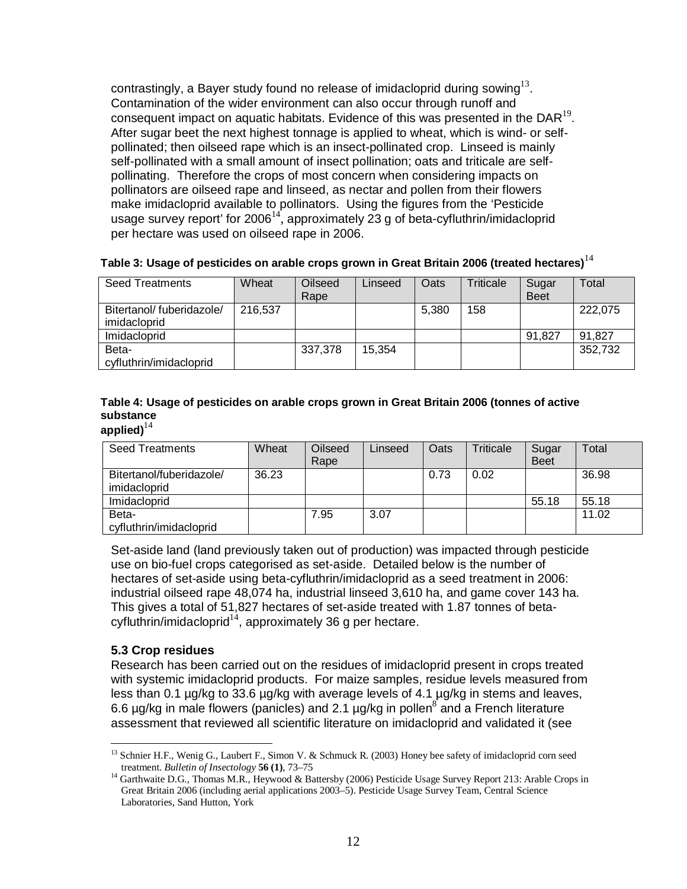contrastingly, a Bayer study found no release of imidacloprid during sowing[13]. Contamination of the wider environment can also occur through runoff and consequent impact on aquatic habitats. Evidence of this was presented in the DAR[19]. After sugar beet the next highest tonnage is applied to wheat, which is wind- or self-pollinated; then oilseed rape which is an insect-pollinated crop. Linseed is mainly self-pollinated with a small amount of insect pollination; oats and triticale are self-pollinating. Therefore the crops of most concern when considering impacts on pollinators are oilseed rape and linseed, as nectar and pollen from their flowers make imidacloprid available to pollinators. Using the figures from the 'Pesticide usage survey report' for 2006[14], approximately 23 g of beta-cyfluthrin/imidacloprid per hectare was used on oilseed rape in 2006.

**Table 3: Usage of pesticides on arable crops grown in Great Britain 2006 (treated hectares)**[14]

| Seed Treatments | Wheat | Oilseed Rape | Linseed | Oats | Triticale | Sugar Beet | Total |
|---|---|---|---|---|---|---|---|
| Bitertanol/ fuberidazole/ imidacloprid | 216,537 | | | 5,380 | 158 | | 222,075 |
| Imidacloprid | | | | | | 91,827 | 91,827 |
| Beta-cyfluthrin/imidacloprid | | 337,378 | 15,354 | | | | 352,732 |

**Table 4: Usage of pesticides on arable crops grown in Great Britain 2006 (tonnes of active substance applied)**[14]

| Seed Treatments | Wheat | Oilseed Rape | Linseed | Oats | Triticale | Sugar Beet | Total |
|---|---|---|---|---|---|---|---|
| Bitertanol/fuberidazole/ imidacloprid | 36.23 | | | 0.73 | 0.02 | | 36.98 |
| Imidacloprid | | | | | | 55.18 | 55.18 |
| Beta-cyfluthrin/imidacloprid | | 7.95 | 3.07 | | | | 11.02 |

Set-aside land (land previously taken out of production) was impacted through pesticide use on bio-fuel crops categorised as set-aside. Detailed below is the number of hectares of set-aside using beta-cyfluthrin/imidacloprid as a seed treatment in 2006: industrial oilseed rape 48,074 ha, industrial linseed 3,610 ha, and game cover 143 ha. This gives a total of 51,827 hectares of set-aside treated with 1.87 tonnes of beta-cyfluthrin/imidacloprid[14], approximately 36 g per hectare.

### 5.3 Crop residues

Research has been carried out on the residues of imidacloprid present in crops treated with systemic imidacloprid products. For maize samples, residue levels measured from less than 0.1 µg/kg to 33.6 µg/kg with average levels of 4.1 µg/kg in stems and leaves, 6.6 µg/kg in male flowers (panicles) and 2.1 µg/kg in pollen[8] and a French literature assessment that reviewed all scientific literature on imidacloprid and validated it (see

---

[13] Schnier H.F., Wenig G., Laubert F., Simon V. & Schmuck R. (2003) Honey bee safety of imidacloprid corn seed treatment. *Bulletin of Insectology* **56 (1)**, 73–75

[14] Garthwaite D.G., Thomas M.R., Heywood & Battersby (2006) Pesticide Usage Survey Report 213: Arable Crops in Great Britain 2006 (including aerial applications 2003–5). Pesticide Usage Survey Team, Central Science Laboratories, Sand Hutton, York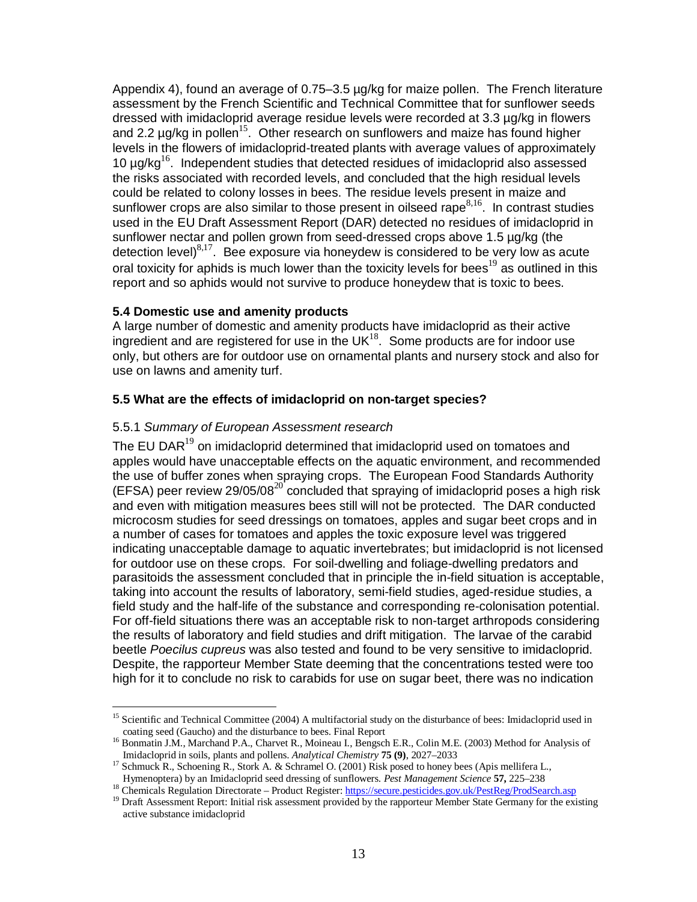Appendix 4), found an average of 0.75–3.5 µg/kg for maize pollen. The French literature assessment by the French Scientific and Technical Committee that for sunflower seeds dressed with imidacloprid average residue levels were recorded at 3.3 µg/kg in flowers and 2.2 µg/kg in pollen[15]. Other research on sunflowers and maize has found higher levels in the flowers of imidacloprid-treated plants with average values of approximately 10 µg/kg[16]. Independent studies that detected residues of imidacloprid also assessed the risks associated with recorded levels, and concluded that the high residual levels could be related to colony losses in bees. The residue levels present in maize and sunflower crops are also similar to those present in oilseed rape[8,16]. In contrast studies used in the EU Draft Assessment Report (DAR) detected no residues of imidacloprid in sunflower nectar and pollen grown from seed-dressed crops above 1.5 µg/kg (the detection level)[8,17]. Bee exposure via honeydew is considered to be very low as acute oral toxicity for aphids is much lower than the toxicity levels for bees[19] as outlined in this report and so aphids would not survive to produce honeydew that is toxic to bees.

### 5.4 Domestic use and amenity products

A large number of domestic and amenity products have imidacloprid as their active ingredient and are registered for use in the UK[18]. Some products are for indoor use only, but others are for outdoor use on ornamental plants and nursery stock and also for use on lawns and amenity turf.

### 5.5 What are the effects of imidacloprid on non-target species?

#### 5.5.1 *Summary of European Assessment research*

The EU DAR[19] on imidacloprid determined that imidacloprid used on tomatoes and apples would have unacceptable effects on the aquatic environment, and recommended the use of buffer zones when spraying crops. The European Food Standards Authority (EFSA) peer review 29/05/08[20] concluded that spraying of imidacloprid poses a high risk and even with mitigation measures bees still will not be protected. The DAR conducted microcosm studies for seed dressings on tomatoes, apples and sugar beet crops and in a number of cases for tomatoes and apples the toxic exposure level was triggered indicating unacceptable damage to aquatic invertebrates; but imidacloprid is not licensed for outdoor use on these crops. For soil-dwelling and foliage-dwelling predators and parasitoids the assessment concluded that in principle the in-field situation is acceptable, taking into account the results of laboratory, semi-field studies, aged-residue studies, a field study and the half-life of the substance and corresponding re-colonisation potential. For off-field situations there was an acceptable risk to non-target arthropods considering the results of laboratory and field studies and drift mitigation. The larvae of the carabid beetle *Poecilus cupreus* was also tested and found to be very sensitive to imidacloprid. Despite, the rapporteur Member State deeming that the concentrations tested were too high for it to conclude no risk to carabids for use on sugar beet, there was no indication

---

[15] Scientific and Technical Committee (2004) A multifactorial study on the disturbance of bees: Imidacloprid used in coating seed (Gaucho) and the disturbance to bees. Final Report

[16] Bonmatin J.M., Marchand P.A., Charvet R., Moineau I., Bengsch E.R., Colin M.E. (2003) Method for Analysis of Imidacloprid in soils, plants and pollens. *Analytical Chemistry* **75 (9)**, 2027–2033

[17] Schmuck R., Schoening R., Stork A. & Schramel O. (2001) Risk posed to honey bees (Apis mellifera L., Hymenoptera) by an Imidacloprid seed dressing of sunflowers. *Pest Management Science* **57,** 225–238

[18] Chemicals Regulation Directorate – Product Register: https://secure.pesticides.gov.uk/PestReg/ProdSearch.asp

[19] Draft Assessment Report: Initial risk assessment provided by the rapporteur Member State Germany for the existing active substance imidacloprid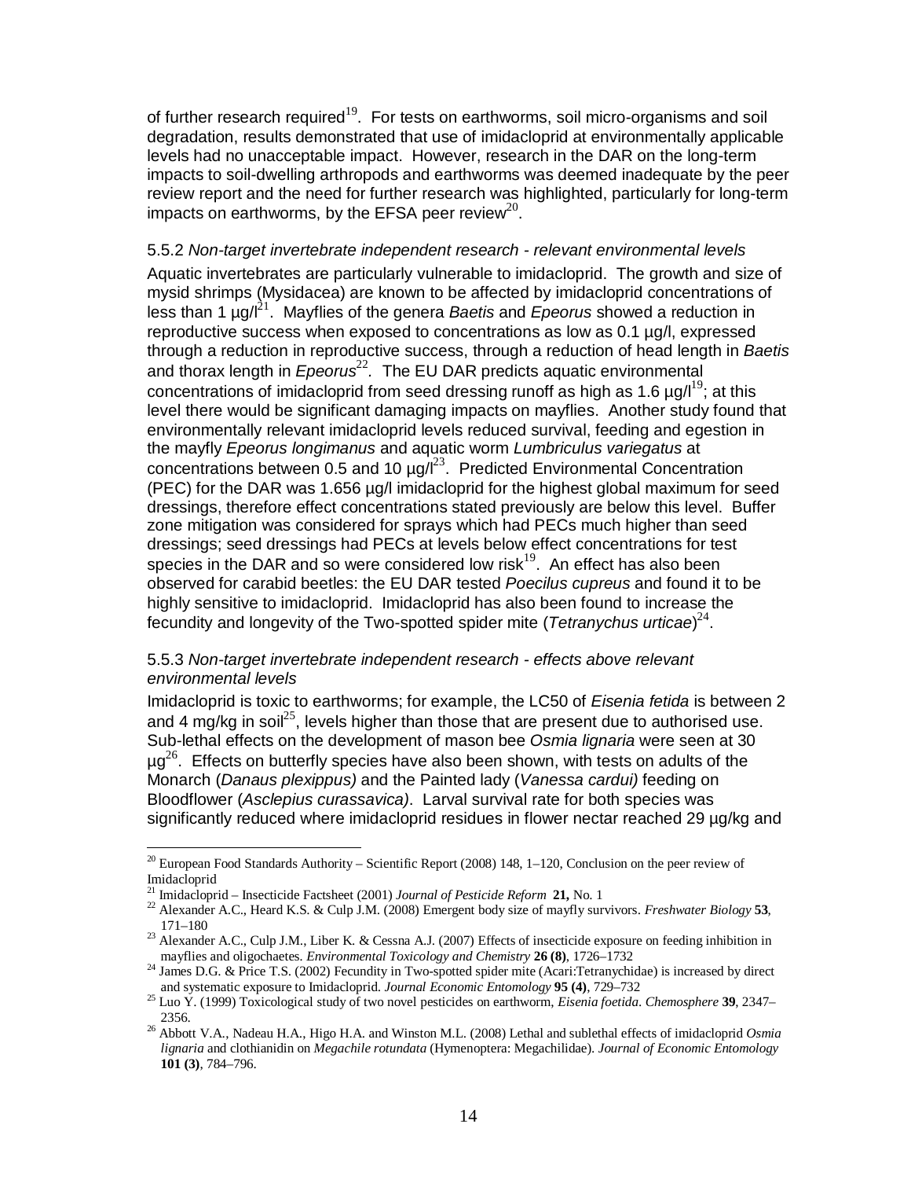of further research required[19]. For tests on earthworms, soil micro-organisms and soil degradation, results demonstrated that use of imidacloprid at environmentally applicable levels had no unacceptable impact. However, research in the DAR on the long-term impacts to soil-dwelling arthropods and earthworms was deemed inadequate by the peer review report and the need for further research was highlighted, particularly for long-term impacts on earthworms, by the EFSA peer review[20].

### 5.5.2 *Non-target invertebrate independent research - relevant environmental levels*

Aquatic invertebrates are particularly vulnerable to imidacloprid. The growth and size of mysid shrimps (Mysidacea) are known to be affected by imidacloprid concentrations of less than 1 µg/l[21]. Mayflies of the genera *Baetis* and *Epeorus* showed a reduction in reproductive success when exposed to concentrations as low as 0.1 µg/l, expressed through a reduction in reproductive success, through a reduction of head length in *Baetis* and thorax length in *Epeorus*[22]. The EU DAR predicts aquatic environmental concentrations of imidacloprid from seed dressing runoff as high as 1.6 µg/l[19]; at this level there would be significant damaging impacts on mayflies. Another study found that environmentally relevant imidacloprid levels reduced survival, feeding and egestion in the mayfly *Epeorus longimanus* and aquatic worm *Lumbriculus variegatus* at concentrations between 0.5 and 10 µg/l[23]. Predicted Environmental Concentration (PEC) for the DAR was 1.656 µg/l imidacloprid for the highest global maximum for seed dressings, therefore effect concentrations stated previously are below this level. Buffer zone mitigation was considered for sprays which had PECs much higher than seed dressings; seed dressings had PECs at levels below effect concentrations for test species in the DAR and so were considered low risk[19]. An effect has also been observed for carabid beetles: the EU DAR tested *Poecilus cupreus* and found it to be highly sensitive to imidacloprid. Imidacloprid has also been found to increase the fecundity and longevity of the Two-spotted spider mite (*Tetranychus urticae*)[24].

### 5.5.3 *Non-target invertebrate independent research - effects above relevant environmental levels*

Imidacloprid is toxic to earthworms; for example, the LC50 of *Eisenia fetida* is between 2 and 4 mg/kg in soil[25], levels higher than those that are present due to authorised use. Sub-lethal effects on the development of mason bee *Osmia lignaria* were seen at 30 µg[26]. Effects on butterfly species have also been shown, with tests on adults of the Monarch (*Danaus plexippus)* and the Painted lady (*Vanessa cardui)* feeding on Bloodflower (*Asclepius curassavica)*. Larval survival rate for both species was significantly reduced where imidacloprid residues in flower nectar reached 29 µg/kg and

---

[20] European Food Standards Authority – Scientific Report (2008) 148, 1–120, Conclusion on the peer review of Imidacloprid

[21] Imidacloprid – Insecticide Factsheet (2001) *Journal of Pesticide Reform* **21,** No. 1

[22] Alexander A.C., Heard K.S. & Culp J.M. (2008) Emergent body size of mayfly survivors. *Freshwater Biology* **53**, 171–180

[23] Alexander A.C., Culp J.M., Liber K. & Cessna A.J. (2007) Effects of insecticide exposure on feeding inhibition in mayflies and oligochaetes. *Environmental Toxicology and Chemistry* **26 (8)**, 1726–1732

[24] James D.G. & Price T.S. (2002) Fecundity in Two-spotted spider mite (Acari:Tetranychidae) is increased by direct and systematic exposure to Imidacloprid. *Journal Economic Entomology* **95 (4)**, 729–732

[25] Luo Y. (1999) Toxicological study of two novel pesticides on earthworm, *Eisenia foetida*. *Chemosphere* **39**, 2347–2356.

[26] Abbott V.A., Nadeau H.A., Higo H.A. and Winston M.L. (2008) Lethal and sublethal effects of imidacloprid *Osmia lignaria* and clothianidin on *Megachile rotundata* (Hymenoptera: Megachilidae). *Journal of Economic Entomology* **101 (3)**, 784–796.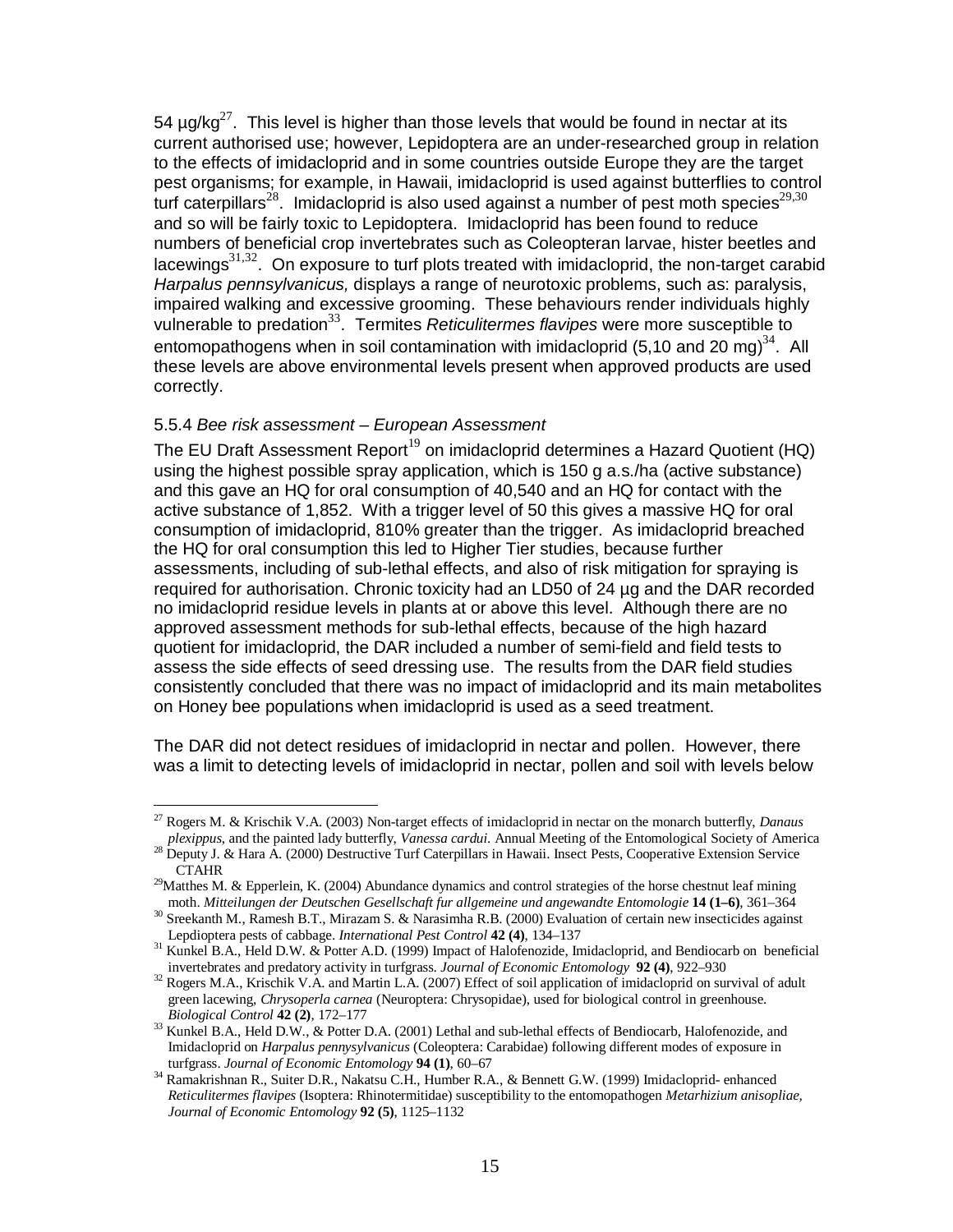54 µg/kg[27]. This level is higher than those levels that would be found in nectar at its current authorised use; however, Lepidoptera are an under-researched group in relation to the effects of imidacloprid and in some countries outside Europe they are the target pest organisms; for example, in Hawaii, imidacloprid is used against butterflies to control turf caterpillars[28]. Imidacloprid is also used against a number of pest moth species[29,30] and so will be fairly toxic to Lepidoptera. Imidacloprid has been found to reduce numbers of beneficial crop invertebrates such as Coleopteran larvae, hister beetles and lacewings[31,32]. On exposure to turf plots treated with imidacloprid, the non-target carabid *Harpalus pennsylvanicus,* displays a range of neurotoxic problems, such as: paralysis, impaired walking and excessive grooming. These behaviours render individuals highly vulnerable to predation[33]. Termites *Reticulitermes flavipes* were more susceptible to entomopathogens when in soil contamination with imidacloprid (5,10 and 20 mg)[34]. All these levels are above environmental levels present when approved products are used correctly.

### 5.5.4 *Bee risk assessment – European Assessment*

The EU Draft Assessment Report[19] on imidacloprid determines a Hazard Quotient (HQ) using the highest possible spray application, which is 150 g a.s./ha (active substance) and this gave an HQ for oral consumption of 40,540 and an HQ for contact with the active substance of 1,852. With a trigger level of 50 this gives a massive HQ for oral consumption of imidacloprid, 810% greater than the trigger. As imidacloprid breached the HQ for oral consumption this led to Higher Tier studies, because further assessments, including of sub-lethal effects, and also of risk mitigation for spraying is required for authorisation. Chronic toxicity had an LD50 of 24 µg and the DAR recorded no imidacloprid residue levels in plants at or above this level. Although there are no approved assessment methods for sub-lethal effects, because of the high hazard quotient for imidacloprid, the DAR included a number of semi-field and field tests to assess the side effects of seed dressing use. The results from the DAR field studies consistently concluded that there was no impact of imidacloprid and its main metabolites on Honey bee populations when imidacloprid is used as a seed treatment.

The DAR did not detect residues of imidacloprid in nectar and pollen. However, there was a limit to detecting levels of imidacloprid in nectar, pollen and soil with levels below

---

[27] Rogers M. & Krischik V.A. (2003) Non-target effects of imidacloprid in nectar on the monarch butterfly, *Danaus plexippus*, and the painted lady butterfly, *Vanessa cardui.* Annual Meeting of the Entomological Society of America

[28] Deputy J. & Hara A. (2000) Destructive Turf Caterpillars in Hawaii. Insect Pests, Cooperative Extension Service CTAHR

[29] Matthes M. & Epperlein, K. (2004) Abundance dynamics and control strategies of the horse chestnut leaf mining moth. *Mitteilungen der Deutschen Gesellschaft fur allgemeine und angewandte Entomologie* **14 (1–6)**, 361–364

[30] Sreekanth M., Ramesh B.T., Mirazam S. & Narasimha R.B. (2000) Evaluation of certain new insecticides against Lepdioptera pests of cabbage. *International Pest Control* **42 (4)**, 134–137

[31] Kunkel B.A., Held D.W. & Potter A.D. (1999) Impact of Halofenozide, Imidacloprid, and Bendiocarb on beneficial invertebrates and predatory activity in turfgrass. *Journal of Economic Entomology* **92 (4)**, 922–930

[32] Rogers M.A., Krischik V.A. and Martin L.A. (2007) Effect of soil application of imidacloprid on survival of adult green lacewing, *Chrysoperla carnea* (Neuroptera: Chrysopidae), used for biological control in greenhouse. *Biological Control* **42 (2)**, 172–177

[33] Kunkel B.A., Held D.W., & Potter D.A. (2001) Lethal and sub-lethal effects of Bendiocarb, Halofenozide, and Imidacloprid on *Harpalus pennysylvanicus* (Coleoptera: Carabidae) following different modes of exposure in turfgrass. *Journal of Economic Entomology* **94 (1)**, 60–67

[34] Ramakrishnan R., Suiter D.R., Nakatsu C.H., Humber R.A., & Bennett G.W. (1999) Imidacloprid- enhanced *Reticulitermes flavipes* (Isoptera: Rhinotermitidae) susceptibility to the entomopathogen *Metarhizium anisopliae, Journal of Economic Entomology* **92 (5)**, 1125–1132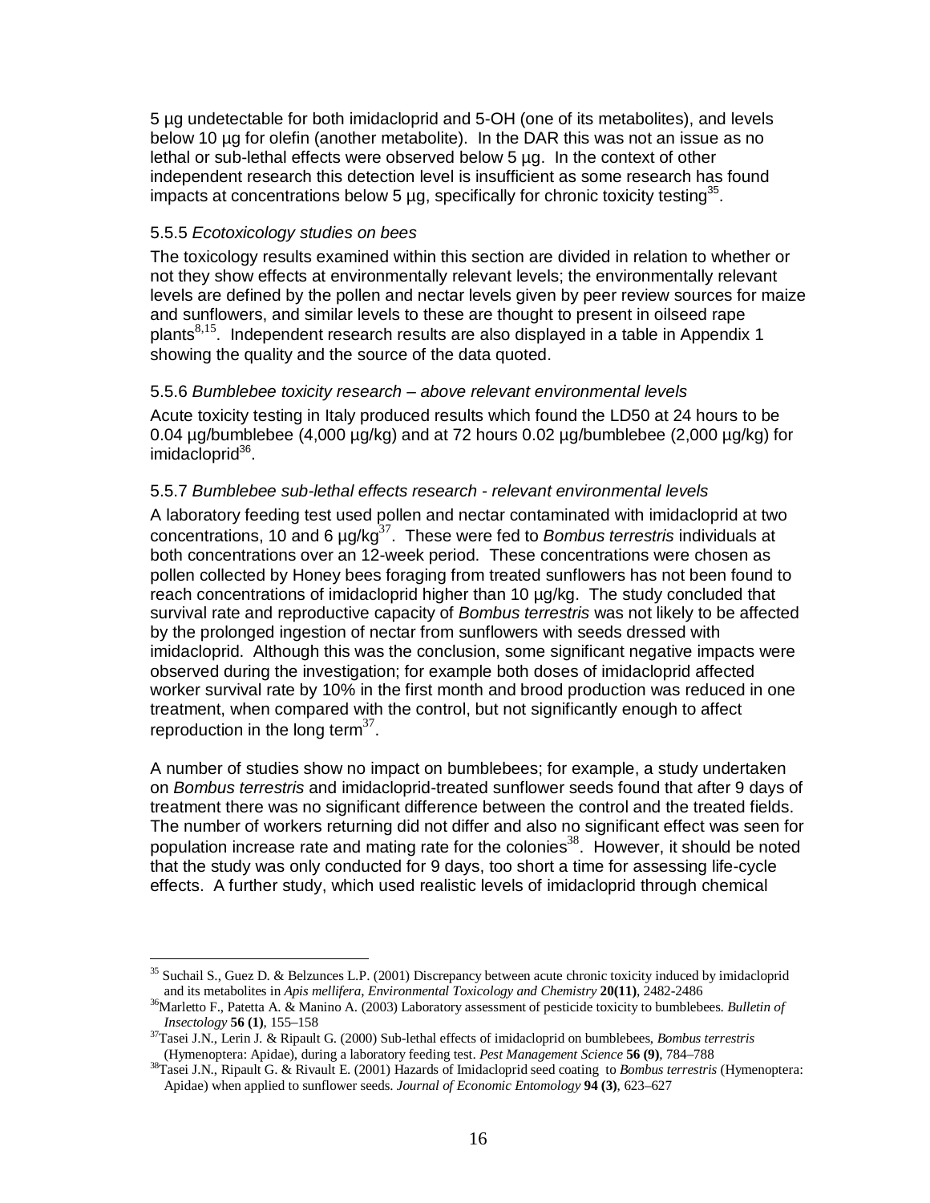5 µg undetectable for both imidacloprid and 5-OH (one of its metabolites), and levels below 10 µg for olefin (another metabolite). In the DAR this was not an issue as no lethal or sub-lethal effects were observed below 5 µg. In the context of other independent research this detection level is insufficient as some research has found impacts at concentrations below 5 µg, specifically for chronic toxicity testing[35].

### 5.5.5 *Ecotoxicology studies on bees*

The toxicology results examined within this section are divided in relation to whether or not they show effects at environmentally relevant levels; the environmentally relevant levels are defined by the pollen and nectar levels given by peer review sources for maize and sunflowers, and similar levels to these are thought to present in oilseed rape plants[8,15]. Independent research results are also displayed in a table in Appendix 1 showing the quality and the source of the data quoted.

### 5.5.6 *Bumblebee toxicity research – above relevant environmental levels*

Acute toxicity testing in Italy produced results which found the LD50 at 24 hours to be 0.04 µg/bumblebee (4,000 µg/kg) and at 72 hours 0.02 µg/bumblebee (2,000 µg/kg) for imidacloprid[36].

### 5.5.7 *Bumblebee sub-lethal effects research - relevant environmental levels*

A laboratory feeding test used pollen and nectar contaminated with imidacloprid at two concentrations, 10 and 6 µg/kg[37]. These were fed to *Bombus terrestris* individuals at both concentrations over an 12-week period. These concentrations were chosen as pollen collected by Honey bees foraging from treated sunflowers has not been found to reach concentrations of imidacloprid higher than 10 µg/kg. The study concluded that survival rate and reproductive capacity of *Bombus terrestris* was not likely to be affected by the prolonged ingestion of nectar from sunflowers with seeds dressed with imidacloprid. Although this was the conclusion, some significant negative impacts were observed during the investigation; for example both doses of imidacloprid affected worker survival rate by 10% in the first month and brood production was reduced in one treatment, when compared with the control, but not significantly enough to affect reproduction in the long term[37].

A number of studies show no impact on bumblebees; for example, a study undertaken on *Bombus terrestris* and imidacloprid-treated sunflower seeds found that after 9 days of treatment there was no significant difference between the control and the treated fields. The number of workers returning did not differ and also no significant effect was seen for population increase rate and mating rate for the colonies[38]. However, it should be noted that the study was only conducted for 9 days, too short a time for assessing life-cycle effects. A further study, which used realistic levels of imidacloprid through chemical

---

[35] Suchail S., Guez D. & Belzunces L.P. (2001) Discrepancy between acute chronic toxicity induced by imidacloprid and its metabolites in *Apis mellifera*, *Environmental Toxicology and Chemistry* **20(11)**, 2482-2486

[36] Marletto F., Patetta A. & Manino A. (2003) Laboratory assessment of pesticide toxicity to bumblebees. *Bulletin of Insectology* **56 (1)**, 155–158

[37] Tasei J.N., Lerin J. & Ripault G. (2000) Sub-lethal effects of imidacloprid on bumblebees, *Bombus terrestris* (Hymenoptera: Apidae), during a laboratory feeding test. *Pest Management Science* **56 (9)**, 784–788

[38] Tasei J.N., Ripault G. & Rivault E. (2001) Hazards of Imidacloprid seed coating to *Bombus terrestris* (Hymenoptera: Apidae) when applied to sunflower seeds. *Journal of Economic Entomology* **94 (3)**, 623–627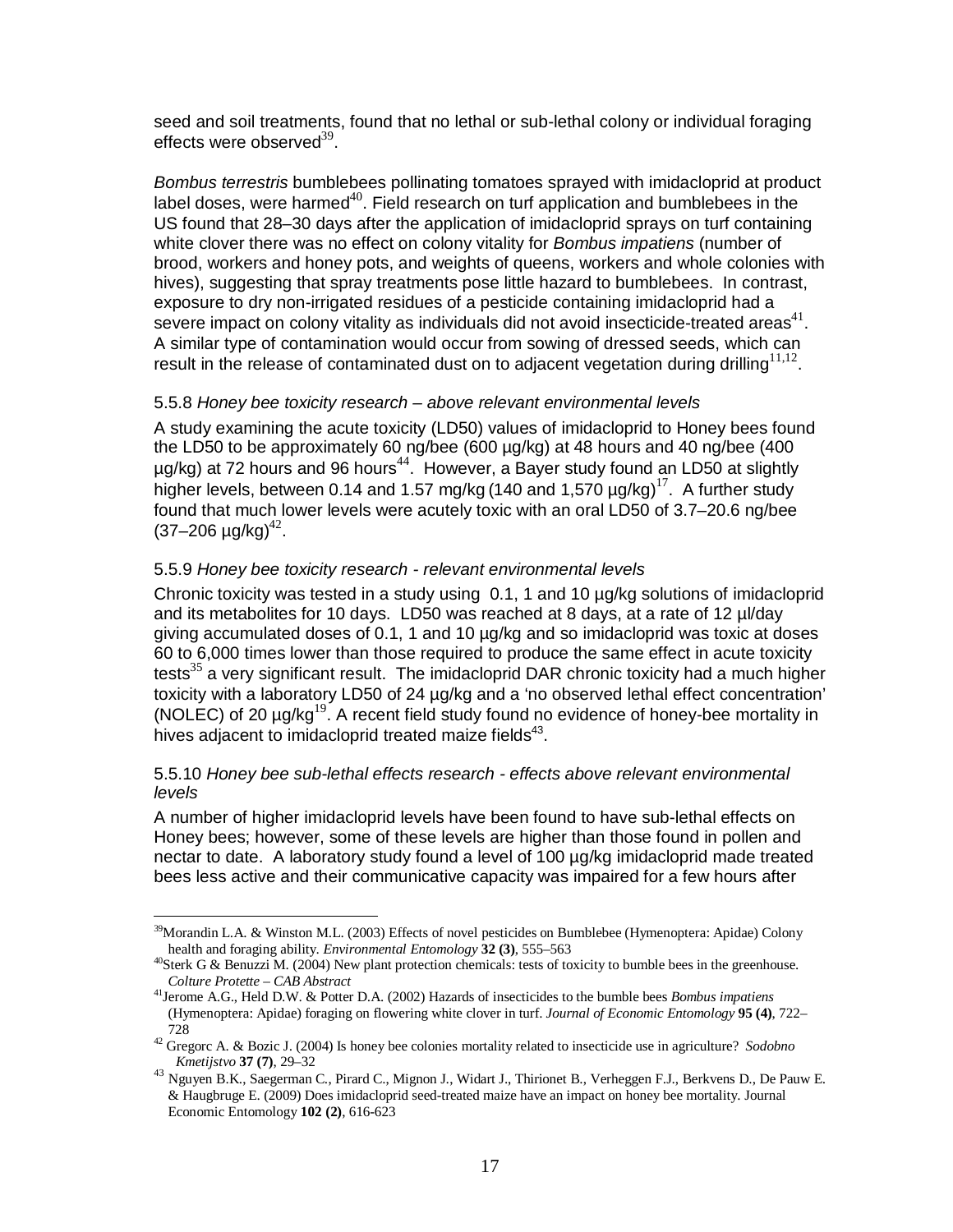seed and soil treatments, found that no lethal or sub-lethal colony or individual foraging effects were observed[39].

*Bombus terrestris* bumblebees pollinating tomatoes sprayed with imidacloprid at product label doses, were harmed[40]. Field research on turf application and bumblebees in the US found that 28–30 days after the application of imidacloprid sprays on turf containing white clover there was no effect on colony vitality for *Bombus impatiens* (number of brood, workers and honey pots, and weights of queens, workers and whole colonies with hives), suggesting that spray treatments pose little hazard to bumblebees. In contrast, exposure to dry non-irrigated residues of a pesticide containing imidacloprid had a severe impact on colony vitality as individuals did not avoid insecticide-treated areas[41]. A similar type of contamination would occur from sowing of dressed seeds, which can result in the release of contaminated dust on to adjacent vegetation during drilling[11,12].

### 5.5.8 *Honey bee toxicity research – above relevant environmental levels*

A study examining the acute toxicity (LD50) values of imidacloprid to Honey bees found the LD50 to be approximately 60 ng/bee (600 µg/kg) at 48 hours and 40 ng/bee (400 µg/kg) at 72 hours and 96 hours[44]. However, a Bayer study found an LD50 at slightly higher levels, between 0.14 and 1.57 mg/kg (140 and 1,570 µg/kg)[17]. A further study found that much lower levels were acutely toxic with an oral LD50 of 3.7–20.6 ng/bee (37–206 µg/kg)[42].

### 5.5.9 *Honey bee toxicity research - relevant environmental levels*

Chronic toxicity was tested in a study using 0.1, 1 and 10 µg/kg solutions of imidacloprid and its metabolites for 10 days. LD50 was reached at 8 days, at a rate of 12 µl/day giving accumulated doses of 0.1, 1 and 10 µg/kg and so imidacloprid was toxic at doses 60 to 6,000 times lower than those required to produce the same effect in acute toxicity tests[35] a very significant result. The imidacloprid DAR chronic toxicity had a much higher toxicity with a laboratory LD50 of 24 µg/kg and a 'no observed lethal effect concentration' (NOLEC) of 20 µg/kg[19]. A recent field study found no evidence of honey-bee mortality in hives adjacent to imidacloprid treated maize fields[43].

### 5.5.10 *Honey bee sub-lethal effects research - effects above relevant environmental levels*

A number of higher imidacloprid levels have been found to have sub-lethal effects on Honey bees; however, some of these levels are higher than those found in pollen and nectar to date. A laboratory study found a level of 100 µg/kg imidacloprid made treated bees less active and their communicative capacity was impaired for a few hours after

---

[39] Morandin L.A. & Winston M.L. (2003) Effects of novel pesticides on Bumblebee (Hymenoptera: Apidae) Colony health and foraging ability. *Environmental Entomology* **32 (3)**, 555–563

[40] Sterk G & Benuzzi M. (2004) New plant protection chemicals: tests of toxicity to bumble bees in the greenhouse. *Colture Protette – CAB Abstract*

[41] Jerome A.G., Held D.W. & Potter D.A. (2002) Hazards of insecticides to the bumble bees *Bombus impatiens* (Hymenoptera: Apidae) foraging on flowering white clover in turf. *Journal of Economic Entomology* **95 (4)**, 722–728

[42] Gregorc A. & Bozic J. (2004) Is honey bee colonies mortality related to insecticide use in agriculture? *Sodobno Kmetijstvo* **37 (7)**, 29–32

[43] Nguyen B.K., Saegerman C., Pirard C., Mignon J., Widart J., Thirionet B., Verheggen F.J., Berkvens D., De Pauw E. & Haugbruge E. (2009) Does imidacloprid seed-treated maize have an impact on honey bee mortality. Journal Economic Entomology **102 (2)**, 616-623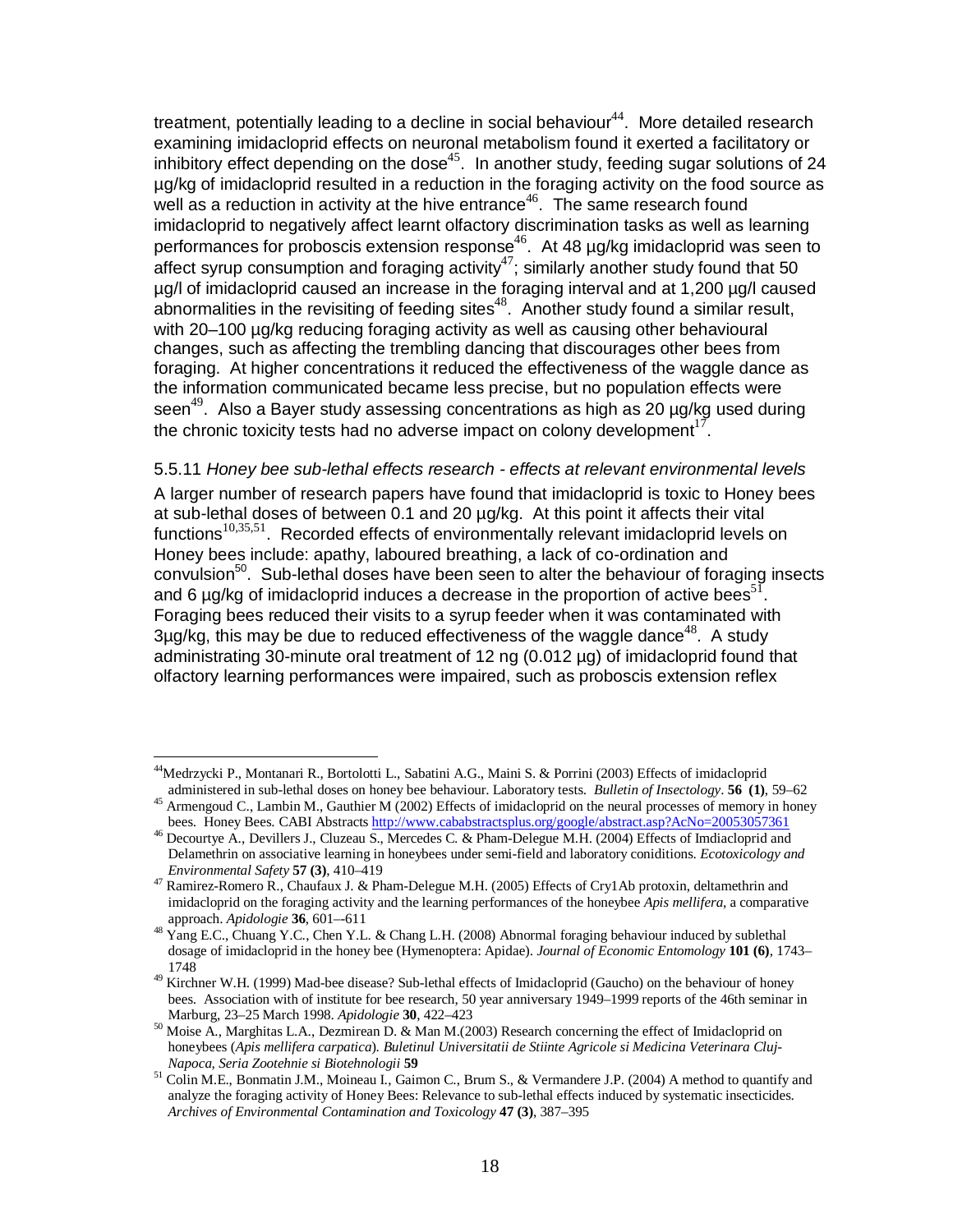treatment, potentially leading to a decline in social behaviour[44]. More detailed research examining imidacloprid effects on neuronal metabolism found it exerted a facilitatory or inhibitory effect depending on the dose[45]. In another study, feeding sugar solutions of 24 µg/kg of imidacloprid resulted in a reduction in the foraging activity on the food source as well as a reduction in activity at the hive entrance[46]. The same research found imidacloprid to negatively affect learnt olfactory discrimination tasks as well as learning performances for proboscis extension response[46]. At 48 µg/kg imidacloprid was seen to affect syrup consumption and foraging activity[47]; similarly another study found that 50 µg/l of imidacloprid caused an increase in the foraging interval and at 1,200 µg/l caused abnormalities in the revisiting of feeding sites[48]. Another study found a similar result, with 20–100 µg/kg reducing foraging activity as well as causing other behavioural changes, such as affecting the trembling dancing that discourages other bees from foraging. At higher concentrations it reduced the effectiveness of the waggle dance as the information communicated became less precise, but no population effects were seen[49]. Also a Bayer study assessing concentrations as high as 20 µg/kg used during the chronic toxicity tests had no adverse impact on colony development[17].

#### 5.5.11 *Honey bee sub-lethal effects research - effects at relevant environmental levels*

A larger number of research papers have found that imidacloprid is toxic to Honey bees at sub-lethal doses of between 0.1 and 20 µg/kg. At this point it affects their vital functions[10,35,51]. Recorded effects of environmentally relevant imidacloprid levels on Honey bees include: apathy, laboured breathing, a lack of co-ordination and convulsion[50]. Sub-lethal doses have been seen to alter the behaviour of foraging insects and 6 µg/kg of imidacloprid induces a decrease in the proportion of active bees[51]. Foraging bees reduced their visits to a syrup feeder when it was contaminated with 3µg/kg, this may be due to reduced effectiveness of the waggle dance[48]. A study administrating 30-minute oral treatment of 12 ng (0.012 µg) of imidacloprid found that olfactory learning performances were impaired, such as proboscis extension reflex

---

[44] Medrzycki P., Montanari R., Bortolotti L., Sabatini A.G., Maini S. & Porrini (2003) Effects of imidacloprid administered in sub-lethal doses on honey bee behaviour. Laboratory tests. *Bulletin of Insectology*. **56 (1)**, 59–62

[45] Armengoud C., Lambin M., Gauthier M (2002) Effects of imidacloprid on the neural processes of memory in honey bees. Honey Bees. CABI Abstracts http://www.cababstractsplus.org/google/abstract.asp?AcNo=20053057361

[46] Decourtye A., Devillers J., Cluzeau S., Mercedes C. & Pham-Delegue M.H. (2004) Effects of Imdiacloprid and Delamethrin on associative learning in honeybees under semi-field and laboratory coniditions. *Ecotoxicology and Environmental Safety* **57 (3)**, 410–419

[47] Ramirez-Romero R., Chaufaux J. & Pham-Delegue M.H. (2005) Effects of Cry1Ab protoxin, deltamethrin and imidacloprid on the foraging activity and the learning performances of the honeybee *Apis mellifera*, a comparative approach. *Apidologie* **36**, 601–-611

[48] Yang E.C., Chuang Y.C., Chen Y.L. & Chang L.H. (2008) Abnormal foraging behaviour induced by sublethal dosage of imidacloprid in the honey bee (Hymenoptera: Apidae). *Journal of Economic Entomology* **101 (6)**, 1743–1748

[49] Kirchner W.H. (1999) Mad-bee disease? Sub-lethal effects of Imidacloprid (Gaucho) on the behaviour of honey bees. Association with of institute for bee research, 50 year anniversary 1949–1999 reports of the 46th seminar in Marburg, 23–25 March 1998. *Apidologie* **30**, 422–423

[50] Moise A., Marghitas L.A., Dezmirean D. & Man M.(2003) Research concerning the effect of Imidacloprid on honeybees (*Apis mellifera carpatica*). *Buletinul Universitatii de Stiinte Agricole si Medicina Veterinara Cluj-Napoca, Seria Zootehnie si Biotehnologii* **59**

[51] Colin M.E., Bonmatin J.M., Moineau I., Gaimon C., Brum S., & Vermandere J.P. (2004) A method to quantify and analyze the foraging activity of Honey Bees: Relevance to sub-lethal effects induced by systematic insecticides. *Archives of Environmental Contamination and Toxicology* **47 (3)**, 387–395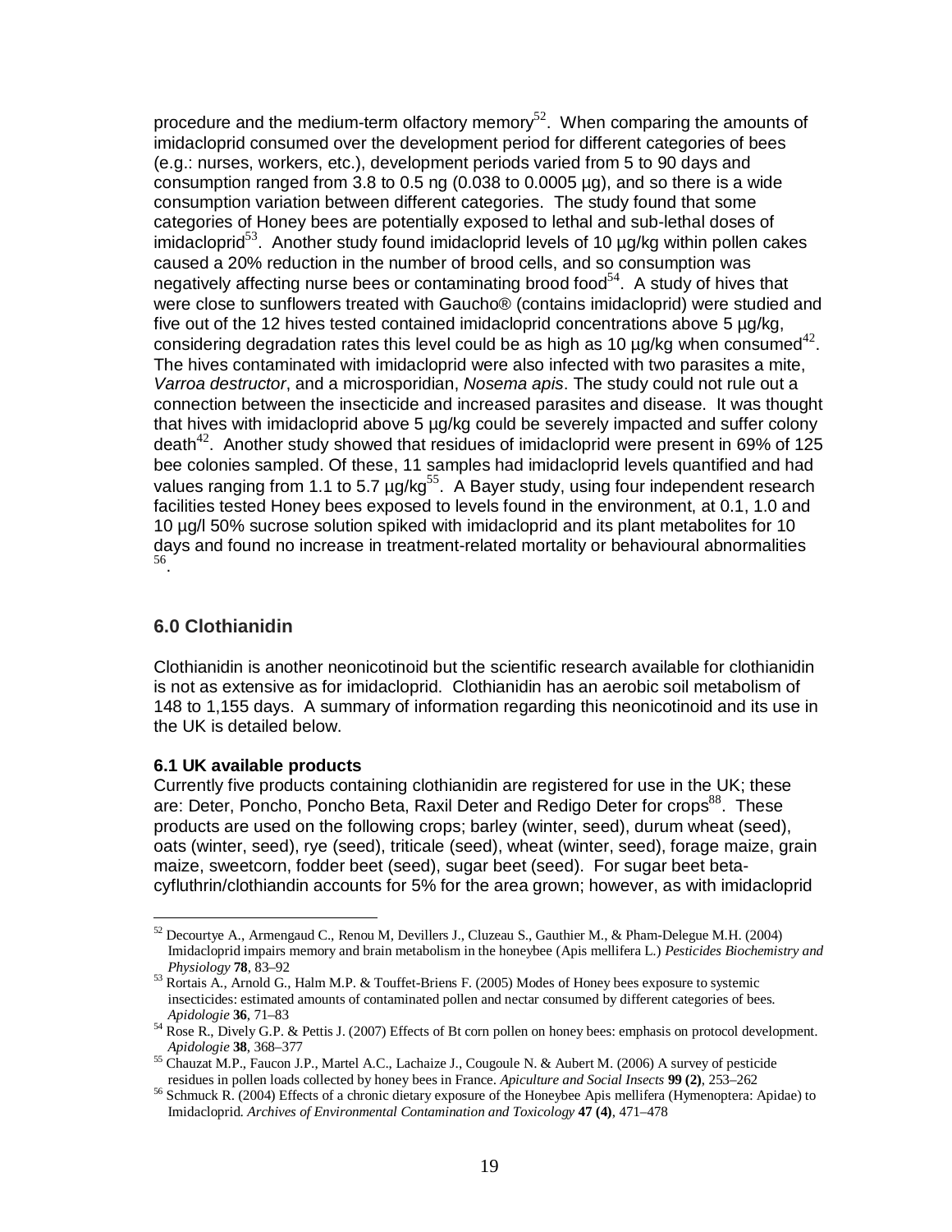procedure and the medium-term olfactory memory[52]. When comparing the amounts of imidacloprid consumed over the development period for different categories of bees (e.g.: nurses, workers, etc.), development periods varied from 5 to 90 days and consumption ranged from 3.8 to 0.5 ng (0.038 to 0.0005 µg), and so there is a wide consumption variation between different categories. The study found that some categories of Honey bees are potentially exposed to lethal and sub-lethal doses of imidacloprid[53]. Another study found imidacloprid levels of 10 µg/kg within pollen cakes caused a 20% reduction in the number of brood cells, and so consumption was negatively affecting nurse bees or contaminating brood food[54]. A study of hives that were close to sunflowers treated with Gaucho® (contains imidacloprid) were studied and five out of the 12 hives tested contained imidacloprid concentrations above 5 µg/kg, considering degradation rates this level could be as high as 10 µg/kg when consumed[42]. The hives contaminated with imidacloprid were also infected with two parasites a mite, *Varroa destructor*, and a microsporidian, *Nosema apis*. The study could not rule out a connection between the insecticide and increased parasites and disease. It was thought that hives with imidacloprid above 5 µg/kg could be severely impacted and suffer colony death[42]. Another study showed that residues of imidacloprid were present in 69% of 125 bee colonies sampled. Of these, 11 samples had imidacloprid levels quantified and had values ranging from 1.1 to 5.7 µg/kg[55]. A Bayer study, using four independent research facilities tested Honey bees exposed to levels found in the environment, at 0.1, 1.0 and 10 µg/l 50% sucrose solution spiked with imidacloprid and its plant metabolites for 10 days and found no increase in treatment-related mortality or behavioural abnormalities [56].

## 6.0 Clothianidin

Clothianidin is another neonicotinoid but the scientific research available for clothianidin is not as extensive as for imidacloprid. Clothianidin has an aerobic soil metabolism of 148 to 1,155 days. A summary of information regarding this neonicotinoid and its use in the UK is detailed below.

### 6.1 UK available products

Currently five products containing clothianidin are registered for use in the UK; these are: Deter, Poncho, Poncho Beta, Raxil Deter and Redigo Deter for crops[88]. These products are used on the following crops; barley (winter, seed), durum wheat (seed), oats (winter, seed), rye (seed), triticale (seed), wheat (winter, seed), forage maize, grain maize, sweetcorn, fodder beet (seed), sugar beet (seed). For sugar beet beta-cyfluthrin/clothiandin accounts for 5% for the area grown; however, as with imidacloprid

---

[52] Decourtye A., Armengaud C., Renou M, Devillers J., Cluzeau S., Gauthier M., & Pham-Delegue M.H. (2004) Imidacloprid impairs memory and brain metabolism in the honeybee (Apis mellifera L.) *Pesticides Biochemistry and Physiology* **78**, 83–92

[53] Rortais A., Arnold G., Halm M.P. & Touffet-Briens F. (2005) Modes of Honey bees exposure to systemic insecticides: estimated amounts of contaminated pollen and nectar consumed by different categories of bees. *Apidologie* **36**, 71–83

[54] Rose R., Dively G.P. & Pettis J. (2007) Effects of Bt corn pollen on honey bees: emphasis on protocol development. *Apidologie* **38**, 368–377

[55] Chauzat M.P., Faucon J.P., Martel A.C., Lachaize J., Cougoule N. & Aubert M. (2006) A survey of pesticide residues in pollen loads collected by honey bees in France. *Apiculture and Social Insects* **99 (2)**, 253–262

[56] Schmuck R. (2004) Effects of a chronic dietary exposure of the Honeybee Apis mellifera (Hymenoptera: Apidae) to Imidacloprid. *Archives of Environmental Contamination and Toxicology* **47 (4)**, 471–478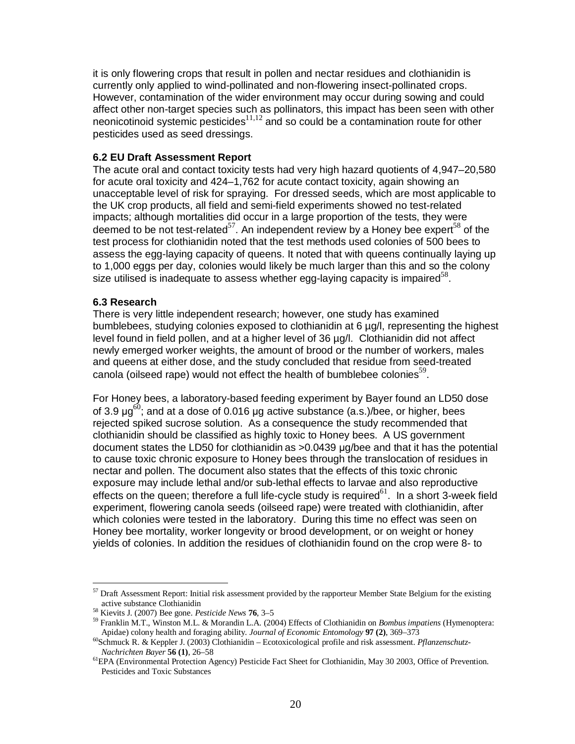it is only flowering crops that result in pollen and nectar residues and clothianidin is currently only applied to wind-pollinated and non-flowering insect-pollinated crops. However, contamination of the wider environment may occur during sowing and could affect other non-target species such as pollinators, this impact has been seen with other neonicotinoid systemic pesticides[11,12] and so could be a contamination route for other pesticides used as seed dressings.

### 6.2 EU Draft Assessment Report

The acute oral and contact toxicity tests had very high hazard quotients of 4,947–20,580 for acute oral toxicity and 424–1,762 for acute contact toxicity, again showing an unacceptable level of risk for spraying. For dressed seeds, which are most applicable to the UK crop products, all field and semi-field experiments showed no test-related impacts; although mortalities did occur in a large proportion of the tests, they were deemed to be not test-related[57]. An independent review by a Honey bee expert[58] of the test process for clothianidin noted that the test methods used colonies of 500 bees to assess the egg-laying capacity of queens. It noted that with queens continually laying up to 1,000 eggs per day, colonies would likely be much larger than this and so the colony size utilised is inadequate to assess whether egg-laying capacity is impaired[58].

### 6.3 Research

There is very little independent research; however, one study has examined bumblebees, studying colonies exposed to clothianidin at 6 µg/l, representing the highest level found in field pollen, and at a higher level of 36 µg/l. Clothianidin did not affect newly emerged worker weights, the amount of brood or the number of workers, males and queens at either dose, and the study concluded that residue from seed-treated canola (oilseed rape) would not effect the health of bumblebee colonies[59].

For Honey bees, a laboratory-based feeding experiment by Bayer found an LD50 dose of 3.9 µg[60]; and at a dose of 0.016 µg active substance (a.s.)/bee, or higher, bees rejected spiked sucrose solution. As a consequence the study recommended that clothianidin should be classified as highly toxic to Honey bees. A US government document states the LD50 for clothianidin as >0.0439 µg/bee and that it has the potential to cause toxic chronic exposure to Honey bees through the translocation of residues in nectar and pollen. The document also states that the effects of this toxic chronic exposure may include lethal and/or sub-lethal effects to larvae and also reproductive effects on the queen; therefore a full life-cycle study is required[61]. In a short 3-week field experiment, flowering canola seeds (oilseed rape) were treated with clothianidin, after which colonies were tested in the laboratory. During this time no effect was seen on Honey bee mortality, worker longevity or brood development, or on weight or honey yields of colonies. In addition the residues of clothianidin found on the crop were 8- to

---

[57] Draft Assessment Report: Initial risk assessment provided by the rapporteur Member State Belgium for the existing active substance Clothianidin

[58] Kievits J. (2007) Bee gone. *Pesticide News* **76**, 3–5

[59] Franklin M.T., Winston M.L. & Morandin L.A. (2004) Effects of Clothianidin on *Bombus impatiens* (Hymenoptera: Apidae) colony health and foraging ability. *Journal of Economic Entomology* **97 (2)**, 369–373

[60] Schmuck R. & Keppler J. (2003) Clothianidin – Ecotoxicological profile and risk assessment. *Pflanzenschutz-Nachrichten Bayer* **56 (1)**, 26–58

[61] EPA (Environmental Protection Agency) Pesticide Fact Sheet for Clothianidin, May 30 2003, Office of Prevention. Pesticides and Toxic Substances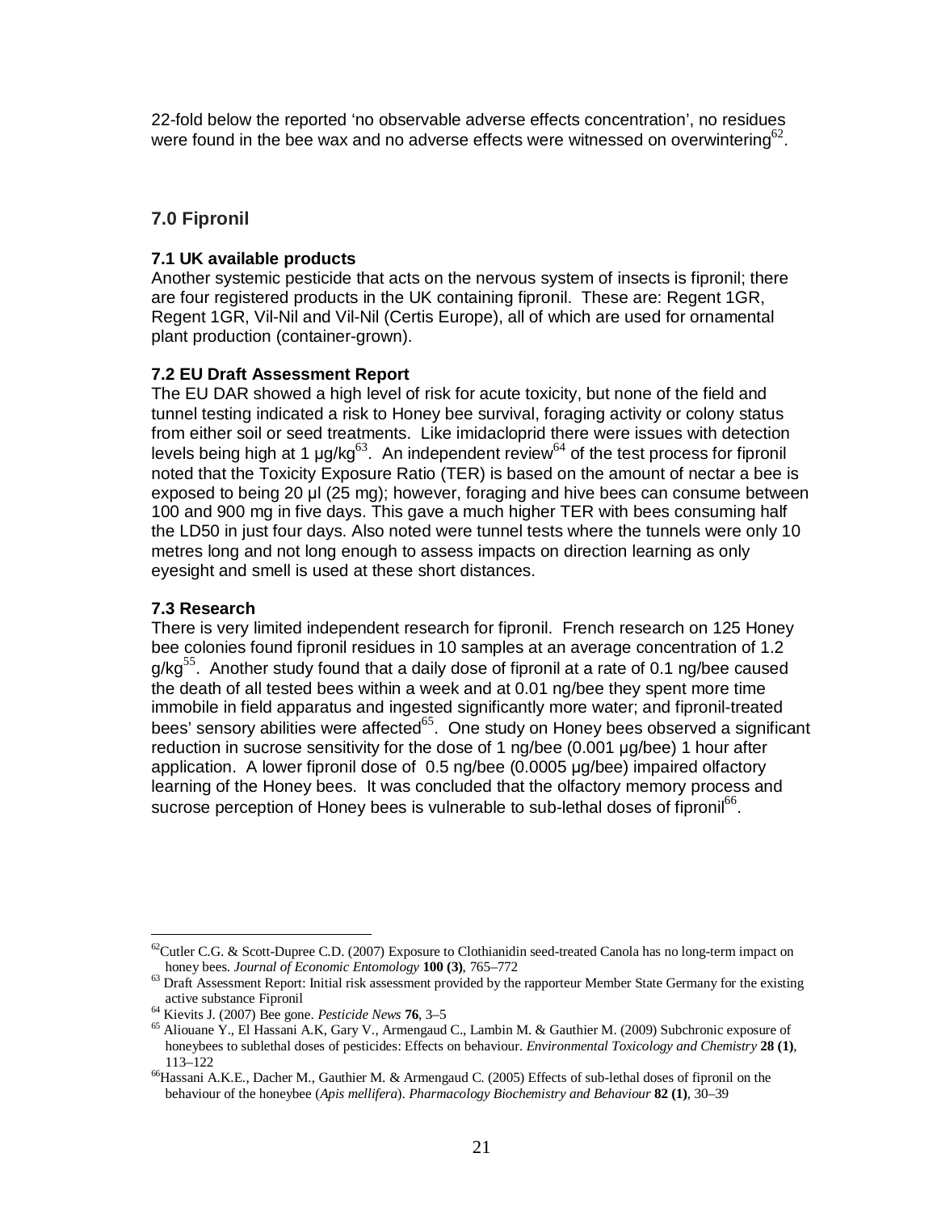22-fold below the reported 'no observable adverse effects concentration', no residues were found in the bee wax and no adverse effects were witnessed on overwintering[62].

## 7.0 Fipronil

### 7.1 UK available products

Another systemic pesticide that acts on the nervous system of insects is fipronil; there are four registered products in the UK containing fipronil. These are: Regent 1GR, Regent 1GR, Vil-Nil and Vil-Nil (Certis Europe), all of which are used for ornamental plant production (container-grown).

### 7.2 EU Draft Assessment Report

The EU DAR showed a high level of risk for acute toxicity, but none of the field and tunnel testing indicated a risk to Honey bee survival, foraging activity or colony status from either soil or seed treatments. Like imidacloprid there were issues with detection levels being high at 1 µg/kg[63]. An independent review[64] of the test process for fipronil noted that the Toxicity Exposure Ratio (TER) is based on the amount of nectar a bee is exposed to being 20 µl (25 mg); however, foraging and hive bees can consume between 100 and 900 mg in five days. This gave a much higher TER with bees consuming half the LD50 in just four days. Also noted were tunnel tests where the tunnels were only 10 metres long and not long enough to assess impacts on direction learning as only eyesight and smell is used at these short distances.

### 7.3 Research

There is very limited independent research for fipronil. French research on 125 Honey bee colonies found fipronil residues in 10 samples at an average concentration of 1.2 g/kg[55]. Another study found that a daily dose of fipronil at a rate of 0.1 ng/bee caused the death of all tested bees within a week and at 0.01 ng/bee they spent more time immobile in field apparatus and ingested significantly more water; and fipronil-treated bees' sensory abilities were affected[65]. One study on Honey bees observed a significant reduction in sucrose sensitivity for the dose of 1 ng/bee (0.001 µg/bee) 1 hour after application. A lower fipronil dose of 0.5 ng/bee (0.0005 µg/bee) impaired olfactory learning of the Honey bees. It was concluded that the olfactory memory process and sucrose perception of Honey bees is vulnerable to sub-lethal doses of fipronil[66].

---

[62] Cutler C.G. & Scott-Dupree C.D. (2007) Exposure to Clothianidin seed-treated Canola has no long-term impact on honey bees. *Journal of Economic Entomology* **100 (3)**, 765–772

[63] Draft Assessment Report: Initial risk assessment provided by the rapporteur Member State Germany for the existing active substance Fipronil

[64] Kievits J. (2007) Bee gone. *Pesticide News* **76**, 3–5

[65] Aliouane Y., El Hassani A.K, Gary V., Armengaud C., Lambin M. & Gauthier M. (2009) Subchronic exposure of honeybees to sublethal doses of pesticides: Effects on behaviour. *Environmental Toxicology and Chemistry* **28 (1)**, 113–122

[66] Hassani A.K.E., Dacher M., Gauthier M. & Armengaud C. (2005) Effects of sub-lethal doses of fipronil on the behaviour of the honeybee (*Apis mellifera*). *Pharmacology Biochemistry and Behaviour* **82 (1)**, 30–39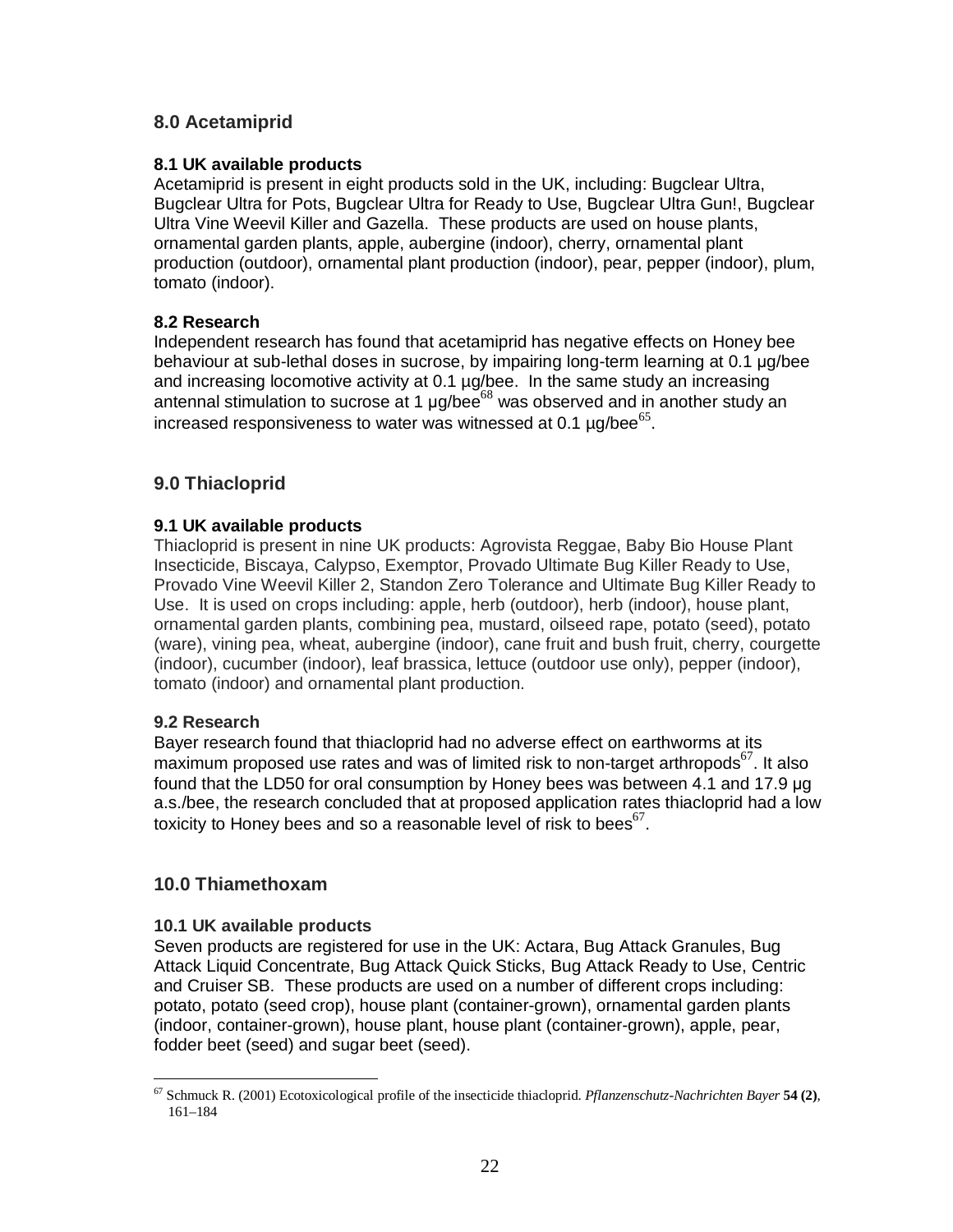## 8.0 Acetamiprid

### 8.1 UK available products

Acetamiprid is present in eight products sold in the UK, including: Bugclear Ultra, Bugclear Ultra for Pots, Bugclear Ultra for Ready to Use, Bugclear Ultra Gun!, Bugclear Ultra Vine Weevil Killer and Gazella. These products are used on house plants, ornamental garden plants, apple, aubergine (indoor), cherry, ornamental plant production (outdoor), ornamental plant production (indoor), pear, pepper (indoor), plum, tomato (indoor).

### 8.2 Research

Independent research has found that acetamiprid has negative effects on Honey bee behaviour at sub-lethal doses in sucrose, by impairing long-term learning at 0.1 µg/bee and increasing locomotive activity at 0.1 µg/bee. In the same study an increasing antennal stimulation to sucrose at 1 µg/bee[68] was observed and in another study an increased responsiveness to water was witnessed at 0.1 µg/bee[65].

## 9.0 Thiacloprid

### 9.1 UK available products

Thiacloprid is present in nine UK products: Agrovista Reggae, Baby Bio House Plant Insecticide, Biscaya, Calypso, Exemptor, Provado Ultimate Bug Killer Ready to Use, Provado Vine Weevil Killer 2, Standon Zero Tolerance and Ultimate Bug Killer Ready to Use. It is used on crops including: apple, herb (outdoor), herb (indoor), house plant, ornamental garden plants, combining pea, mustard, oilseed rape, potato (seed), potato (ware), vining pea, wheat, aubergine (indoor), cane fruit and bush fruit, cherry, courgette (indoor), cucumber (indoor), leaf brassica, lettuce (outdoor use only), pepper (indoor), tomato (indoor) and ornamental plant production.

### 9.2 Research

Bayer research found that thiacloprid had no adverse effect on earthworms at its maximum proposed use rates and was of limited risk to non-target arthropods[67]. It also found that the LD50 for oral consumption by Honey bees was between 4.1 and 17.9 µg a.s./bee, the research concluded that at proposed application rates thiacloprid had a low toxicity to Honey bees and so a reasonable level of risk to bees[67].

## 10.0 Thiamethoxam

### 10.1 UK available products

Seven products are registered for use in the UK: Actara, Bug Attack Granules, Bug Attack Liquid Concentrate, Bug Attack Quick Sticks, Bug Attack Ready to Use, Centric and Cruiser SB. These products are used on a number of different crops including: potato, potato (seed crop), house plant (container-grown), ornamental garden plants (indoor, container-grown), house plant, house plant (container-grown), apple, pear, fodder beet (seed) and sugar beet (seed).

---

[67] Schmuck R. (2001) Ecotoxicological profile of the insecticide thiacloprid. *Pflanzenschutz-Nachrichten Bayer* **54 (2)**, 161–184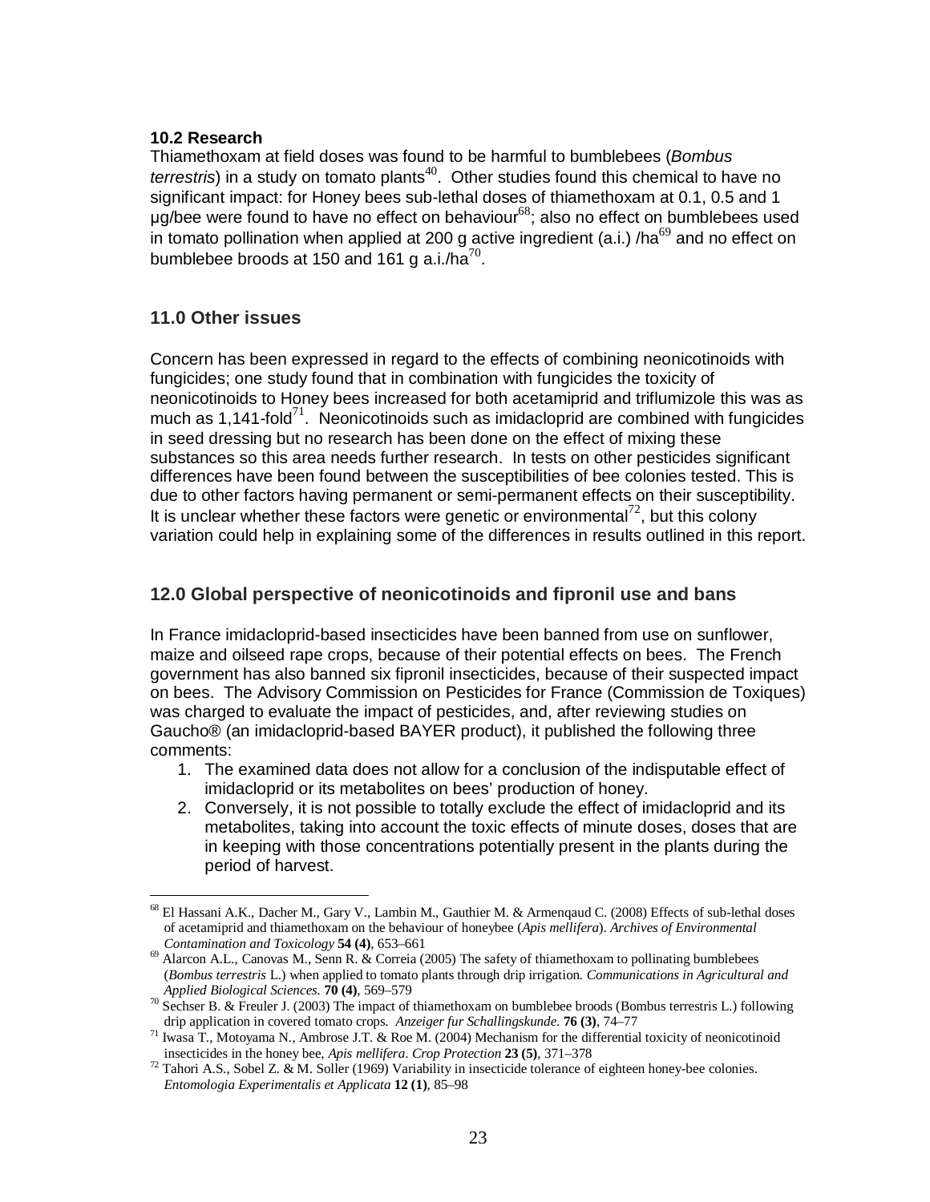### 10.2 Research

Thiamethoxam at field doses was found to be harmful to bumblebees (*Bombus terrestris*) in a study on tomato plants[40]. Other studies found this chemical to have no significant impact: for Honey bees sub-lethal doses of thiamethoxam at 0.1, 0.5 and 1 µg/bee were found to have no effect on behaviour[68]; also no effect on bumblebees used in tomato pollination when applied at 200 g active ingredient (a.i.) /ha[69] and no effect on bumblebee broods at 150 and 161 g a.i./ha[70].

## 11.0 Other issues

Concern has been expressed in regard to the effects of combining neonicotinoids with fungicides; one study found that in combination with fungicides the toxicity of neonicotinoids to Honey bees increased for both acetamiprid and triflumizole this was as much as 1,141-fold[71]. Neonicotinoids such as imidacloprid are combined with fungicides in seed dressing but no research has been done on the effect of mixing these substances so this area needs further research. In tests on other pesticides significant differences have been found between the susceptibilities of bee colonies tested. This is due to other factors having permanent or semi-permanent effects on their susceptibility. It is unclear whether these factors were genetic or environmental[72], but this colony variation could help in explaining some of the differences in results outlined in this report.

## 12.0 Global perspective of neonicotinoids and fipronil use and bans

In France imidacloprid-based insecticides have been banned from use on sunflower, maize and oilseed rape crops, because of their potential effects on bees. The French government has also banned six fipronil insecticides, because of their suspected impact on bees. The Advisory Commission on Pesticides for France (Commission de Toxiques) was charged to evaluate the impact of pesticides, and, after reviewing studies on Gaucho® (an imidacloprid-based BAYER product), it published the following three comments:

1. The examined data does not allow for a conclusion of the indisputable effect of imidacloprid or its metabolites on bees' production of honey.
2. Conversely, it is not possible to totally exclude the effect of imidacloprid and its metabolites, taking into account the toxic effects of minute doses, doses that are in keeping with those concentrations potentially present in the plants during the period of harvest.

---

[68] El Hassani A.K., Dacher M., Gary V., Lambin M., Gauthier M. & Armenqaud C. (2008) Effects of sub-lethal doses of acetamiprid and thiamethoxam on the behaviour of honeybee (*Apis mellifera*). *Archives of Environmental Contamination and Toxicology* **54 (4)**, 653–661

[69] Alarcon A.L., Canovas M., Senn R. & Correia (2005) The safety of thiamethoxam to pollinating bumblebees (*Bombus terrestris* L.) when applied to tomato plants through drip irrigation. *Communications in Agricultural and Applied Biological Sciences.* **70 (4)**, 569–579

[70] Sechser B. & Freuler J. (2003) The impact of thiamethoxam on bumblebee broods (Bombus terrestris L.) following drip application in covered tomato crops. *Anzeiger fur Schallingskunde.* **76 (3)**, 74–77

[71] Iwasa T., Motoyama N., Ambrose J.T. & Roe M. (2004) Mechanism for the differential toxicity of neonicotinoid insecticides in the honey bee, *Apis mellifera*. *Crop Protection* **23 (5)**, 371–378

[72] Tahori A.S., Sobel Z. & M. Soller (1969) Variability in insecticide tolerance of eighteen honey-bee colonies. *Entomologia Experimentalis et Applicata* **12 (1)**, 85–98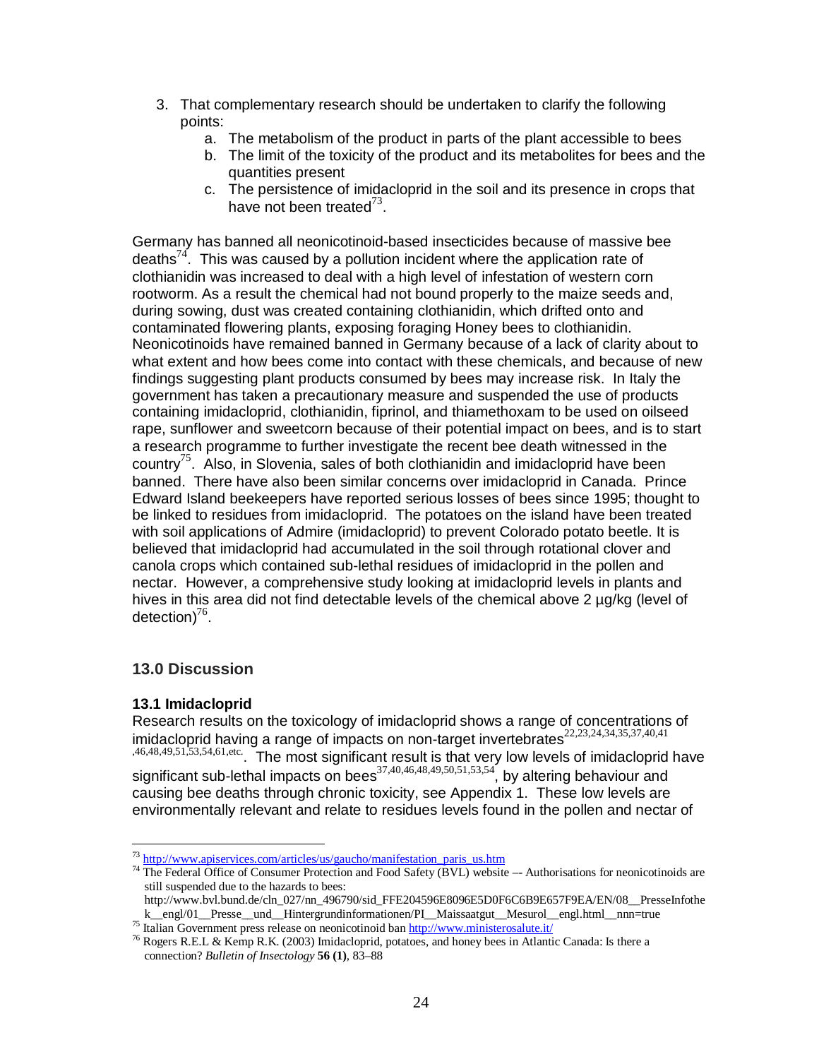3. That complementary research should be undertaken to clarify the following points:
    a. The metabolism of the product in parts of the plant accessible to bees
    b. The limit of the toxicity of the product and its metabolites for bees and the quantities present
    c. The persistence of imidacloprid in the soil and its presence in crops that have not been treated[73].

Germany has banned all neonicotinoid-based insecticides because of massive bee deaths[74]. This was caused by a pollution incident where the application rate of clothianidin was increased to deal with a high level of infestation of western corn rootworm. As a result the chemical had not bound properly to the maize seeds and, during sowing, dust was created containing clothianidin, which drifted onto and contaminated flowering plants, exposing foraging Honey bees to clothianidin. Neonicotinoids have remained banned in Germany because of a lack of clarity about to what extent and how bees come into contact with these chemicals, and because of new findings suggesting plant products consumed by bees may increase risk. In Italy the government has taken a precautionary measure and suspended the use of products containing imidacloprid, clothianidin, fiprinol, and thiamethoxam to be used on oilseed rape, sunflower and sweetcorn because of their potential impact on bees, and is to start a research programme to further investigate the recent bee death witnessed in the country[75]. Also, in Slovenia, sales of both clothianidin and imidacloprid have been banned. There have also been similar concerns over imidacloprid in Canada. Prince Edward Island beekeepers have reported serious losses of bees since 1995; thought to be linked to residues from imidacloprid. The potatoes on the island have been treated with soil applications of Admire (imidacloprid) to prevent Colorado potato beetle. It is believed that imidacloprid had accumulated in the soil through rotational clover and canola crops which contained sub-lethal residues of imidacloprid in the pollen and nectar. However, a comprehensive study looking at imidacloprid levels in plants and hives in this area did not find detectable levels of the chemical above 2 µg/kg (level of detection)[76].

## 13.0 Discussion

### 13.1 Imidacloprid

Research results on the toxicology of imidacloprid shows a range of concentrations of imidacloprid having a range of impacts on non-target invertebrates[22,23,24,34,35,37,40,41,46,48,49,51,53,54,61,etc.]. The most significant result is that very low levels of imidacloprid have significant sub-lethal impacts on bees[37,40,46,48,49,50,51,53,54], by altering behaviour and causing bee deaths through chronic toxicity, see Appendix 1. These low levels are environmentally relevant and relate to residues levels found in the pollen and nectar of

---

[73] http://www.apiservices.com/articles/us/gaucho/manifestation_paris_us.htm

[74] The Federal Office of Consumer Protection and Food Safety (BVL) website –- Authorisations for neonicotinoids are still suspended due to the hazards to bees: http://www.bvl.bund.de/cln_027/nn_496790/sid_FFE204596E8096E5D0F6C6B9E657F9EA/EN/08__PresseInfothek__engl/01__Presse__und__Hintergrundinformationen/PI__Maissaatgut__Mesurol__engl.html__nnn=true

[75] Italian Government press release on neonicotinoid ban http://www.ministerosalute.it/

[76] Rogers R.E.L & Kemp R.K. (2003) Imidacloprid, potatoes, and honey bees in Atlantic Canada: Is there a connection? *Bulletin of Insectology* **56 (1)**, 83–88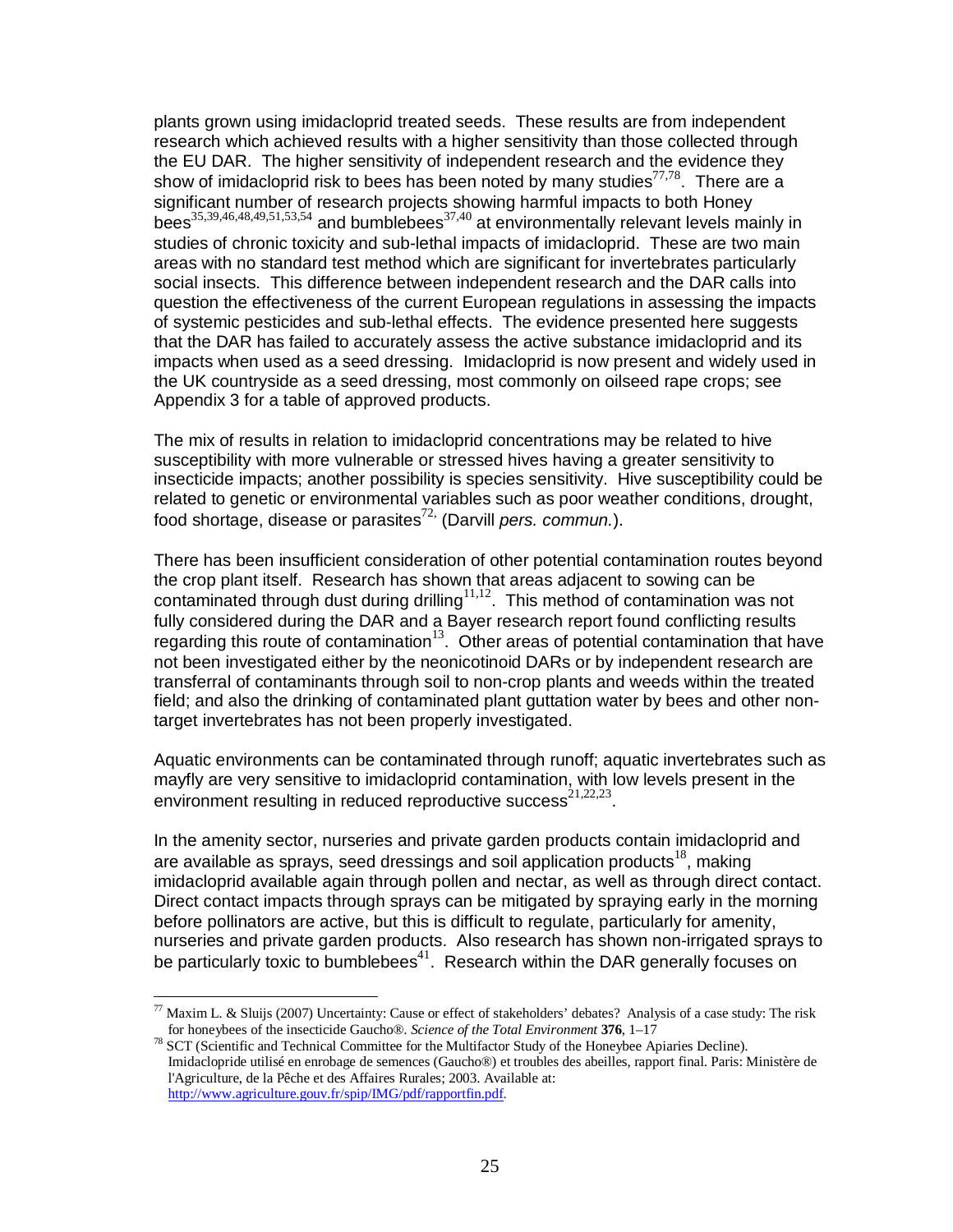plants grown using imidacloprid treated seeds. These results are from independent research which achieved results with a higher sensitivity than those collected through the EU DAR. The higher sensitivity of independent research and the evidence they show of imidacloprid risk to bees has been noted by many studies[77,78]. There are a significant number of research projects showing harmful impacts to both Honey bees[35,39,46,48,49,51,53,54] and bumblebees[37,40] at environmentally relevant levels mainly in studies of chronic toxicity and sub-lethal impacts of imidacloprid. These are two main areas with no standard test method which are significant for invertebrates particularly social insects. This difference between independent research and the DAR calls into question the effectiveness of the current European regulations in assessing the impacts of systemic pesticides and sub-lethal effects. The evidence presented here suggests that the DAR has failed to accurately assess the active substance imidacloprid and its impacts when used as a seed dressing. Imidacloprid is now present and widely used in the UK countryside as a seed dressing, most commonly on oilseed rape crops; see Appendix 3 for a table of approved products.

The mix of results in relation to imidacloprid concentrations may be related to hive susceptibility with more vulnerable or stressed hives having a greater sensitivity to insecticide impacts; another possibility is species sensitivity. Hive susceptibility could be related to genetic or environmental variables such as poor weather conditions, drought, food shortage, disease or parasites[72,] (Darvill *pers. commun.*).

There has been insufficient consideration of other potential contamination routes beyond the crop plant itself. Research has shown that areas adjacent to sowing can be contaminated through dust during drilling[11,12]. This method of contamination was not fully considered during the DAR and a Bayer research report found conflicting results regarding this route of contamination[13]. Other areas of potential contamination that have not been investigated either by the neonicotinoid DARs or by independent research are transferral of contaminants through soil to non-crop plants and weeds within the treated field; and also the drinking of contaminated plant guttation water by bees and other non-target invertebrates has not been properly investigated.

Aquatic environments can be contaminated through runoff; aquatic invertebrates such as mayfly are very sensitive to imidacloprid contamination, with low levels present in the environment resulting in reduced reproductive success[21,22,23].

In the amenity sector, nurseries and private garden products contain imidacloprid and are available as sprays, seed dressings and soil application products[18], making imidacloprid available again through pollen and nectar, as well as through direct contact. Direct contact impacts through sprays can be mitigated by spraying early in the morning before pollinators are active, but this is difficult to regulate, particularly for amenity, nurseries and private garden products. Also research has shown non-irrigated sprays to be particularly toxic to bumblebees[41]. Research within the DAR generally focuses on

---

[77] Maxim L. & Sluijs (2007) Uncertainty: Cause or effect of stakeholders' debates? Analysis of a case study: The risk for honeybees of the insecticide Gaucho®. *Science of the Total Environment* **376**, 1–17

[78] SCT (Scientific and Technical Committee for the Multifactor Study of the Honeybee Apiaries Decline). Imidaclopride utilisé en enrobage de semences (Gaucho®) et troubles des abeilles, rapport final. Paris: Ministère de l'Agriculture, de la Pêche et des Affaires Rurales; 2003. Available at: http://www.agriculture.gouv.fr/spip/IMG/pdf/rapportfin.pdf.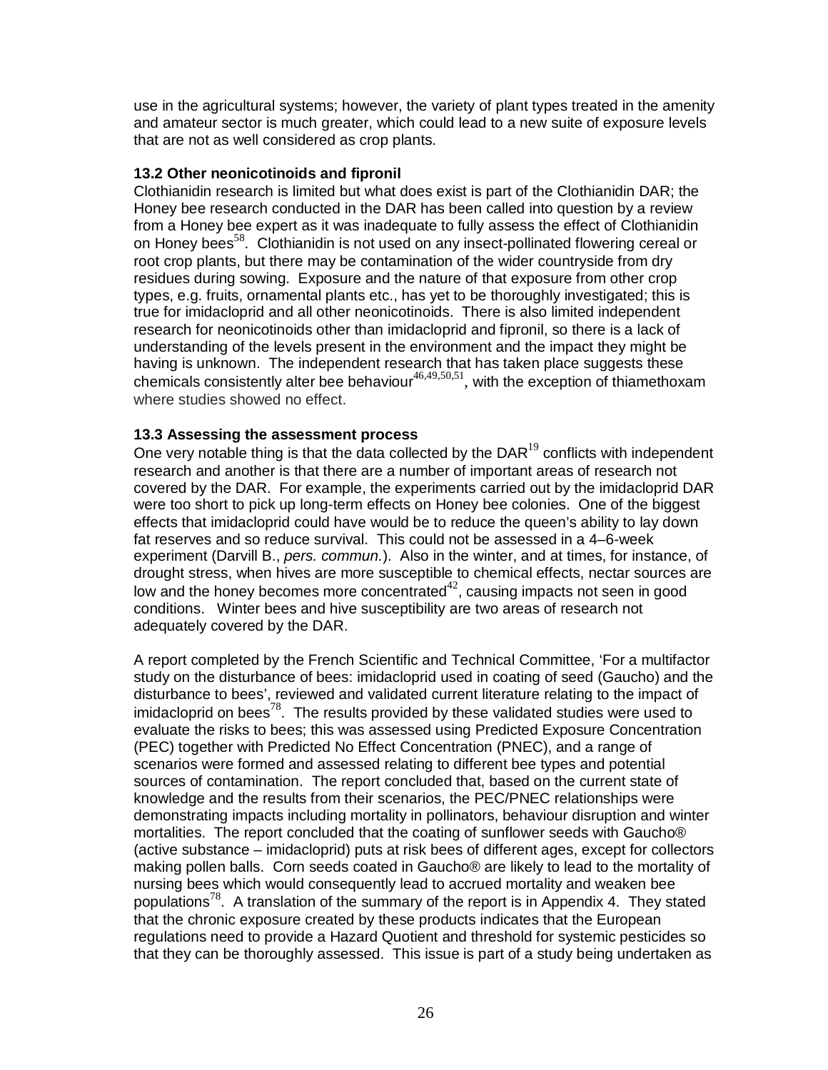use in the agricultural systems; however, the variety of plant types treated in the amenity and amateur sector is much greater, which could lead to a new suite of exposure levels that are not as well considered as crop plants.

### 13.2 Other neonicotinoids and fipronil

Clothianidin research is limited but what does exist is part of the Clothianidin DAR; the Honey bee research conducted in the DAR has been called into question by a review from a Honey bee expert as it was inadequate to fully assess the effect of Clothianidin on Honey bees[58]. Clothianidin is not used on any insect-pollinated flowering cereal or root crop plants, but there may be contamination of the wider countryside from dry residues during sowing. Exposure and the nature of that exposure from other crop types, e.g. fruits, ornamental plants etc., has yet to be thoroughly investigated; this is true for imidacloprid and all other neonicotinoids. There is also limited independent research for neonicotinoids other than imidacloprid and fipronil, so there is a lack of understanding of the levels present in the environment and the impact they might be having is unknown. The independent research that has taken place suggests these chemicals consistently alter bee behaviour[46,49,50,51], with the exception of thiamethoxam where studies showed no effect.

### 13.3 Assessing the assessment process

One very notable thing is that the data collected by the DAR[19] conflicts with independent research and another is that there are a number of important areas of research not covered by the DAR. For example, the experiments carried out by the imidacloprid DAR were too short to pick up long-term effects on Honey bee colonies. One of the biggest effects that imidacloprid could have would be to reduce the queen's ability to lay down fat reserves and so reduce survival. This could not be assessed in a 4–6-week experiment (Darvill B., *pers. commun.*). Also in the winter, and at times, for instance, of drought stress, when hives are more susceptible to chemical effects, nectar sources are low and the honey becomes more concentrated[42], causing impacts not seen in good conditions. Winter bees and hive susceptibility are two areas of research not adequately covered by the DAR.

A report completed by the French Scientific and Technical Committee, 'For a multifactor study on the disturbance of bees: imidacloprid used in coating of seed (Gaucho) and the disturbance to bees', reviewed and validated current literature relating to the impact of imidacloprid on bees[78]. The results provided by these validated studies were used to evaluate the risks to bees; this was assessed using Predicted Exposure Concentration (PEC) together with Predicted No Effect Concentration (PNEC), and a range of scenarios were formed and assessed relating to different bee types and potential sources of contamination. The report concluded that, based on the current state of knowledge and the results from their scenarios, the PEC/PNEC relationships were demonstrating impacts including mortality in pollinators, behaviour disruption and winter mortalities. The report concluded that the coating of sunflower seeds with Gaucho® (active substance – imidacloprid) puts at risk bees of different ages, except for collectors making pollen balls. Corn seeds coated in Gaucho® are likely to lead to the mortality of nursing bees which would consequently lead to accrued mortality and weaken bee populations[78]. A translation of the summary of the report is in Appendix 4. They stated that the chronic exposure created by these products indicates that the European regulations need to provide a Hazard Quotient and threshold for systemic pesticides so that they can be thoroughly assessed. This issue is part of a study being undertaken as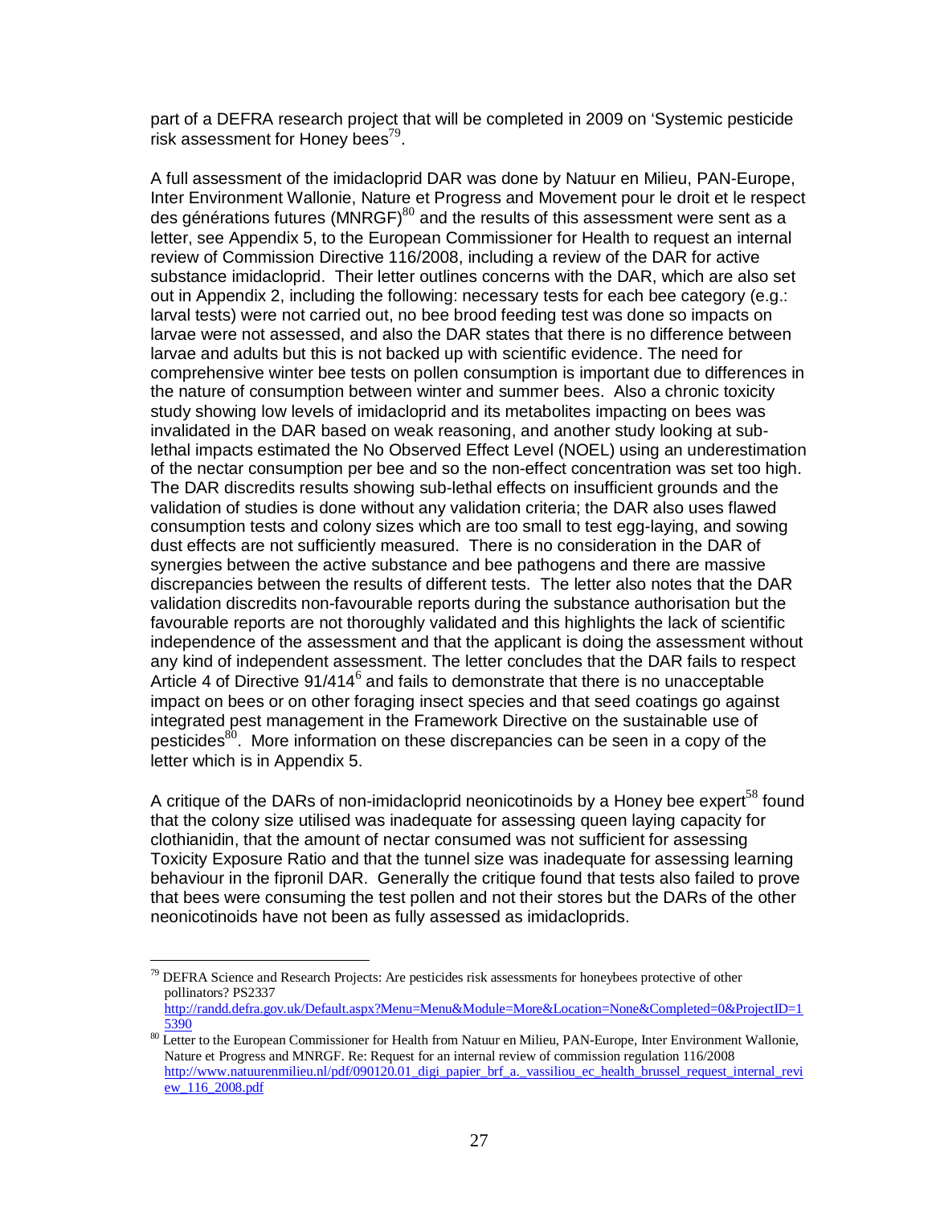part of a DEFRA research project that will be completed in 2009 on 'Systemic pesticide risk assessment for Honey bees[79].

A full assessment of the imidacloprid DAR was done by Natuur en Milieu, PAN-Europe, Inter Environment Wallonie, Nature et Progress and Movement pour le droit et le respect des générations futures (MNRGF)[80] and the results of this assessment were sent as a letter, see Appendix 5, to the European Commissioner for Health to request an internal review of Commission Directive 116/2008, including a review of the DAR for active substance imidacloprid. Their letter outlines concerns with the DAR, which are also set out in Appendix 2, including the following: necessary tests for each bee category (e.g.: larval tests) were not carried out, no bee brood feeding test was done so impacts on larvae were not assessed, and also the DAR states that there is no difference between larvae and adults but this is not backed up with scientific evidence. The need for comprehensive winter bee tests on pollen consumption is important due to differences in the nature of consumption between winter and summer bees. Also a chronic toxicity study showing low levels of imidacloprid and its metabolites impacting on bees was invalidated in the DAR based on weak reasoning, and another study looking at sub-lethal impacts estimated the No Observed Effect Level (NOEL) using an underestimation of the nectar consumption per bee and so the non-effect concentration was set too high. The DAR discredits results showing sub-lethal effects on insufficient grounds and the validation of studies is done without any validation criteria; the DAR also uses flawed consumption tests and colony sizes which are too small to test egg-laying, and sowing dust effects are not sufficiently measured. There is no consideration in the DAR of synergies between the active substance and bee pathogens and there are massive discrepancies between the results of different tests. The letter also notes that the DAR validation discredits non-favourable reports during the substance authorisation but the favourable reports are not thoroughly validated and this highlights the lack of scientific independence of the assessment and that the applicant is doing the assessment without any kind of independent assessment. The letter concludes that the DAR fails to respect Article 4 of Directive 91/414[6] and fails to demonstrate that there is no unacceptable impact on bees or on other foraging insect species and that seed coatings go against integrated pest management in the Framework Directive on the sustainable use of pesticides[80]. More information on these discrepancies can be seen in a copy of the letter which is in Appendix 5.

A critique of the DARs of non-imidacloprid neonicotinoids by a Honey bee expert[58] found that the colony size utilised was inadequate for assessing queen laying capacity for clothianidin, that the amount of nectar consumed was not sufficient for assessing Toxicity Exposure Ratio and that the tunnel size was inadequate for assessing learning behaviour in the fipronil DAR. Generally the critique found that tests also failed to prove that bees were consuming the test pollen and not their stores but the DARs of the other neonicotinoids have not been as fully assessed as imidacloprids.

---

[79] DEFRA Science and Research Projects: Are pesticides risk assessments for honeybees protective of other pollinators? PS2337 http://randd.defra.gov.uk/Default.aspx?Menu=Menu&Module=More&Location=None&Completed=0&ProjectID=15390

[80] Letter to the European Commissioner for Health from Natuur en Milieu, PAN-Europe, Inter Environment Wallonie, Nature et Progress and MNRGF. Re: Request for an internal review of commission regulation 116/2008 http://www.natuurenmilieu.nl/pdf/090120.01_digi_papier_brf_a._vassiliou_ec_health_brussel_request_internal_review_116_2008.pdf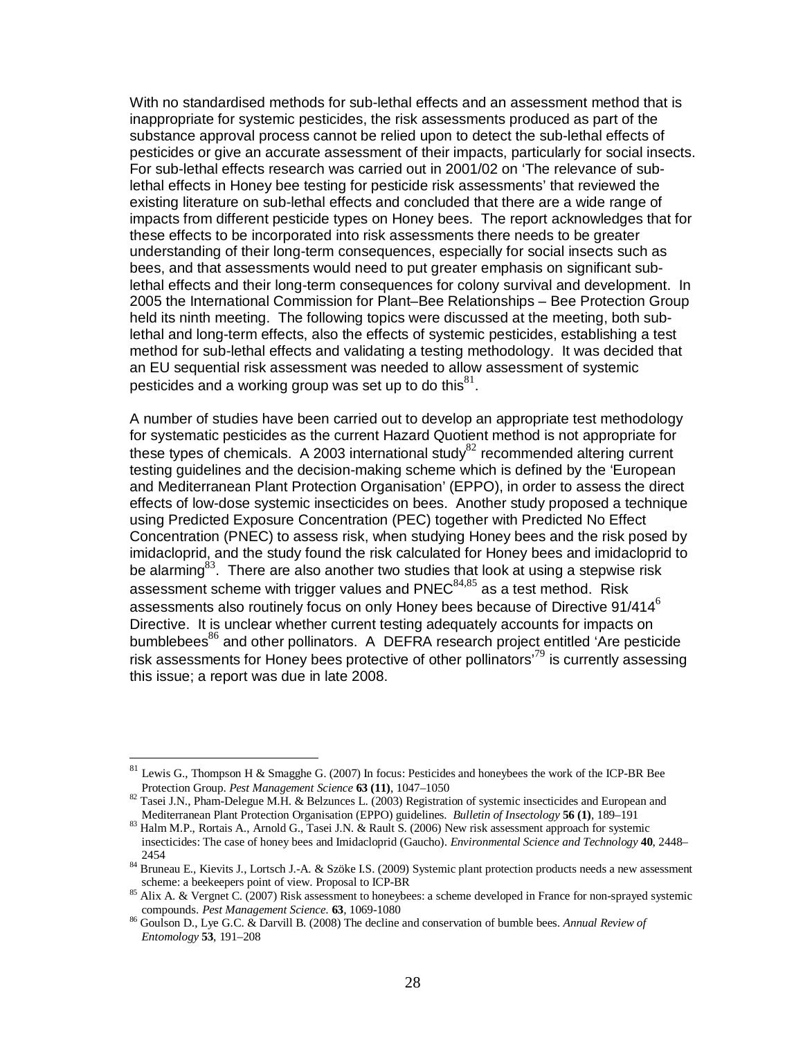With no standardised methods for sub-lethal effects and an assessment method that is inappropriate for systemic pesticides, the risk assessments produced as part of the substance approval process cannot be relied upon to detect the sub-lethal effects of pesticides or give an accurate assessment of their impacts, particularly for social insects. For sub-lethal effects research was carried out in 2001/02 on 'The relevance of sub-lethal effects in Honey bee testing for pesticide risk assessments' that reviewed the existing literature on sub-lethal effects and concluded that there are a wide range of impacts from different pesticide types on Honey bees. The report acknowledges that for these effects to be incorporated into risk assessments there needs to be greater understanding of their long-term consequences, especially for social insects such as bees, and that assessments would need to put greater emphasis on significant sub-lethal effects and their long-term consequences for colony survival and development. In 2005 the International Commission for Plant–Bee Relationships – Bee Protection Group held its ninth meeting. The following topics were discussed at the meeting, both sub-lethal and long-term effects, also the effects of systemic pesticides, establishing a test method for sub-lethal effects and validating a testing methodology. It was decided that an EU sequential risk assessment was needed to allow assessment of systemic pesticides and a working group was set up to do this[81].

A number of studies have been carried out to develop an appropriate test methodology for systematic pesticides as the current Hazard Quotient method is not appropriate for these types of chemicals. A 2003 international study[82] recommended altering current testing guidelines and the decision-making scheme which is defined by the 'European and Mediterranean Plant Protection Organisation' (EPPO), in order to assess the direct effects of low-dose systemic insecticides on bees. Another study proposed a technique using Predicted Exposure Concentration (PEC) together with Predicted No Effect Concentration (PNEC) to assess risk, when studying Honey bees and the risk posed by imidacloprid, and the study found the risk calculated for Honey bees and imidacloprid to be alarming[83]. There are also another two studies that look at using a stepwise risk assessment scheme with trigger values and PNEC[84,85] as a test method. Risk assessments also routinely focus on only Honey bees because of Directive 91/414[6] Directive. It is unclear whether current testing adequately accounts for impacts on bumblebees[86] and other pollinators. A DEFRA research project entitled 'Are pesticide risk assessments for Honey bees protective of other pollinators'[79] is currently assessing this issue; a report was due in late 2008.

---

[81] Lewis G., Thompson H & Smagghe G. (2007) In focus: Pesticides and honeybees the work of the ICP-BR Bee Protection Group. *Pest Management Science* **63 (11)**, 1047–1050

[82] Tasei J.N., Pham-Delegue M.H. & Belzunces L. (2003) Registration of systemic insecticides and European and Mediterranean Plant Protection Organisation (EPPO) guidelines. *Bulletin of Insectology* **56 (1)**, 189–191

[83] Halm M.P., Rortais A., Arnold G., Tasei J.N. & Rault S. (2006) New risk assessment approach for systemic insecticides: The case of honey bees and Imidacloprid (Gaucho). *Environmental Science and Technology* **40**, 2448–2454

[84] Bruneau E., Kievits J., Lortsch J.-A. & Szöke I.S. (2009) Systemic plant protection products needs a new assessment scheme: a beekeepers point of view. Proposal to ICP-BR

[85] Alix A. & Vergnet C. (2007) Risk assessment to honeybees: a scheme developed in France for non-sprayed systemic compounds. *Pest Management Science.* **63**, 1069-1080

[86] Goulson D., Lye G.C. & Darvill B. (2008) The decline and conservation of bumble bees. *Annual Review of Entomology* **53**, 191–208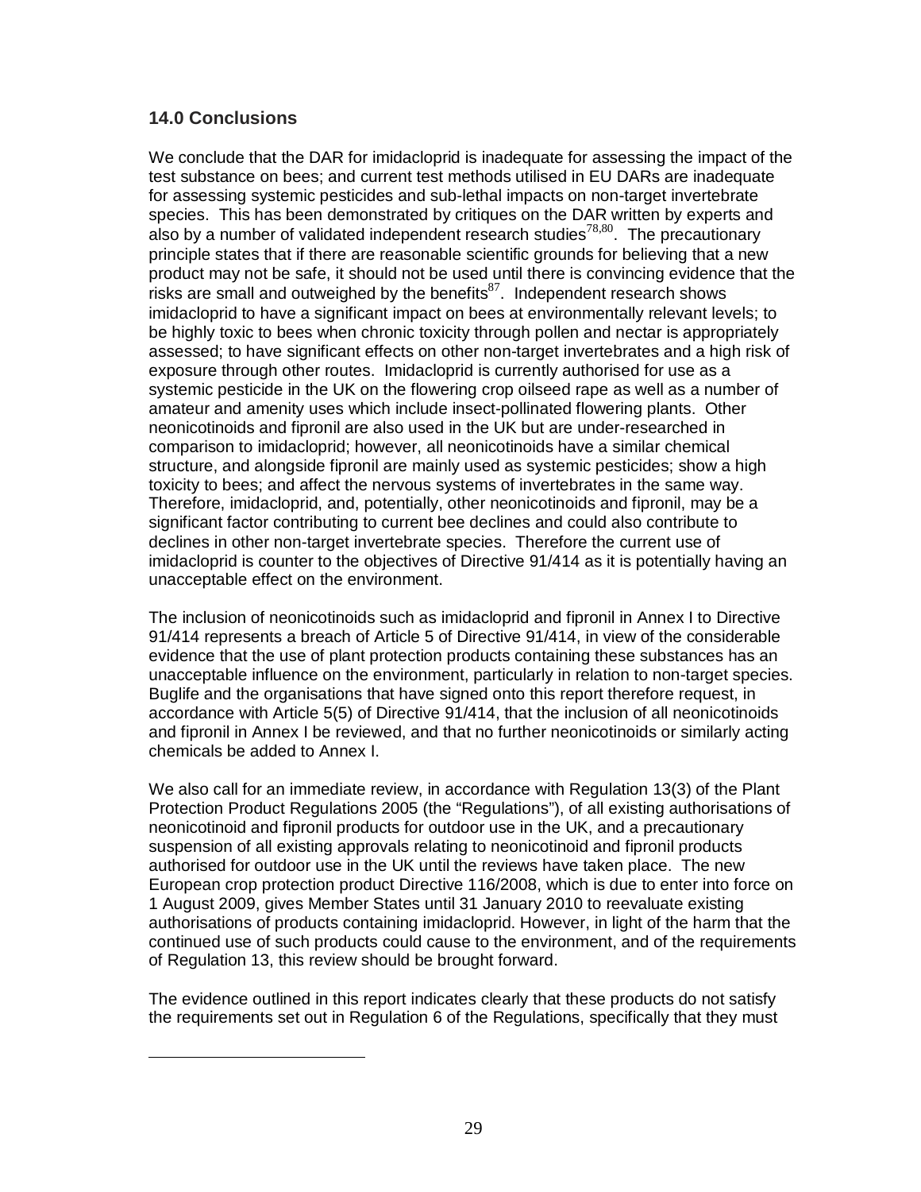## 14.0 Conclusions

We conclude that the DAR for imidacloprid is inadequate for assessing the impact of the test substance on bees; and current test methods utilised in EU DARs are inadequate for assessing systemic pesticides and sub-lethal impacts on non-target invertebrate species. This has been demonstrated by critiques on the DAR written by experts and also by a number of validated independent research studies[78,80]. The precautionary principle states that if there are reasonable scientific grounds for believing that a new product may not be safe, it should not be used until there is convincing evidence that the risks are small and outweighed by the benefits[87]. Independent research shows imidacloprid to have a significant impact on bees at environmentally relevant levels; to be highly toxic to bees when chronic toxicity through pollen and nectar is appropriately assessed; to have significant effects on other non-target invertebrates and a high risk of exposure through other routes. Imidacloprid is currently authorised for use as a systemic pesticide in the UK on the flowering crop oilseed rape as well as a number of amateur and amenity uses which include insect-pollinated flowering plants. Other neonicotinoids and fipronil are also used in the UK but are under-researched in comparison to imidacloprid; however, all neonicotinoids have a similar chemical structure, and alongside fipronil are mainly used as systemic pesticides; show a high toxicity to bees; and affect the nervous systems of invertebrates in the same way. Therefore, imidacloprid, and, potentially, other neonicotinoids and fipronil, may be a significant factor contributing to current bee declines and could also contribute to declines in other non-target invertebrate species. Therefore the current use of imidacloprid is counter to the objectives of Directive 91/414 as it is potentially having an unacceptable effect on the environment.

The inclusion of neonicotinoids such as imidacloprid and fipronil in Annex I to Directive 91/414 represents a breach of Article 5 of Directive 91/414, in view of the considerable evidence that the use of plant protection products containing these substances has an unacceptable influence on the environment, particularly in relation to non-target species. Buglife and the organisations that have signed onto this report therefore request, in accordance with Article 5(5) of Directive 91/414, that the inclusion of all neonicotinoids and fipronil in Annex I be reviewed, and that no further neonicotinoids or similarly acting chemicals be added to Annex I.

We also call for an immediate review, in accordance with Regulation 13(3) of the Plant Protection Product Regulations 2005 (the "Regulations"), of all existing authorisations of neonicotinoid and fipronil products for outdoor use in the UK, and a precautionary suspension of all existing approvals relating to neonicotinoid and fipronil products authorised for outdoor use in the UK until the reviews have taken place. The new European crop protection product Directive 116/2008, which is due to enter into force on 1 August 2009, gives Member States until 31 January 2010 to reevaluate existing authorisations of products containing imidacloprid. However, in light of the harm that the continued use of such products could cause to the environment, and of the requirements of Regulation 13, this review should be brought forward.

The evidence outlined in this report indicates clearly that these products do not satisfy the requirements set out in Regulation 6 of the Regulations, specifically that they must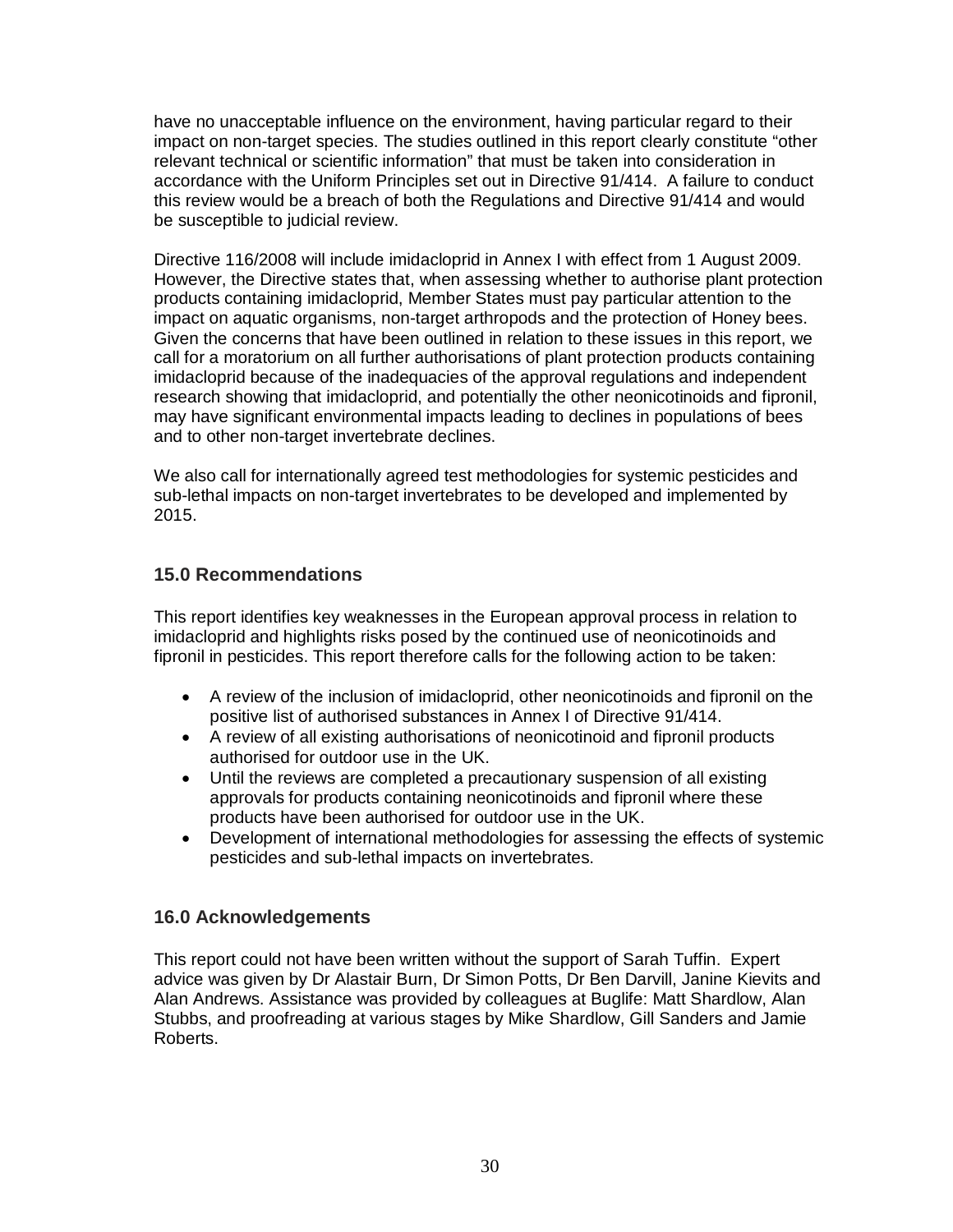have no unacceptable influence on the environment, having particular regard to their impact on non-target species. The studies outlined in this report clearly constitute "other relevant technical or scientific information" that must be taken into consideration in accordance with the Uniform Principles set out in Directive 91/414. A failure to conduct this review would be a breach of both the Regulations and Directive 91/414 and would be susceptible to judicial review.

Directive 116/2008 will include imidacloprid in Annex I with effect from 1 August 2009. However, the Directive states that, when assessing whether to authorise plant protection products containing imidacloprid, Member States must pay particular attention to the impact on aquatic organisms, non-target arthropods and the protection of Honey bees. Given the concerns that have been outlined in relation to these issues in this report, we call for a moratorium on all further authorisations of plant protection products containing imidacloprid because of the inadequacies of the approval regulations and independent research showing that imidacloprid, and potentially the other neonicotinoids and fipronil, may have significant environmental impacts leading to declines in populations of bees and to other non-target invertebrate declines.

We also call for internationally agreed test methodologies for systemic pesticides and sub-lethal impacts on non-target invertebrates to be developed and implemented by 2015.

## 15.0 Recommendations

This report identifies key weaknesses in the European approval process in relation to imidacloprid and highlights risks posed by the continued use of neonicotinoids and fipronil in pesticides. This report therefore calls for the following action to be taken:

- A review of the inclusion of imidacloprid, other neonicotinoids and fipronil on the positive list of authorised substances in Annex I of Directive 91/414.
- A review of all existing authorisations of neonicotinoid and fipronil products authorised for outdoor use in the UK.
- Until the reviews are completed a precautionary suspension of all existing approvals for products containing neonicotinoids and fipronil where these products have been authorised for outdoor use in the UK.
- Development of international methodologies for assessing the effects of systemic pesticides and sub-lethal impacts on invertebrates.

## 16.0 Acknowledgements

This report could not have been written without the support of Sarah Tuffin. Expert advice was given by Dr Alastair Burn, Dr Simon Potts, Dr Ben Darvill, Janine Kievits and Alan Andrews. Assistance was provided by colleagues at Buglife: Matt Shardlow, Alan Stubbs, and proofreading at various stages by Mike Shardlow, Gill Sanders and Jamie Roberts.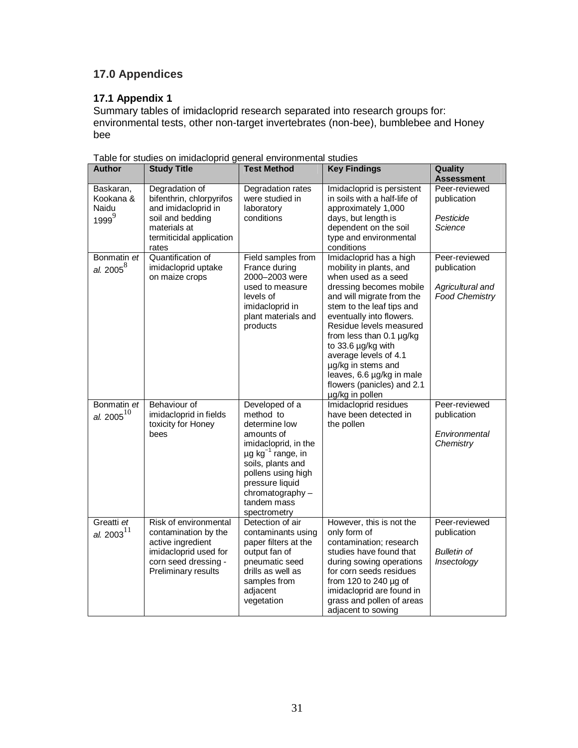## 17.0 Appendices

### 17.1 Appendix 1

Summary tables of imidacloprid research separated into research groups for: environmental tests, other non-target invertebrates (non-bee), bumblebee and Honey bee

Table for studies on imidacloprid general environmental studies

| Author | Study Title | Test Method | Key Findings | Quality Assessment |
|---|---|---|---|---|
| Baskaran, Kookana & Naidu 1999[9] | Degradation of bifenthrin, chlorpyrifos and imidacloprid in soil and bedding materials at termiticidal application rates | Degradation rates were studied in laboratory conditions | Imidacloprid is persistent in soils with a half-life of approximately 1,000 days, but length is dependent on the soil type and environmental conditions | Peer-reviewed publication<br><br>*Pesticide Science* |
| Bonmatin *et al.* 2005[8] | Quantification of imidacloprid uptake on maize crops | Field samples from France during 2000–2003 were used to measure levels of imidacloprid in plant materials and products | Imidacloprid has a high mobility in plants, and when used as a seed dressing becomes mobile and will migrate from the stem to the leaf tips and eventually into flowers. Residue levels measured from less than 0.1 µg/kg to 33.6 µg/kg with average levels of 4.1 µg/kg in stems and leaves, 6.6 µg/kg in male flowers (panicles) and 2.1 µg/kg in pollen | Peer-reviewed publication<br><br>*Agricultural and Food Chemistry* |
| Bonmatin *et al.* 2005[10] | Behaviour of imidacloprid in fields toxicity for Honey bees | Developed of a method to determine low amounts of imidacloprid, in the µg $kg^{-1}$ range, in soils, plants and pollens using high pressure liquid chromatography – tandem mass spectrometry | Imidacloprid residues have been detected in the pollen | Peer-reviewed publication<br><br>*Environmental Chemistry* |
| Greatti *et al.* 2003[11] | Risk of environmental contamination by the active ingredient imidacloprid used for corn seed dressing - Preliminary results | Detection of air contaminants using paper filters at the output fan of pneumatic seed drills as well as samples from adjacent vegetation | However, this is not the only form of contamination; research studies have found that during sowing operations for corn seeds residues from 120 to 240 µg of imidacloprid are found in grass and pollen of areas adjacent to sowing | Peer-reviewed publication<br><br>*Bulletin of Insectology* |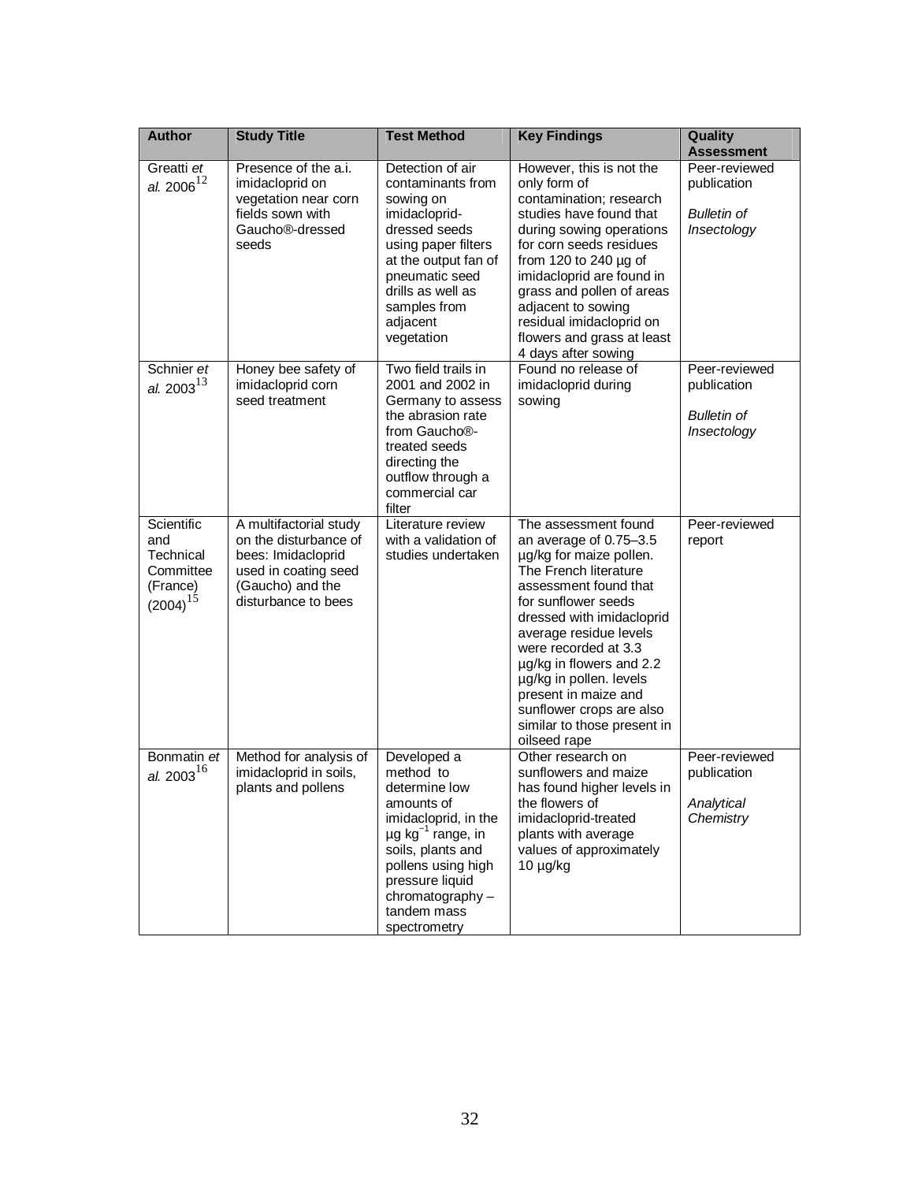| Author | Study Title | Test Method | Key Findings | Quality Assessment |
| --- | --- | --- | --- | --- |
| Greatti *et al.* 2006[12] | Presence of the a.i. imidacloprid on vegetation near corn fields sown with Gaucho®-dressed seeds | Detection of air contaminants from sowing on imidacloprid-dressed seeds using paper filters at the output fan of pneumatic seed drills as well as samples from adjacent vegetation | However, this is not the only form of contamination; research studies have found that during sowing operations for corn seeds residues from 120 to 240 µg of imidacloprid are found in grass and pollen of areas adjacent to sowing residual imidacloprid on flowers and grass at least 4 days after sowing | Peer-reviewed publication<br><br>*Bulletin of Insectology* |
| Schnier *et al.* 2003[13] | Honey bee safety of imidacloprid corn seed treatment | Two field trails in 2001 and 2002 in Germany to assess the abrasion rate from Gaucho®-treated seeds directing the outflow through a commercial car filter | Found no release of imidacloprid during sowing | Peer-reviewed publication<br><br>*Bulletin of Insectology* |
| Scientific and Technical Committee (France) (2004)[15] | A multifactorial study on the disturbance of bees: Imidacloprid used in coating seed (Gaucho) and the disturbance to bees | Literature review with a validation of studies undertaken | The assessment found an average of 0.75–3.5 µg/kg for maize pollen. The French literature assessment found that for sunflower seeds dressed with imidacloprid average residue levels were recorded at 3.3 µg/kg in flowers and 2.2 µg/kg in pollen. levels present in maize and sunflower crops are also similar to those present in oilseed rape | Peer-reviewed report |
| Bonmatin *et al.* 2003[16] | Method for analysis of imidacloprid in soils, plants and pollens | Developed a method to determine low amounts of imidacloprid, in the µg $kg^{-1}$ range, in soils, plants and pollens using high pressure liquid chromatography – tandem mass spectrometry | Other research on sunflowers and maize has found higher levels in the flowers of imidacloprid-treated plants with average values of approximately 10 µg/kg | Peer-reviewed publication<br><br>*Analytical Chemistry* |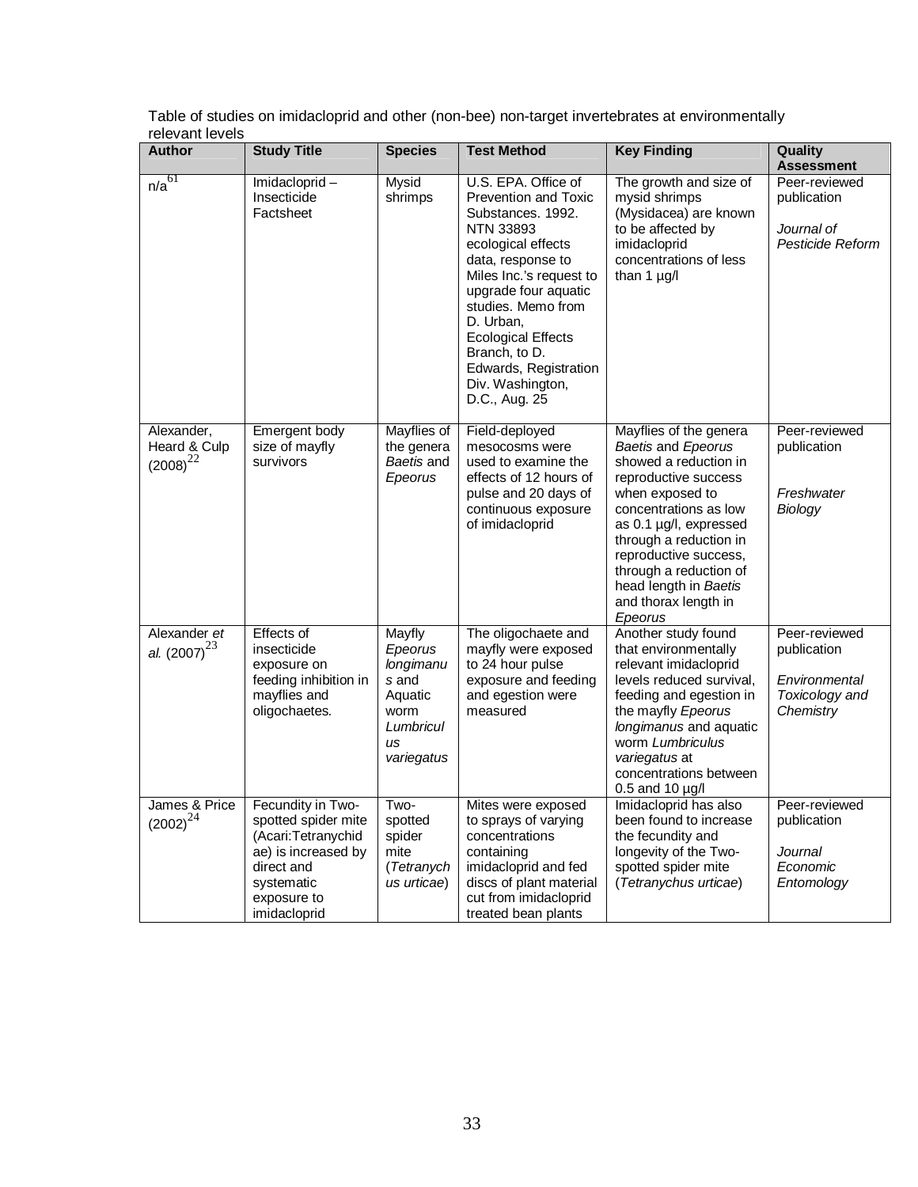Table of studies on imidacloprid and other (non-bee) non-target invertebrates at environmentally relevant levels

| Author | Study Title | Species | Test Method | Key Finding | Quality Assessment |
|---|---|---|---|---|---|
| n/a[61] | Imidacloprid – Insecticide Factsheet | Mysid shrimps | U.S. EPA. Office of Prevention and Toxic Substances. 1992. NTN 33893 ecological effects data, response to Miles Inc.'s request to upgrade four aquatic studies. Memo from D. Urban, Ecological Effects Branch, to D. Edwards, Registration Div. Washington, D.C., Aug. 25 | The growth and size of mysid shrimps (Mysidacea) are known to be affected by imidacloprid concentrations of less than 1 µg/l | Peer-reviewed publication *Journal of Pesticide Reform* |
| Alexander, Heard & Culp (2008)[22] | Emergent body size of mayfly survivors | Mayflies of the genera *Baetis* and *Epeorus* | Field-deployed mesocosms were used to examine the effects of 12 hours of pulse and 20 days of continuous exposure of imidacloprid | Mayflies of the genera *Baetis* and *Epeorus* showed a reduction in reproductive success when exposed to concentrations as low as 0.1 µg/l, expressed through a reduction in reproductive success, through a reduction of head length in *Baetis* and thorax length in *Epeorus* | Peer-reviewed publication *Freshwater Biology* |
| Alexander *et al.* (2007)[23] | Effects of insecticide exposure on feeding inhibition in mayflies and oligochaetes. | Mayfly *Epeorus longimanus* and Aquatic worm *Lumbriculus variegatus* | The oligochaete and mayfly were exposed to 24 hour pulse exposure and feeding and egestion were measured | Another study found that environmentally relevant imidacloprid levels reduced survival, feeding and egestion in the mayfly *Epeorus longimanus* and aquatic worm *Lumbriculus variegatus* at concentrations between 0.5 and 10 µg/l | Peer-reviewed publication *Environmental Toxicology and Chemistry* |
| James & Price (2002)[24] | Fecundity in Two-spotted spider mite (Acari:Tetranychidae) is increased by direct and systematic exposure to imidacloprid | Two-spotted spider mite (*Tetranychus urticae*) | Mites were exposed to sprays of varying concentrations containing imidacloprid and fed discs of plant material cut from imidacloprid treated bean plants | Imidacloprid has also been found to increase the fecundity and longevity of the Two-spotted spider mite (*Tetranychus urticae*) | Peer-reviewed publication *Journal Economic Entomology* |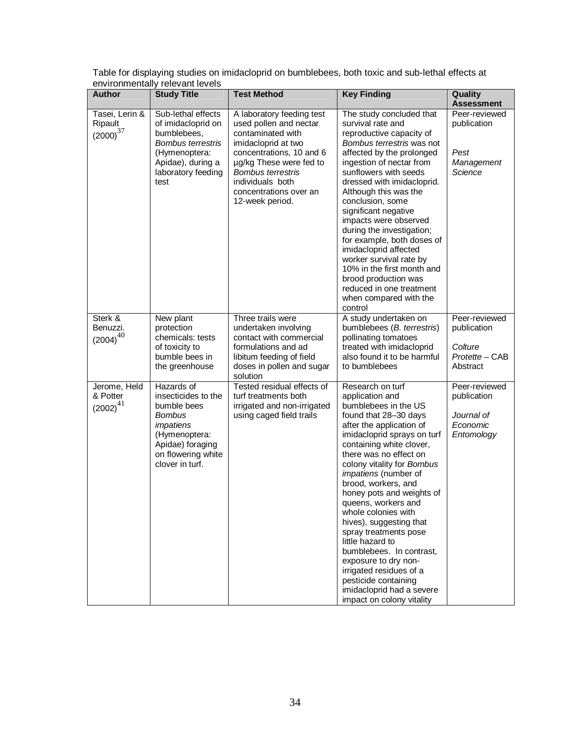Table for displaying studies on imidacloprid on bumblebees, both toxic and sub-lethal effects at environmentally relevant levels

| Author | Study Title | Test Method | Key Finding | Quality Assessment |
|---|---|---|---|---|
| Tasei, Lerin & Ripault (2000)[37] | Sub-lethal effects of imidacloprid on bumblebees, *Bombus terrestris* (Hymenoptera: Apidae), during a laboratory feeding test | A laboratory feeding test used pollen and nectar contaminated with imidacloprid at two concentrations, 10 and 6 µg/kg These were fed to *Bombus terrestris* individuals both concentrations over an 12-week period. | The study concluded that survival rate and reproductive capacity of *Bombus terrestris* was not affected by the prolonged ingestion of nectar from sunflowers with seeds dressed with imidacloprid. Although this was the conclusion, some significant negative impacts were observed during the investigation; for example, both doses of imidacloprid affected worker survival rate by 10% in the first month and brood production was reduced in one treatment when compared with the control | Peer-reviewed publication<br><br>*Pest Management Science* |
| Sterk & Benuzzi. (2004)[40] | New plant protection chemicals: tests of toxicity to bumble bees in the greenhouse | Three trails were undertaken involving contact with commercial formulations and ad libitum feeding of field doses in pollen and sugar solution | A study undertaken on bumblebees (*B. terrestris*) pollinating tomatoes treated with imidacloprid also found it to be harmful to bumblebees | Peer-reviewed publication<br><br>*Colture Protette* – CAB Abstract |
| Jerome, Held & Potter (2002)[41] | Hazards of insecticides to the bumble bees *Bombus impatiens* (Hymenoptera: Apidae) foraging on flowering white clover in turf. | Tested residual effects of turf treatments both irrigated and non-irrigated using caged field trails | Research on turf application and bumblebees in the US found that 28–30 days after the application of imidacloprid sprays on turf containing white clover, there was no effect on colony vitality for *Bombus impatiens* (number of brood, workers, and honey pots and weights of queens, workers and whole colonies with hives), suggesting that spray treatments pose little hazard to bumblebees. In contrast, exposure to dry non-irrigated residues of a pesticide containing imidacloprid had a severe impact on colony vitality | Peer-reviewed publication<br><br>*Journal of Economic Entomology* |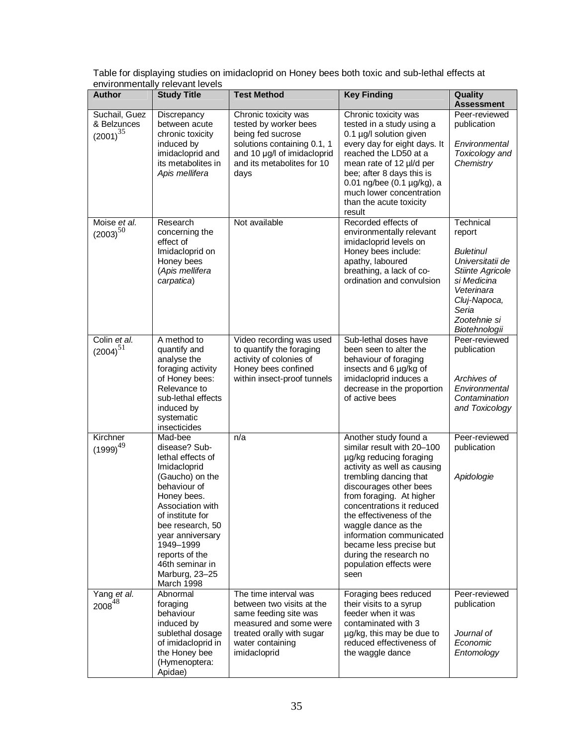Table for displaying studies on imidacloprid on Honey bees both toxic and sub-lethal effects at environmentally relevant levels

| Author | Study Title | Test Method | Key Finding | Quality Assessment |
|---|---|---|---|---|
| Suchail, Guez & Belzunces (2001)[35] | Discrepancy between acute chronic toxicity induced by imidacloprid and its metabolites in *Apis mellifera* | Chronic toxicity was tested by worker bees being fed sucrose solutions containing 0.1, 1 and 10 µg/l of imidacloprid and its metabolites for 10 days | Chronic toxicity was tested in a study using a 0.1 µg/l solution given every day for eight days. It reached the LD50 at a mean rate of 12 µl/d per bee; after 8 days this is 0.01 ng/bee (0.1 µg/kg), a much lower concentration than the acute toxicity result | Peer-reviewed publication *Environmental Toxicology and Chemistry* |
| Moise *et al.* (2003)[50] | Research concerning the effect of Imidacloprid on Honey bees (*Apis mellifera carpatica*) | Not available | Recorded effects of environmentally relevant imidacloprid levels on Honey bees include: apathy, laboured breathing, a lack of co-ordination and convulsion | Technical report *Buletinul Universitatii de Stiinte Agricole si Medicina Veterinara Cluj-Napoca, Seria Zootehnie si Biotehnologii* |
| Colin *et al.* (2004)[51] | A method to quantify and analyse the foraging activity of Honey bees: Relevance to sub-lethal effects induced by systematic insecticides | Video recording was used to quantify the foraging activity of colonies of Honey bees confined within insect-proof tunnels | Sub-lethal doses have been seen to alter the behaviour of foraging insects and 6 µg/kg of imidacloprid induces a decrease in the proportion of active bees | Peer-reviewed publication *Archives of Environmental Contamination and Toxicology* |
| Kirchner (1999)[49] | Mad-bee disease? Sub-lethal effects of Imidacloprid (Gaucho) on the behaviour of Honey bees. Association with of institute for bee research, 50 year anniversary 1949–1999 reports of the 46th seminar in Marburg, 23–25 March 1998 | n/a | Another study found a similar result with 20–100 µg/kg reducing foraging activity as well as causing trembling dancing that discourages other bees from foraging. At higher concentrations it reduced the effectiveness of the waggle dance as the information communicated became less precise but during the research no population effects were seen | Peer-reviewed publication *Apidologie* |
| Yang *et al.* 2008[48] | Abnormal foraging behaviour induced by sublethal dosage of imidacloprid in the Honey bee (Hymenoptera: Apidae) | The time interval was between two visits at the same feeding site was measured and some were treated orally with sugar water containing imidacloprid | Foraging bees reduced their visits to a syrup feeder when it was contaminated with 3 µg/kg, this may be due to reduced effectiveness of the waggle dance | Peer-reviewed publication *Journal of Economic Entomology* |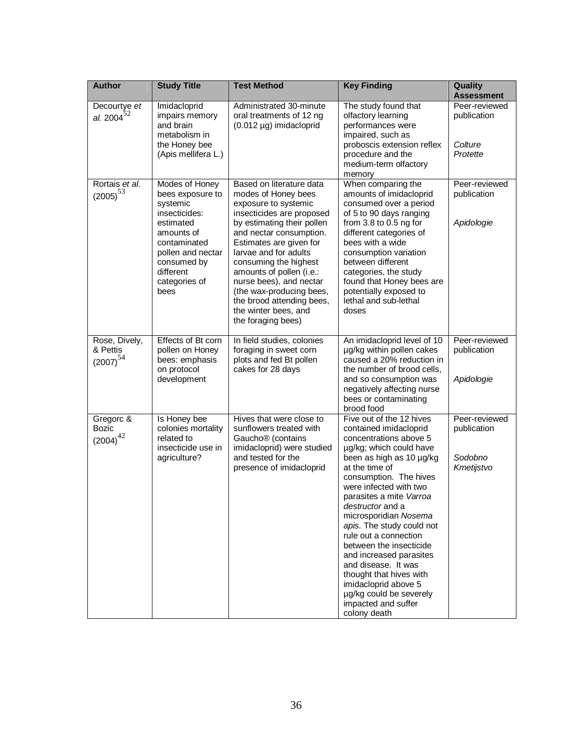| Author | Study Title | Test Method | Key Finding | Quality Assessment |
|---|---|---|---|---|
| Decourtye *et al.* 2004[52] | Imidacloprid impairs memory and brain metabolism in the Honey bee (Apis mellifera L.) | Administrated 30-minute oral treatments of 12 ng (0.012 µg) imidacloprid | The study found that olfactory learning performances were impaired, such as proboscis extension reflex procedure and the medium-term olfactory memory | Peer-reviewed publication *Colture Protette* |
| Rortais *et al.* (2005)[53] | Modes of Honey bees exposure to systemic insecticides: estimated amounts of contaminated pollen and nectar consumed by different categories of bees | Based on literature data modes of Honey bees exposure to systemic insecticides are proposed by estimating their pollen and nectar consumption. Estimates are given for larvae and for adults consuming the highest amounts of pollen (i.e.: nurse bees), and nectar (the wax-producing bees, the brood attending bees, the winter bees, and the foraging bees) | When comparing the amounts of imidacloprid consumed over a period of 5 to 90 days ranging from 3.8 to 0.5 ng for different categories of bees with a wide consumption variation between different categories, the study found that Honey bees are potentially exposed to lethal and sub-lethal doses | Peer-reviewed publication *Apidologie* |
| Rose, Dively, & Pettis (2007)[54] | Effects of Bt corn pollen on Honey bees: emphasis on protocol development | In field studies, colonies foraging in sweet corn plots and fed Bt pollen cakes for 28 days | An imidacloprid level of 10 µg/kg within pollen cakes caused a 20% reduction in the number of brood cells, and so consumption was negatively affecting nurse bees or contaminating brood food | Peer-reviewed publication *Apidologie* |
| Gregorc & Bozic (2004)[42] | Is Honey bee colonies mortality related to insecticide use in agriculture? | Hives that were close to sunflowers treated with Gaucho® (contains imidacloprid) were studied and tested for the presence of imidacloprid | Five out of the 12 hives contained imidacloprid concentrations above 5 µg/kg; which could have been as high as 10 µg/kg at the time of consumption. The hives were infected with two parasites a mite *Varroa destructor* and a microsporidian *Nosema apis*. The study could not rule out a connection between the insecticide and increased parasites and disease. It was thought that hives with imidacloprid above 5 µg/kg could be severely impacted and suffer colony death | Peer-reviewed publication *Sodobno Kmetijstvo* |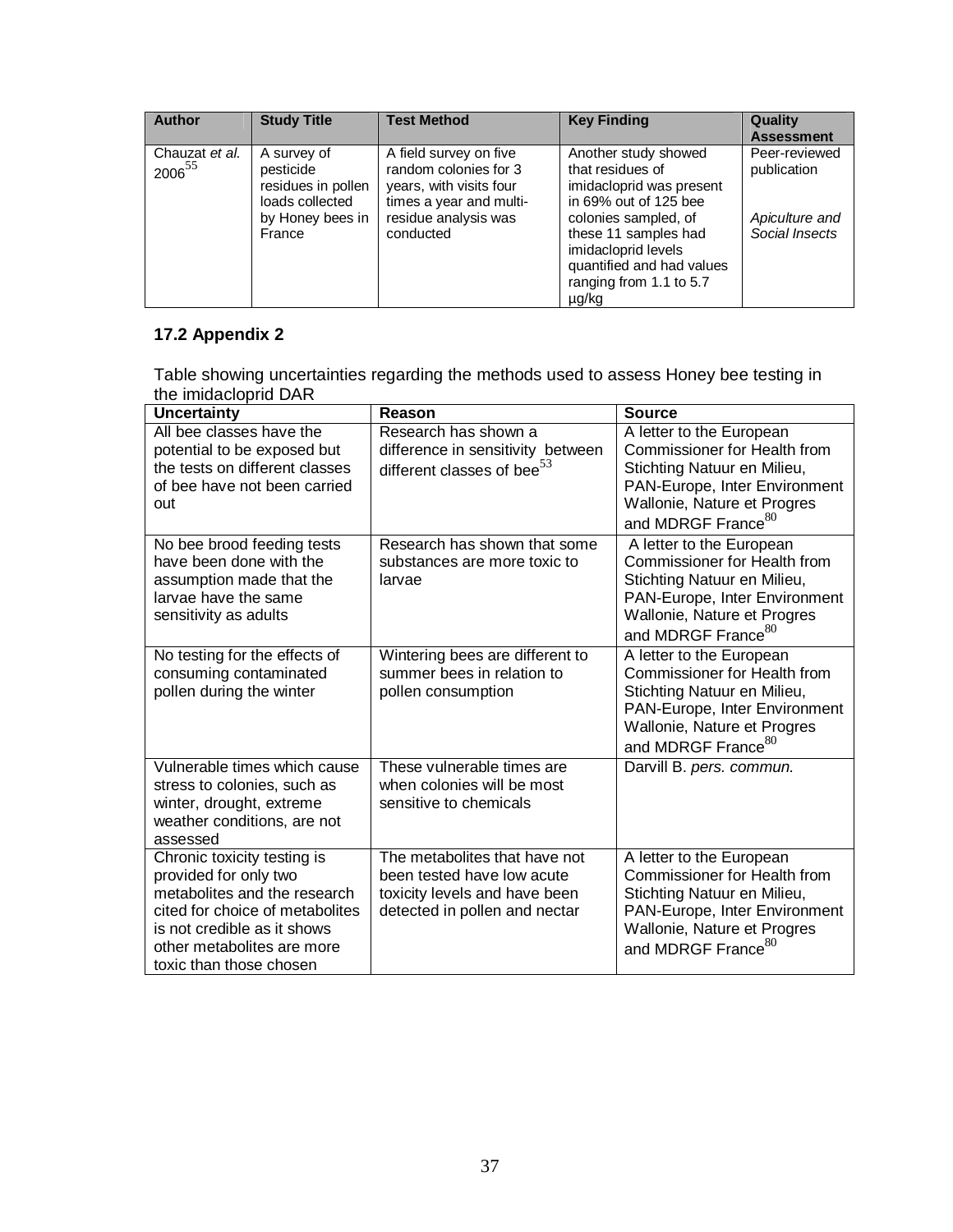| Author | Study Title | Test Method | Key Finding | Quality Assessment |
| --- | --- | --- | --- | --- |
| Chauzat *et al.* 2006[55] | A survey of pesticide residues in pollen loads collected by Honey bees in France | A field survey on five random colonies for 3 years, with visits four times a year and multi-residue analysis was conducted | Another study showed that residues of imidacloprid was present in 69% out of 125 bee colonies sampled, of these 11 samples had imidacloprid levels quantified and had values ranging from 1.1 to 5.7 μg/kg | Peer-reviewed publication *Apiculture and Social Insects* |

## 17.2 Appendix 2

Table showing uncertainties regarding the methods used to assess Honey bee testing in the imidacloprid DAR

| Uncertainty | Reason | Source |
| --- | --- | --- |
| All bee classes have the potential to be exposed but the tests on different classes of bee have not been carried out | Research has shown a difference in sensitivity between different classes of bee[53] | A letter to the European Commissioner for Health from Stichting Natuur en Milieu, PAN-Europe, Inter Environment Wallonie, Nature et Progres and MDRGF France[80] |
| No bee brood feeding tests have been done with the assumption made that the larvae have the same sensitivity as adults | Research has shown that some substances are more toxic to larvae | A letter to the European Commissioner for Health from Stichting Natuur en Milieu, PAN-Europe, Inter Environment Wallonie, Nature et Progres and MDRGF France[80] |
| No testing for the effects of consuming contaminated pollen during the winter | Wintering bees are different to summer bees in relation to pollen consumption | A letter to the European Commissioner for Health from Stichting Natuur en Milieu, PAN-Europe, Inter Environment Wallonie, Nature et Progres and MDRGF France[80] |
| Vulnerable times which cause stress to colonies, such as winter, drought, extreme weather conditions, are not assessed | These vulnerable times are when colonies will be most sensitive to chemicals | Darvill B. *pers. commun.* |
| Chronic toxicity testing is provided for only two metabolites and the research cited for choice of metabolites is not credible as it shows other metabolites are more toxic than those chosen | The metabolites that have not been tested have low acute toxicity levels and have been detected in pollen and nectar | A letter to the European Commissioner for Health from Stichting Natuur en Milieu, PAN-Europe, Inter Environment Wallonie, Nature et Progres and MDRGF France[80] |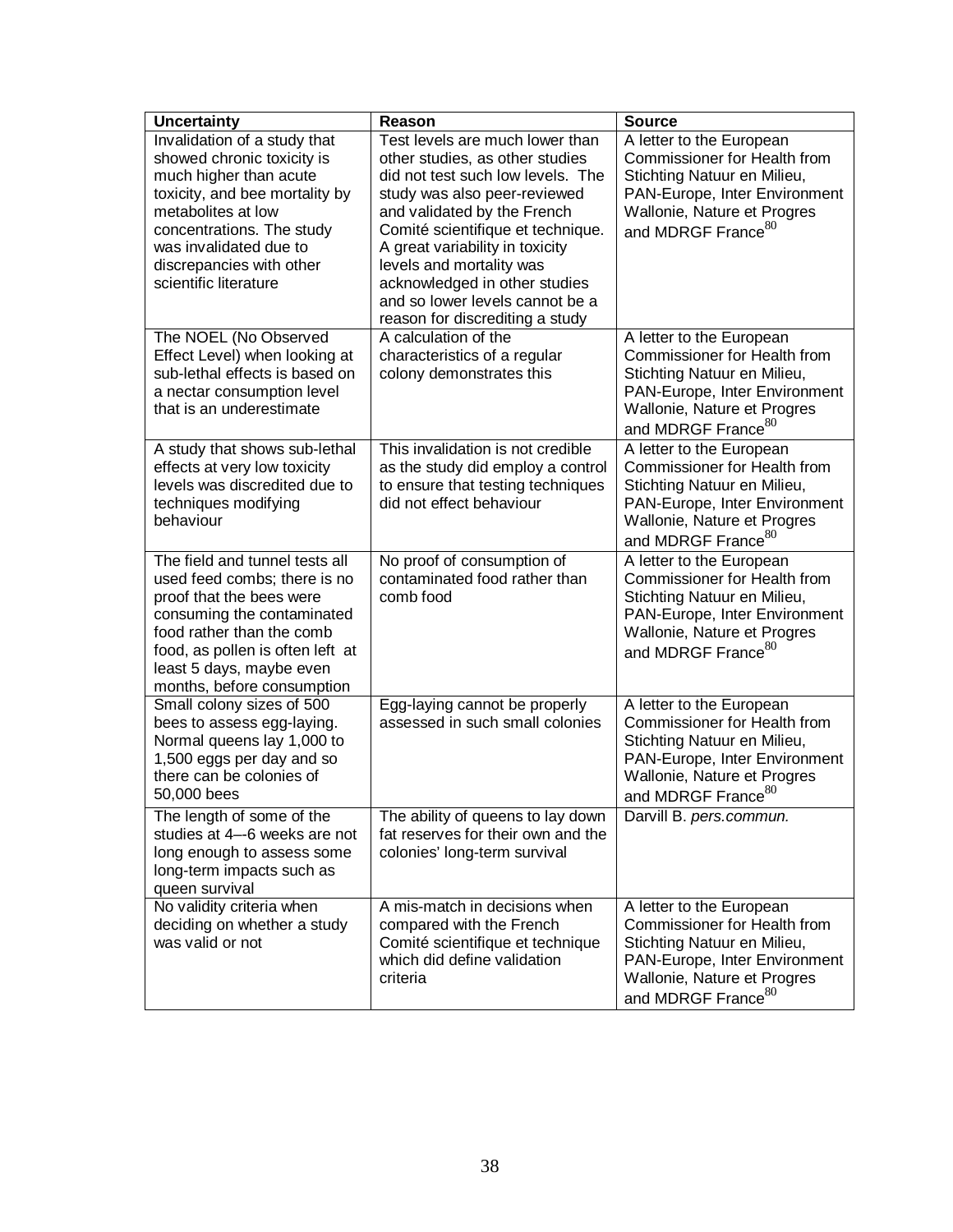| Uncertainty | Reason | Source |
|---|---|---|
| Invalidation of a study that showed chronic toxicity is much higher than acute toxicity, and bee mortality by metabolites at low concentrations. The study was invalidated due to discrepancies with other scientific literature | Test levels are much lower than other studies, as other studies did not test such low levels. The study was also peer-reviewed and validated by the French Comité scientifique et technique. A great variability in toxicity levels and mortality was acknowledged in other studies and so lower levels cannot be a reason for discrediting a study | A letter to the European Commissioner for Health from Stichting Natuur en Milieu, PAN-Europe, Inter Environment Wallonie, Nature et Progres and MDRGF France[80] |
| The NOEL (No Observed Effect Level) when looking at sub-lethal effects is based on a nectar consumption level that is an underestimate | A calculation of the characteristics of a regular colony demonstrates this | A letter to the European Commissioner for Health from Stichting Natuur en Milieu, PAN-Europe, Inter Environment Wallonie, Nature et Progres and MDRGF France[80] |
| A study that shows sub-lethal effects at very low toxicity levels was discredited due to techniques modifying behaviour | This invalidation is not credible as the study did employ a control to ensure that testing techniques did not effect behaviour | A letter to the European Commissioner for Health from Stichting Natuur en Milieu, PAN-Europe, Inter Environment Wallonie, Nature et Progres and MDRGF France[80] |
| The field and tunnel tests all used feed combs; there is no proof that the bees were consuming the contaminated food rather than the comb food, as pollen is often left at least 5 days, maybe even months, before consumption | No proof of consumption of contaminated food rather than comb food | A letter to the European Commissioner for Health from Stichting Natuur en Milieu, PAN-Europe, Inter Environment Wallonie, Nature et Progres and MDRGF France[80] |
| Small colony sizes of 500 bees to assess egg-laying. Normal queens lay 1,000 to 1,500 eggs per day and so there can be colonies of 50,000 bees | Egg-laying cannot be properly assessed in such small colonies | A letter to the European Commissioner for Health from Stichting Natuur en Milieu, PAN-Europe, Inter Environment Wallonie, Nature et Progres and MDRGF France[80] |
| The length of some of the studies at 4–-6 weeks are not long enough to assess some long-term impacts such as queen survival | The ability of queens to lay down fat reserves for their own and the colonies' long-term survival | Darvill B. *pers.commun.* |
| No validity criteria when deciding on whether a study was valid or not | A mis-match in decisions when compared with the French Comité scientifique et technique which did define validation criteria | A letter to the European Commissioner for Health from Stichting Natuur en Milieu, PAN-Europe, Inter Environment Wallonie, Nature et Progres and MDRGF France[80] |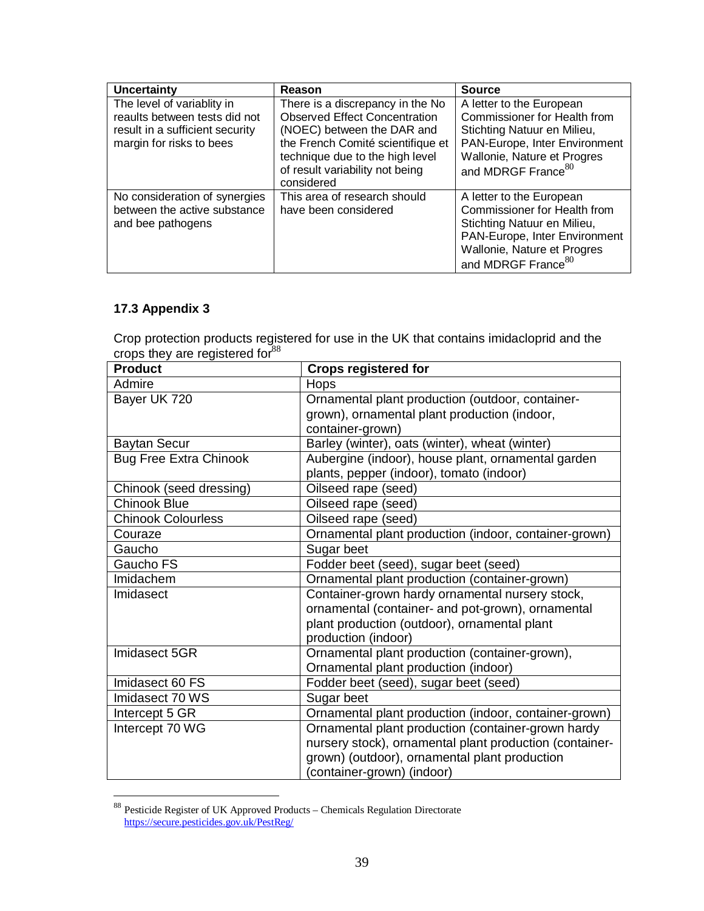| Uncertainty | Reason | Source |
| --- | --- | --- |
| The level of variablity in reaults between tests did not result in a sufficient security margin for risks to bees | There is a discrepancy in the No Observed Effect Concentration (NOEC) between the DAR and the French Comité scientifique et technique due to the high level of result variability not being considered | A letter to the European Commissioner for Health from Stichting Natuur en Milieu, PAN-Europe, Inter Environment Wallonie, Nature et Progres and MDRGF France[80] |
| No consideration of synergies between the active substance and bee pathogens | This area of research should have been considered | A letter to the European Commissioner for Health from Stichting Natuur en Milieu, PAN-Europe, Inter Environment Wallonie, Nature et Progres and MDRGF France[80] |

### 17.3 Appendix 3

Crop protection products registered for use in the UK that contains imidacloprid and the crops they are registered for[88]

| Product | Crops registered for |
| --- | --- |
| Admire | Hops |
| Bayer UK 720 | Ornamental plant production (outdoor, container-grown), ornamental plant production (indoor, container-grown) |
| Baytan Secur | Barley (winter), oats (winter), wheat (winter) |
| Bug Free Extra Chinook | Aubergine (indoor), house plant, ornamental garden plants, pepper (indoor), tomato (indoor) |
| Chinook (seed dressing) | Oilseed rape (seed) |
| Chinook Blue | Oilseed rape (seed) |
| Chinook Colourless | Oilseed rape (seed) |
| Couraze | Ornamental plant production (indoor, container-grown) |
| Gaucho | Sugar beet |
| Gaucho FS | Fodder beet (seed), sugar beet (seed) |
| Imidachem | Ornamental plant production (container-grown) |
| Imidasect | Container-grown hardy ornamental nursery stock, ornamental (container- and pot-grown), ornamental plant production (outdoor), ornamental plant production (indoor) |
| Imidasect 5GR | Ornamental plant production (container-grown), Ornamental plant production (indoor) |
| Imidasect 60 FS | Fodder beet (seed), sugar beet (seed) |
| Imidasect 70 WS | Sugar beet |
| Intercept 5 GR | Ornamental plant production (indoor, container-grown) |
| Intercept 70 WG | Ornamental plant production (container-grown hardy nursery stock), ornamental plant production (container-grown) (outdoor), ornamental plant production (container-grown) (indoor) |

[88] Pesticide Register of UK Approved Products – Chemicals Regulation Directorate https://secure.pesticides.gov.uk/PestReg/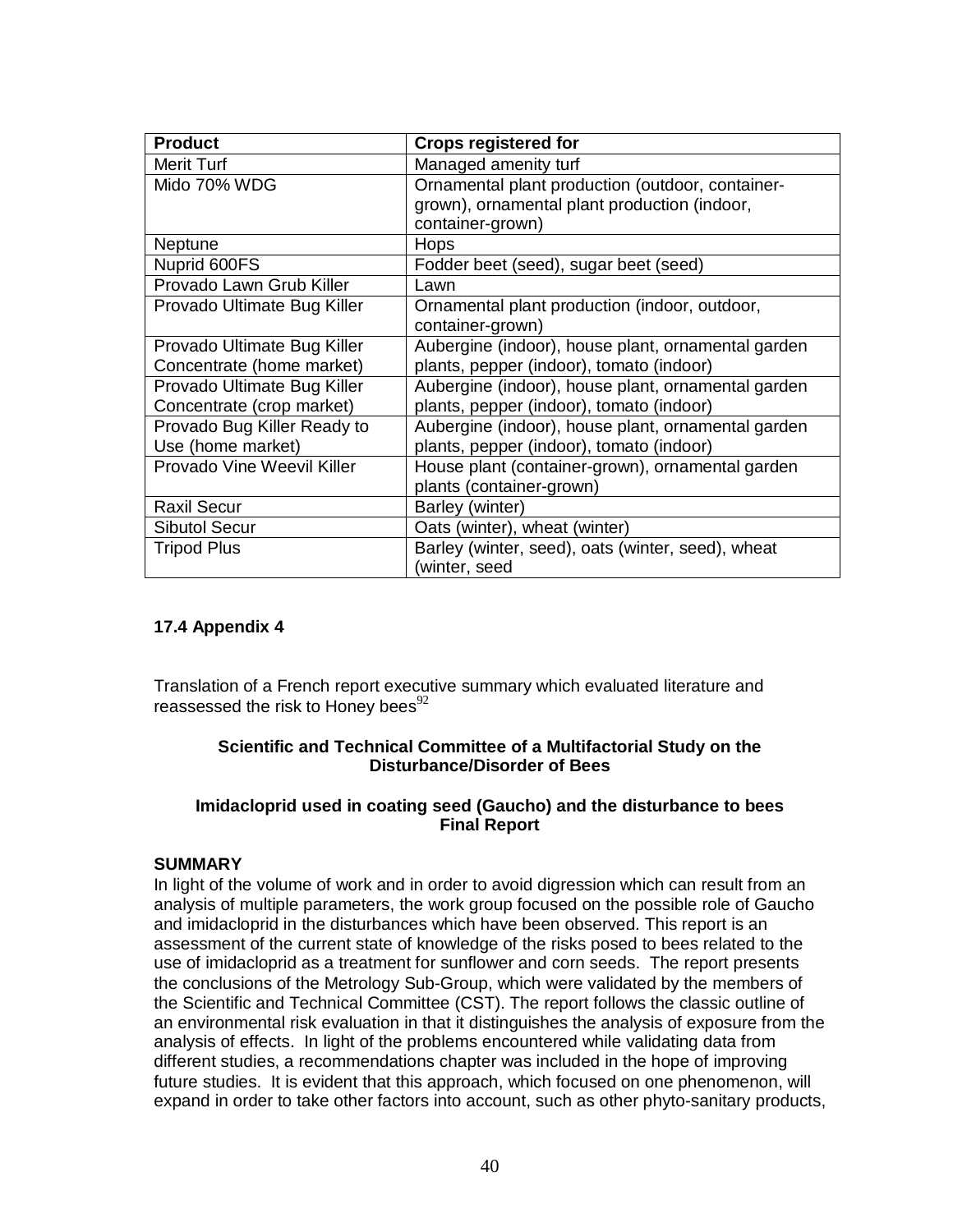| Product | Crops registered for |
|---|---|
| Merit Turf | Managed amenity turf |
| Mido 70% WDG | Ornamental plant production (outdoor, container-grown), ornamental plant production (indoor, container-grown) |
| Neptune | Hops |
| Nuprid 600FS | Fodder beet (seed), sugar beet (seed) |
| Provado Lawn Grub Killer | Lawn |
| Provado Ultimate Bug Killer | Ornamental plant production (indoor, outdoor, container-grown) |
| Provado Ultimate Bug Killer Concentrate (home market) | Aubergine (indoor), house plant, ornamental garden plants, pepper (indoor), tomato (indoor) |
| Provado Ultimate Bug Killer Concentrate (crop market) | Aubergine (indoor), house plant, ornamental garden plants, pepper (indoor), tomato (indoor) |
| Provado Bug Killer Ready to Use (home market) | Aubergine (indoor), house plant, ornamental garden plants, pepper (indoor), tomato (indoor) |
| Provado Vine Weevil Killer | House plant (container-grown), ornamental garden plants (container-grown) |
| Raxil Secur | Barley (winter) |
| Sibutol Secur | Oats (winter), wheat (winter) |
| Tripod Plus | Barley (winter, seed), oats (winter, seed), wheat (winter, seed |

### 17.4 Appendix 4

Translation of a French report executive summary which evaluated literature and reassessed the risk to Honey bees[92]

**Scientific and Technical Committee of a Multifactorial Study on the Disturbance/Disorder of Bees**

**Imidacloprid used in coating seed (Gaucho) and the disturbance to bees Final Report**

**SUMMARY**

In light of the volume of work and in order to avoid digression which can result from an analysis of multiple parameters, the work group focused on the possible role of Gaucho and imidacloprid in the disturbances which have been observed. This report is an assessment of the current state of knowledge of the risks posed to bees related to the use of imidacloprid as a treatment for sunflower and corn seeds. The report presents the conclusions of the Metrology Sub-Group, which were validated by the members of the Scientific and Technical Committee (CST). The report follows the classic outline of an environmental risk evaluation in that it distinguishes the analysis of exposure from the analysis of effects. In light of the problems encountered while validating data from different studies, a recommendations chapter was included in the hope of improving future studies. It is evident that this approach, which focused on one phenomenon, will expand in order to take other factors into account, such as other phyto-sanitary products,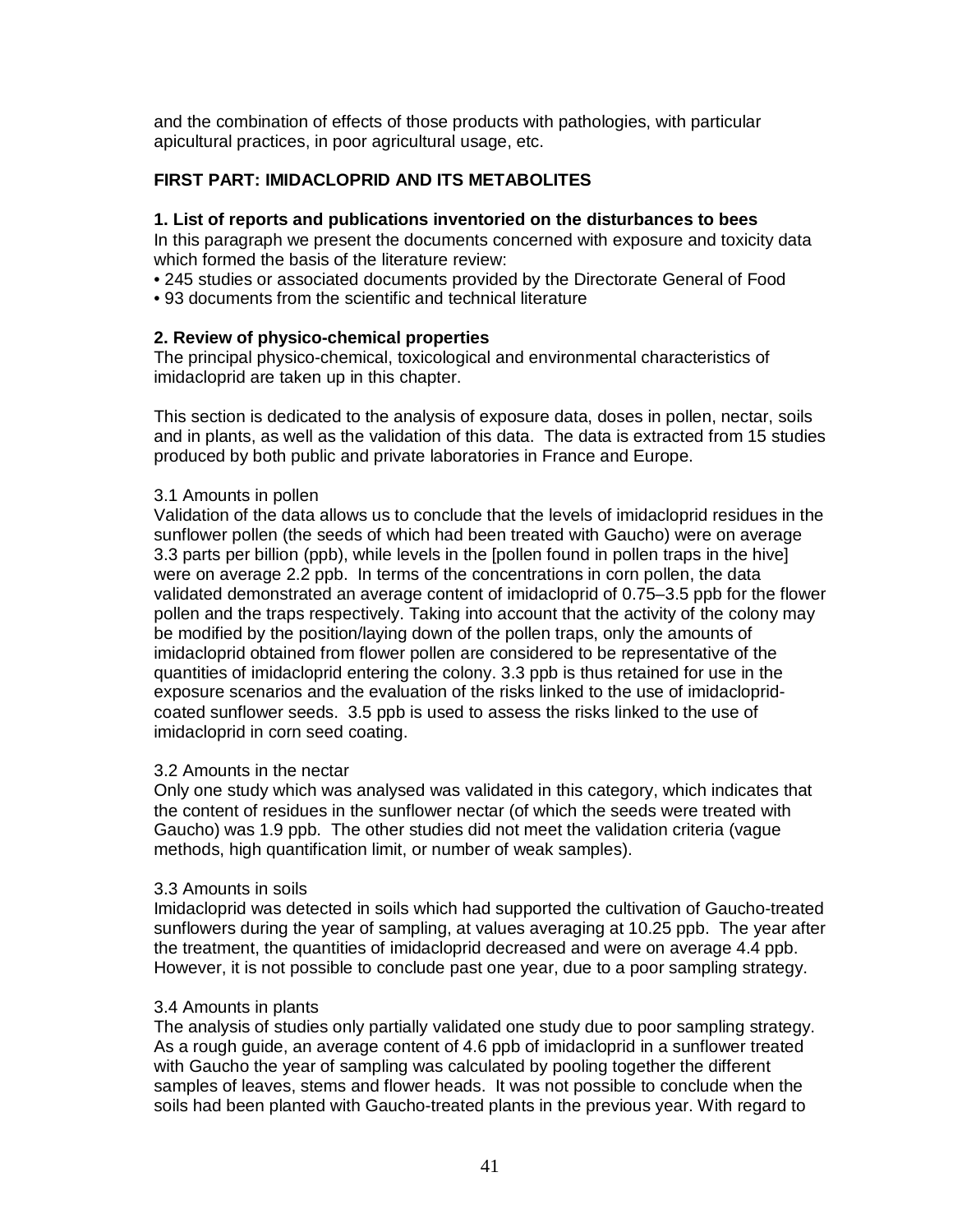and the combination of effects of those products with pathologies, with particular apicultural practices, in poor agricultural usage, etc.

## FIRST PART: IMIDACLOPRID AND ITS METABOLITES

### 1. List of reports and publications inventoried on the disturbances to bees

In this paragraph we present the documents concerned with exposure and toxicity data which formed the basis of the literature review:

- 245 studies or associated documents provided by the Directorate General of Food
- 93 documents from the scientific and technical literature

### 2. Review of physico-chemical properties

The principal physico-chemical, toxicological and environmental characteristics of imidacloprid are taken up in this chapter.

This section is dedicated to the analysis of exposure data, doses in pollen, nectar, soils and in plants, as well as the validation of this data. The data is extracted from 15 studies produced by both public and private laboratories in France and Europe.

3.1 Amounts in pollen

Validation of the data allows us to conclude that the levels of imidacloprid residues in the sunflower pollen (the seeds of which had been treated with Gaucho) were on average 3.3 parts per billion (ppb), while levels in the [pollen found in pollen traps in the hive] were on average 2.2 ppb. In terms of the concentrations in corn pollen, the data validated demonstrated an average content of imidacloprid of 0.75–3.5 ppb for the flower pollen and the traps respectively. Taking into account that the activity of the colony may be modified by the position/laying down of the pollen traps, only the amounts of imidacloprid obtained from flower pollen are considered to be representative of the quantities of imidacloprid entering the colony. 3.3 ppb is thus retained for use in the exposure scenarios and the evaluation of the risks linked to the use of imidacloprid-coated sunflower seeds. 3.5 ppb is used to assess the risks linked to the use of imidacloprid in corn seed coating.

3.2 Amounts in the nectar

Only one study which was analysed was validated in this category, which indicates that the content of residues in the sunflower nectar (of which the seeds were treated with Gaucho) was 1.9 ppb. The other studies did not meet the validation criteria (vague methods, high quantification limit, or number of weak samples).

3.3 Amounts in soils

Imidacloprid was detected in soils which had supported the cultivation of Gaucho-treated sunflowers during the year of sampling, at values averaging at 10.25 ppb. The year after the treatment, the quantities of imidacloprid decreased and were on average 4.4 ppb. However, it is not possible to conclude past one year, due to a poor sampling strategy.

3.4 Amounts in plants

The analysis of studies only partially validated one study due to poor sampling strategy. As a rough guide, an average content of 4.6 ppb of imidacloprid in a sunflower treated with Gaucho the year of sampling was calculated by pooling together the different samples of leaves, stems and flower heads. It was not possible to conclude when the soils had been planted with Gaucho-treated plants in the previous year. With regard to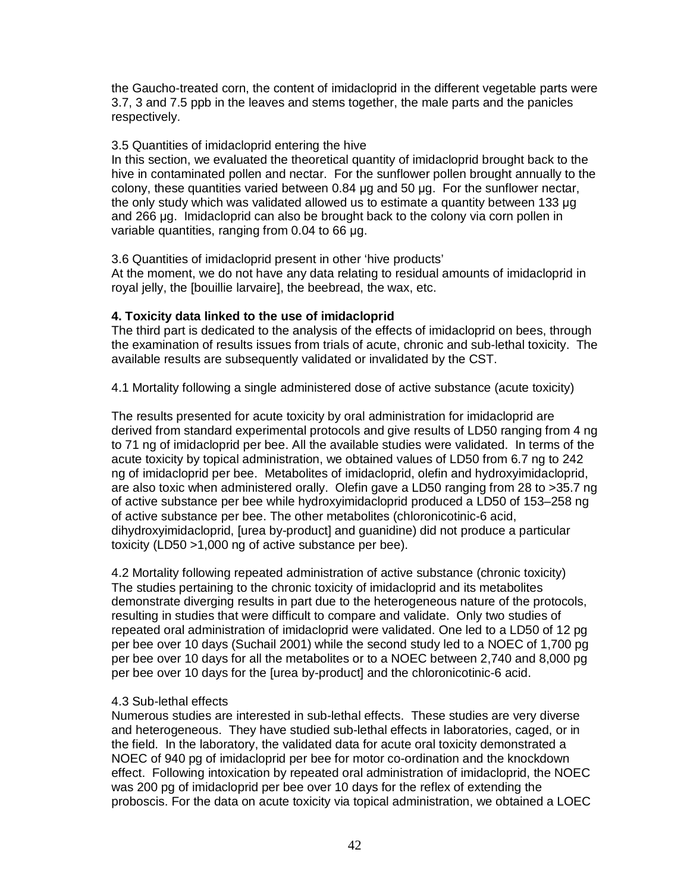the Gaucho-treated corn, the content of imidacloprid in the different vegetable parts were 3.7, 3 and 7.5 ppb in the leaves and stems together, the male parts and the panicles respectively.

3.5 Quantities of imidacloprid entering the hive

In this section, we evaluated the theoretical quantity of imidacloprid brought back to the hive in contaminated pollen and nectar. For the sunflower pollen brought annually to the colony, these quantities varied between 0.84 µg and 50 µg. For the sunflower nectar, the only study which was validated allowed us to estimate a quantity between 133 µg and 266 µg. Imidacloprid can also be brought back to the colony via corn pollen in variable quantities, ranging from 0.04 to 66 µg.

3.6 Quantities of imidacloprid present in other 'hive products'

At the moment, we do not have any data relating to residual amounts of imidacloprid in royal jelly, the [bouillie larvaire], the beebread, the wax, etc.

**4. Toxicity data linked to the use of imidacloprid**

The third part is dedicated to the analysis of the effects of imidacloprid on bees, through the examination of results issues from trials of acute, chronic and sub-lethal toxicity. The available results are subsequently validated or invalidated by the CST.

4.1 Mortality following a single administered dose of active substance (acute toxicity)

The results presented for acute toxicity by oral administration for imidacloprid are derived from standard experimental protocols and give results of LD50 ranging from 4 ng to 71 ng of imidacloprid per bee. All the available studies were validated. In terms of the acute toxicity by topical administration, we obtained values of LD50 from 6.7 ng to 242 ng of imidacloprid per bee. Metabolites of imidacloprid, olefin and hydroxyimidacloprid, are also toxic when administered orally. Olefin gave a LD50 ranging from 28 to >35.7 ng of active substance per bee while hydroxyimidacloprid produced a LD50 of 153–258 ng of active substance per bee. The other metabolites (chloronicotinic-6 acid, dihydroxyimidacloprid, [urea by-product] and guanidine) did not produce a particular toxicity (LD50 >1,000 ng of active substance per bee).

4.2 Mortality following repeated administration of active substance (chronic toxicity)

The studies pertaining to the chronic toxicity of imidacloprid and its metabolites demonstrate diverging results in part due to the heterogeneous nature of the protocols, resulting in studies that were difficult to compare and validate. Only two studies of repeated oral administration of imidacloprid were validated. One led to a LD50 of 12 pg per bee over 10 days (Suchail 2001) while the second study led to a NOEC of 1,700 pg per bee over 10 days for all the metabolites or to a NOEC between 2,740 and 8,000 pg per bee over 10 days for the [urea by-product] and the chloronicotinic-6 acid.

4.3 Sub-lethal effects

Numerous studies are interested in sub-lethal effects. These studies are very diverse and heterogeneous. They have studied sub-lethal effects in laboratories, caged, or in the field. In the laboratory, the validated data for acute oral toxicity demonstrated a NOEC of 940 pg of imidacloprid per bee for motor co-ordination and the knockdown effect. Following intoxication by repeated oral administration of imidacloprid, the NOEC was 200 pg of imidacloprid per bee over 10 days for the reflex of extending the proboscis. For the data on acute toxicity via topical administration, we obtained a LOEC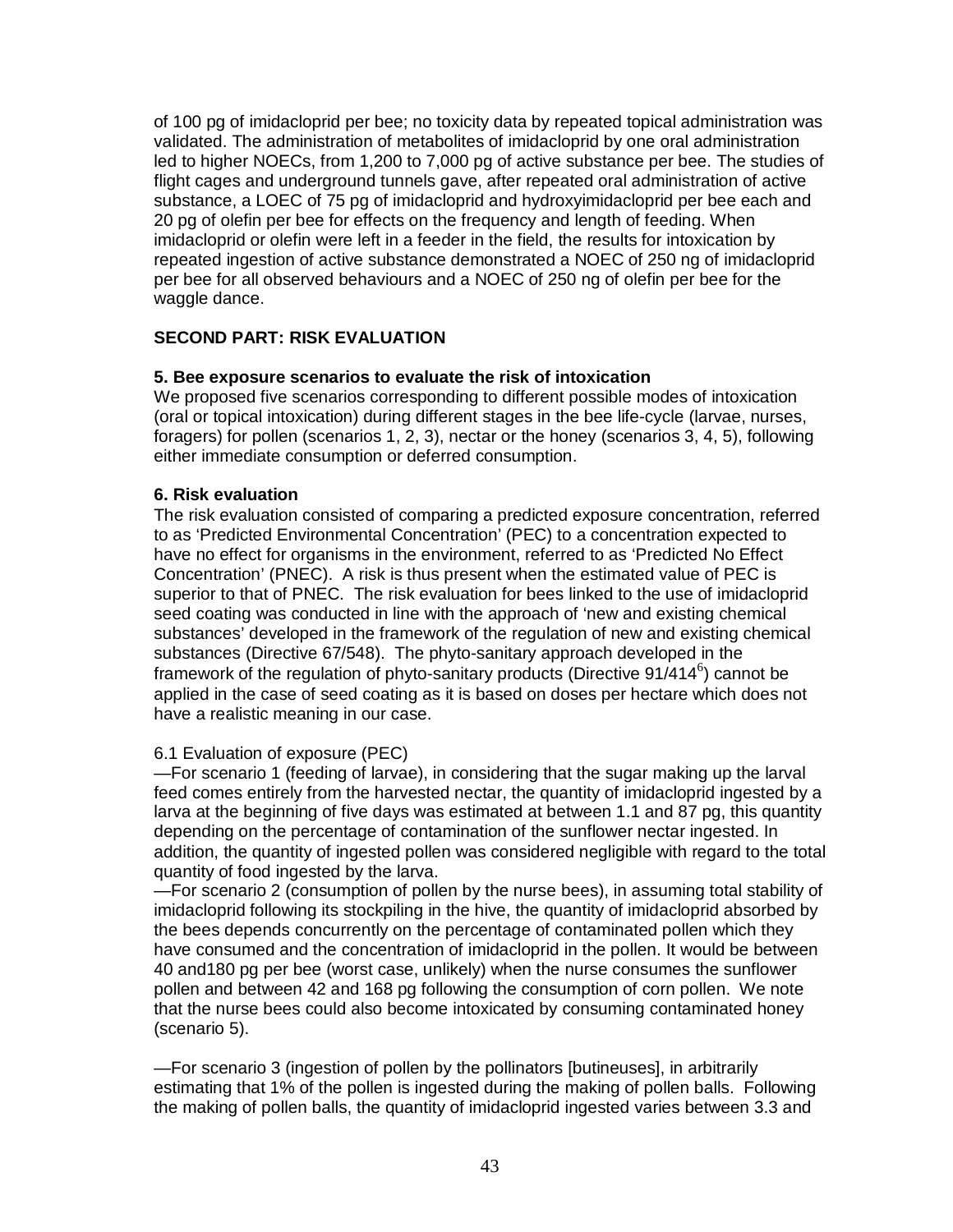of 100 pg of imidacloprid per bee; no toxicity data by repeated topical administration was validated. The administration of metabolites of imidacloprid by one oral administration led to higher NOECs, from 1,200 to 7,000 pg of active substance per bee. The studies of flight cages and underground tunnels gave, after repeated oral administration of active substance, a LOEC of 75 pg of imidacloprid and hydroxyimidacloprid per bee each and 20 pg of olefin per bee for effects on the frequency and length of feeding. When imidacloprid or olefin were left in a feeder in the field, the results for intoxication by repeated ingestion of active substance demonstrated a NOEC of 250 ng of imidacloprid per bee for all observed behaviours and a NOEC of 250 ng of olefin per bee for the waggle dance.

## SECOND PART: RISK EVALUATION

### 5. Bee exposure scenarios to evaluate the risk of intoxication

We proposed five scenarios corresponding to different possible modes of intoxication (oral or topical intoxication) during different stages in the bee life-cycle (larvae, nurses, foragers) for pollen (scenarios 1, 2, 3), nectar or the honey (scenarios 3, 4, 5), following either immediate consumption or deferred consumption.

### 6. Risk evaluation

The risk evaluation consisted of comparing a predicted exposure concentration, referred to as 'Predicted Environmental Concentration' (PEC) to a concentration expected to have no effect for organisms in the environment, referred to as 'Predicted No Effect Concentration' (PNEC). A risk is thus present when the estimated value of PEC is superior to that of PNEC. The risk evaluation for bees linked to the use of imidacloprid seed coating was conducted in line with the approach of 'new and existing chemical substances' developed in the framework of the regulation of new and existing chemical substances (Directive 67/548). The phyto-sanitary approach developed in the framework of the regulation of phyto-sanitary products (Directive 91/414[6]) cannot be applied in the case of seed coating as it is based on doses per hectare which does not have a realistic meaning in our case.

6.1 Evaluation of exposure (PEC)

—For scenario 1 (feeding of larvae), in considering that the sugar making up the larval feed comes entirely from the harvested nectar, the quantity of imidacloprid ingested by a larva at the beginning of five days was estimated at between 1.1 and 87 pg, this quantity depending on the percentage of contamination of the sunflower nectar ingested. In addition, the quantity of ingested pollen was considered negligible with regard to the total quantity of food ingested by the larva.

—For scenario 2 (consumption of pollen by the nurse bees), in assuming total stability of imidacloprid following its stockpiling in the hive, the quantity of imidacloprid absorbed by the bees depends concurrently on the percentage of contaminated pollen which they have consumed and the concentration of imidacloprid in the pollen. It would be between 40 and180 pg per bee (worst case, unlikely) when the nurse consumes the sunflower pollen and between 42 and 168 pg following the consumption of corn pollen. We note that the nurse bees could also become intoxicated by consuming contaminated honey (scenario 5).

—For scenario 3 (ingestion of pollen by the pollinators [butineuses], in arbitrarily estimating that 1% of the pollen is ingested during the making of pollen balls. Following the making of pollen balls, the quantity of imidacloprid ingested varies between 3.3 and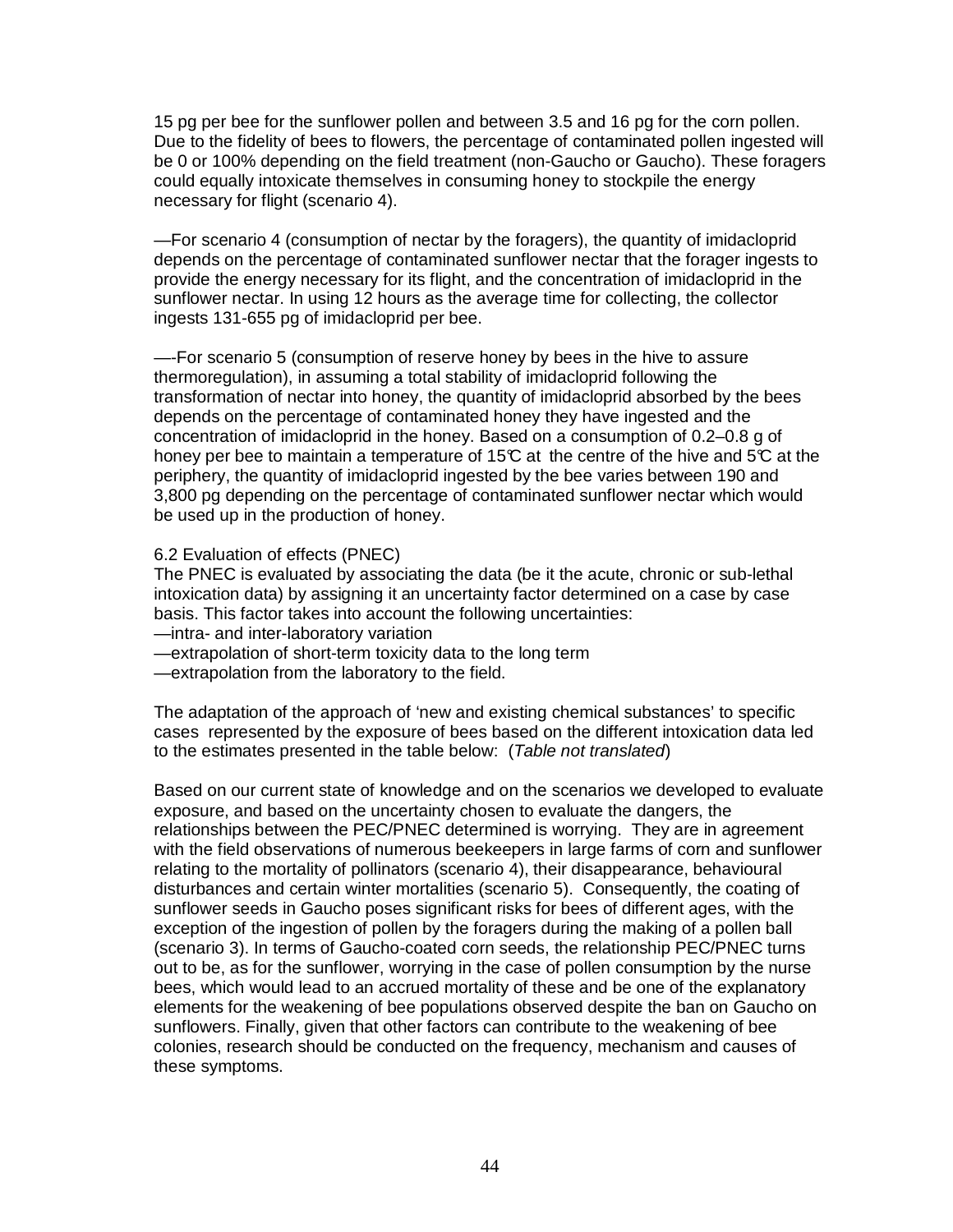15 pg per bee for the sunflower pollen and between 3.5 and 16 pg for the corn pollen. Due to the fidelity of bees to flowers, the percentage of contaminated pollen ingested will be 0 or 100% depending on the field treatment (non-Gaucho or Gaucho). These foragers could equally intoxicate themselves in consuming honey to stockpile the energy necessary for flight (scenario 4).

—For scenario 4 (consumption of nectar by the foragers), the quantity of imidacloprid depends on the percentage of contaminated sunflower nectar that the forager ingests to provide the energy necessary for its flight, and the concentration of imidacloprid in the sunflower nectar. In using 12 hours as the average time for collecting, the collector ingests 131-655 pg of imidacloprid per bee.

—-For scenario 5 (consumption of reserve honey by bees in the hive to assure thermoregulation), in assuming a total stability of imidacloprid following the transformation of nectar into honey, the quantity of imidacloprid absorbed by the bees depends on the percentage of contaminated honey they have ingested and the concentration of imidacloprid in the honey. Based on a consumption of 0.2–0.8 g of honey per bee to maintain a temperature of 15℃ at the centre of the hive and 5℃ at the periphery, the quantity of imidacloprid ingested by the bee varies between 190 and 3,800 pg depending on the percentage of contaminated sunflower nectar which would be used up in the production of honey.

6.2 Evaluation of effects (PNEC)
The PNEC is evaluated by associating the data (be it the acute, chronic or sub-lethal intoxication data) by assigning it an uncertainty factor determined on a case by case basis. This factor takes into account the following uncertainties:
—intra- and inter-laboratory variation
—extrapolation of short-term toxicity data to the long term
—extrapolation from the laboratory to the field.

The adaptation of the approach of 'new and existing chemical substances' to specific cases represented by the exposure of bees based on the different intoxication data led to the estimates presented in the table below: (*Table not translated*)

Based on our current state of knowledge and on the scenarios we developed to evaluate exposure, and based on the uncertainty chosen to evaluate the dangers, the relationships between the PEC/PNEC determined is worrying. They are in agreement with the field observations of numerous beekeepers in large farms of corn and sunflower relating to the mortality of pollinators (scenario 4), their disappearance, behavioural disturbances and certain winter mortalities (scenario 5). Consequently, the coating of sunflower seeds in Gaucho poses significant risks for bees of different ages, with the exception of the ingestion of pollen by the foragers during the making of a pollen ball (scenario 3). In terms of Gaucho-coated corn seeds, the relationship PEC/PNEC turns out to be, as for the sunflower, worrying in the case of pollen consumption by the nurse bees, which would lead to an accrued mortality of these and be one of the explanatory elements for the weakening of bee populations observed despite the ban on Gaucho on sunflowers. Finally, given that other factors can contribute to the weakening of bee colonies, research should be conducted on the frequency, mechanism and causes of these symptoms.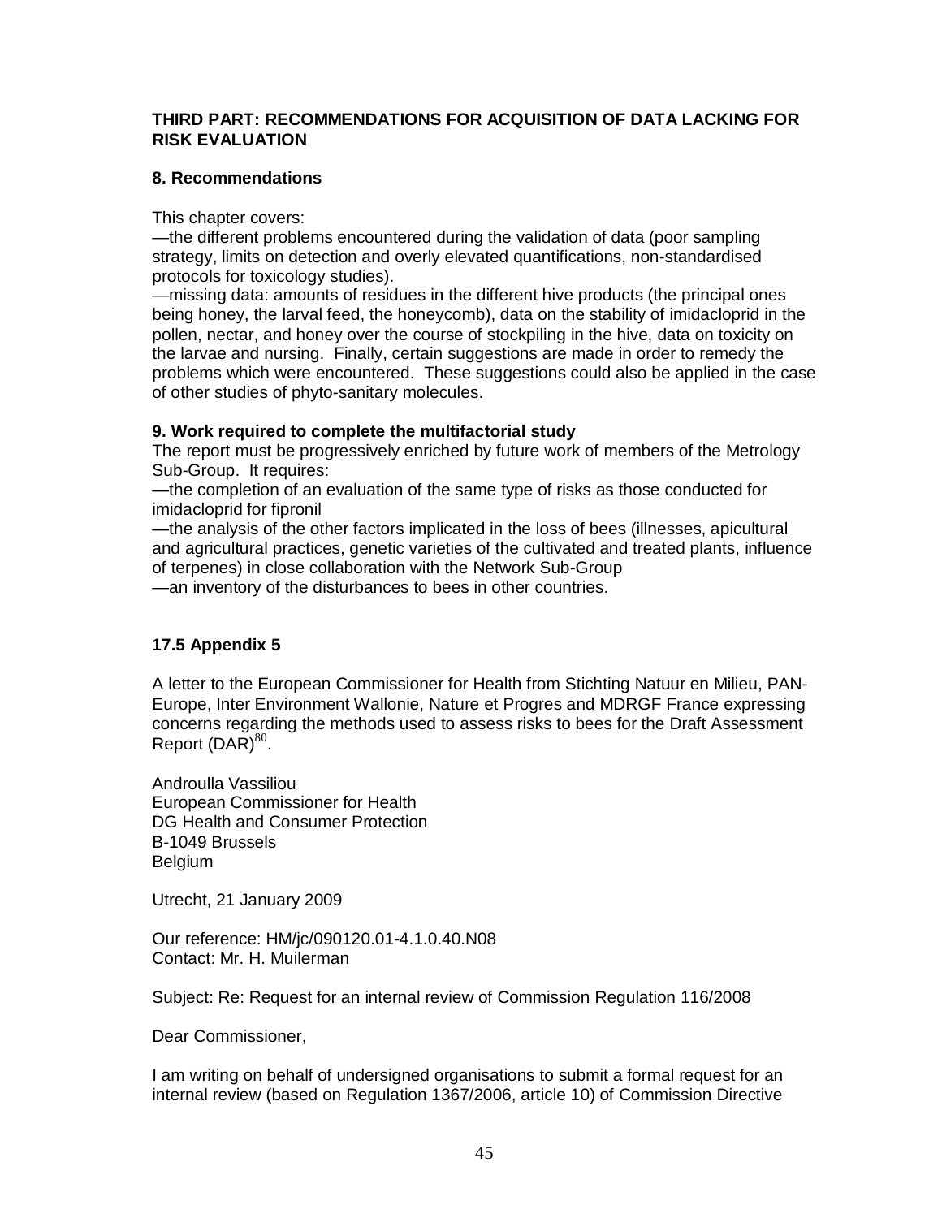**THIRD PART: RECOMMENDATIONS FOR ACQUISITION OF DATA LACKING FOR RISK EVALUATION**

**8. Recommendations**

This chapter covers:

—the different problems encountered during the validation of data (poor sampling strategy, limits on detection and overly elevated quantifications, non-standardised protocols for toxicology studies).

—missing data: amounts of residues in the different hive products (the principal ones being honey, the larval feed, the honeycomb), data on the stability of imidacloprid in the pollen, nectar, and honey over the course of stockpiling in the hive, data on toxicity on the larvae and nursing. Finally, certain suggestions are made in order to remedy the problems which were encountered. These suggestions could also be applied in the case of other studies of phyto-sanitary molecules.

**9. Work required to complete the multifactorial study**

The report must be progressively enriched by future work of members of the Metrology Sub-Group. It requires:

—the completion of an evaluation of the same type of risks as those conducted for imidacloprid for fipronil

—the analysis of the other factors implicated in the loss of bees (illnesses, apicultural and agricultural practices, genetic varieties of the cultivated and treated plants, influence of terpenes) in close collaboration with the Network Sub-Group

—an inventory of the disturbances to bees in other countries.

**17.5 Appendix 5**

A letter to the European Commissioner for Health from Stichting Natuur en Milieu, PAN-Europe, Inter Environment Wallonie, Nature et Progres and MDRGF France expressing concerns regarding the methods used to assess risks to bees for the Draft Assessment Report (DAR)[80].

Androulla Vassiliou
European Commissioner for Health
DG Health and Consumer Protection
B-1049 Brussels
Belgium

Utrecht, 21 January 2009

Our reference: HM/jc/090120.01-4.1.0.40.N08
Contact: Mr. H. Muilerman

Subject: Re: Request for an internal review of Commission Regulation 116/2008

Dear Commissioner,

I am writing on behalf of undersigned organisations to submit a formal request for an internal review (based on Regulation 1367/2006, article 10) of Commission Directive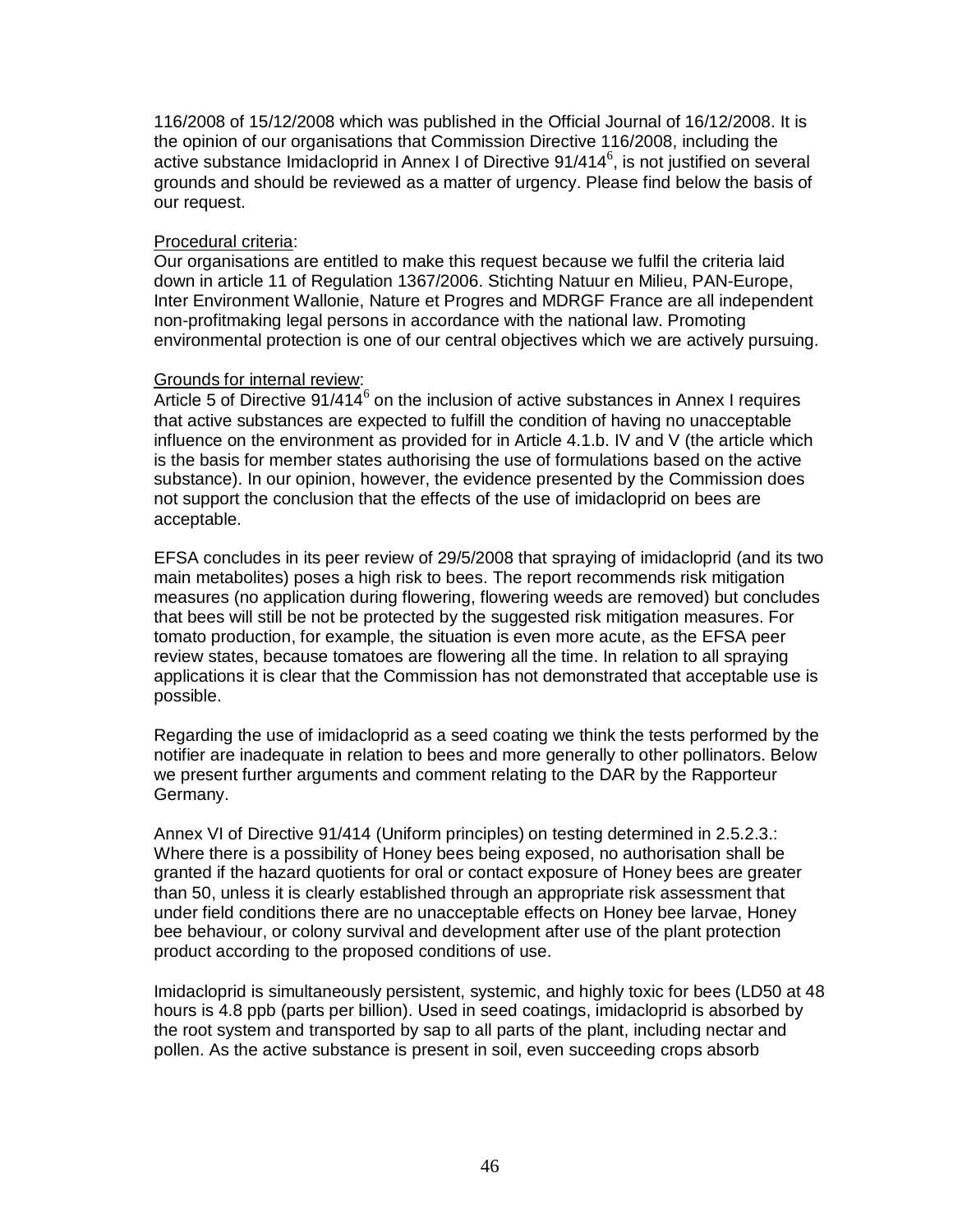116/2008 of 15/12/2008 which was published in the Official Journal of 16/12/2008. It is the opinion of our organisations that Commission Directive 116/2008, including the active substance Imidacloprid in Annex I of Directive 91/414[6], is not justified on several grounds and should be reviewed as a matter of urgency. Please find below the basis of our request.

Procedural criteria:

Our organisations are entitled to make this request because we fulfil the criteria laid down in article 11 of Regulation 1367/2006. Stichting Natuur en Milieu, PAN-Europe, Inter Environment Wallonie, Nature et Progres and MDRGF France are all independent non-profitmaking legal persons in accordance with the national law. Promoting environmental protection is one of our central objectives which we are actively pursuing.

Grounds for internal review:

Article 5 of Directive 91/414[6] on the inclusion of active substances in Annex I requires that active substances are expected to fulfill the condition of having no unacceptable influence on the environment as provided for in Article 4.1.b. IV and V (the article which is the basis for member states authorising the use of formulations based on the active substance). In our opinion, however, the evidence presented by the Commission does not support the conclusion that the effects of the use of imidacloprid on bees are acceptable.

EFSA concludes in its peer review of 29/5/2008 that spraying of imidacloprid (and its two main metabolites) poses a high risk to bees. The report recommends risk mitigation measures (no application during flowering, flowering weeds are removed) but concludes that bees will still be not be protected by the suggested risk mitigation measures. For tomato production, for example, the situation is even more acute, as the EFSA peer review states, because tomatoes are flowering all the time. In relation to all spraying applications it is clear that the Commission has not demonstrated that acceptable use is possible.

Regarding the use of imidacloprid as a seed coating we think the tests performed by the notifier are inadequate in relation to bees and more generally to other pollinators. Below we present further arguments and comment relating to the DAR by the Rapporteur Germany.

Annex VI of Directive 91/414 (Uniform principles) on testing determined in 2.5.2.3.: Where there is a possibility of Honey bees being exposed, no authorisation shall be granted if the hazard quotients for oral or contact exposure of Honey bees are greater than 50, unless it is clearly established through an appropriate risk assessment that under field conditions there are no unacceptable effects on Honey bee larvae, Honey bee behaviour, or colony survival and development after use of the plant protection product according to the proposed conditions of use.

Imidacloprid is simultaneously persistent, systemic, and highly toxic for bees (LD50 at 48 hours is 4.8 ppb (parts per billion). Used in seed coatings, imidacloprid is absorbed by the root system and transported by sap to all parts of the plant, including nectar and pollen. As the active substance is present in soil, even succeeding crops absorb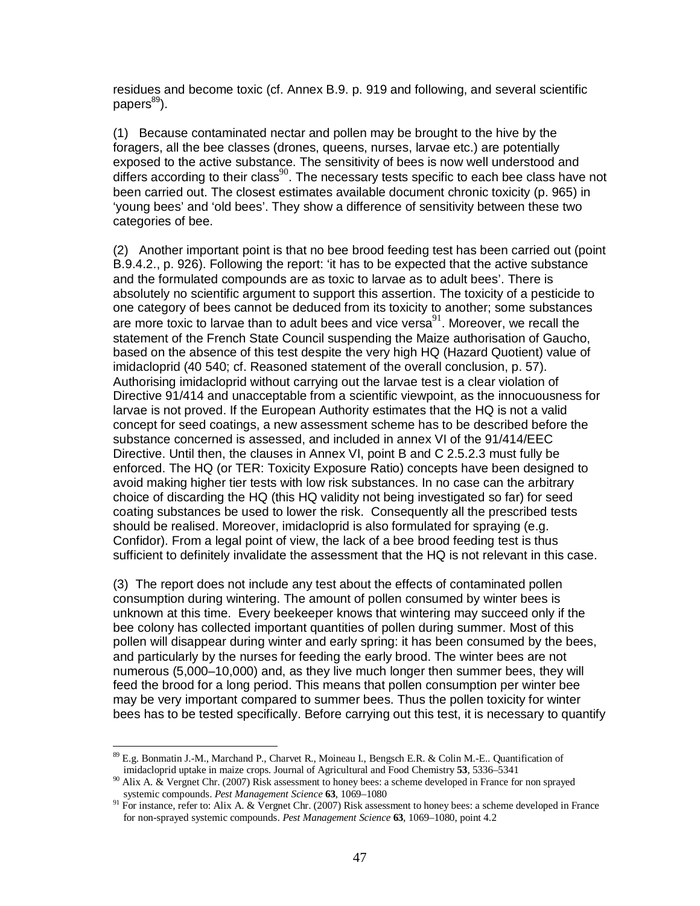residues and become toxic (cf. Annex B.9. p. 919 and following, and several scientific papers[89]).

(1) Because contaminated nectar and pollen may be brought to the hive by the foragers, all the bee classes (drones, queens, nurses, larvae etc.) are potentially exposed to the active substance. The sensitivity of bees is now well understood and differs according to their class[90]. The necessary tests specific to each bee class have not been carried out. The closest estimates available document chronic toxicity (p. 965) in 'young bees' and 'old bees'. They show a difference of sensitivity between these two categories of bee.

(2) Another important point is that no bee brood feeding test has been carried out (point B.9.4.2., p. 926). Following the report: 'it has to be expected that the active substance and the formulated compounds are as toxic to larvae as to adult bees'. There is absolutely no scientific argument to support this assertion. The toxicity of a pesticide to one category of bees cannot be deduced from its toxicity to another; some substances are more toxic to larvae than to adult bees and vice versa[91]. Moreover, we recall the statement of the French State Council suspending the Maize authorisation of Gaucho, based on the absence of this test despite the very high HQ (Hazard Quotient) value of imidacloprid (40 540; cf. Reasoned statement of the overall conclusion, p. 57). Authorising imidacloprid without carrying out the larvae test is a clear violation of Directive 91/414 and unacceptable from a scientific viewpoint, as the innocuousness for larvae is not proved. If the European Authority estimates that the HQ is not a valid concept for seed coatings, a new assessment scheme has to be described before the substance concerned is assessed, and included in annex VI of the 91/414/EEC Directive. Until then, the clauses in Annex VI, point B and C 2.5.2.3 must fully be enforced. The HQ (or TER: Toxicity Exposure Ratio) concepts have been designed to avoid making higher tier tests with low risk substances. In no case can the arbitrary choice of discarding the HQ (this HQ validity not being investigated so far) for seed coating substances be used to lower the risk. Consequently all the prescribed tests should be realised. Moreover, imidacloprid is also formulated for spraying (e.g. Confidor). From a legal point of view, the lack of a bee brood feeding test is thus sufficient to definitely invalidate the assessment that the HQ is not relevant in this case.

(3) The report does not include any test about the effects of contaminated pollen consumption during wintering. The amount of pollen consumed by winter bees is unknown at this time. Every beekeeper knows that wintering may succeed only if the bee colony has collected important quantities of pollen during summer. Most of this pollen will disappear during winter and early spring: it has been consumed by the bees, and particularly by the nurses for feeding the early brood. The winter bees are not numerous (5,000–10,000) and, as they live much longer then summer bees, they will feed the brood for a long period. This means that pollen consumption per winter bee may be very important compared to summer bees. Thus the pollen toxicity for winter bees has to be tested specifically. Before carrying out this test, it is necessary to quantify

---

[89] E.g. Bonmatin J.-M., Marchand P., Charvet R., Moineau I., Bengsch E.R. & Colin M.-E.. Quantification of imidacloprid uptake in maize crops. Journal of Agricultural and Food Chemistry **53**, 5336–5341

[90] Alix A. & Vergnet Chr. (2007) Risk assessment to honey bees: a scheme developed in France for non sprayed systemic compounds. *Pest Management Science* **63**, 1069–1080

[91] For instance, refer to: Alix A. & Vergnet Chr. (2007) Risk assessment to honey bees: a scheme developed in France for non-sprayed systemic compounds. *Pest Management Science* **63**, 1069–1080, point 4.2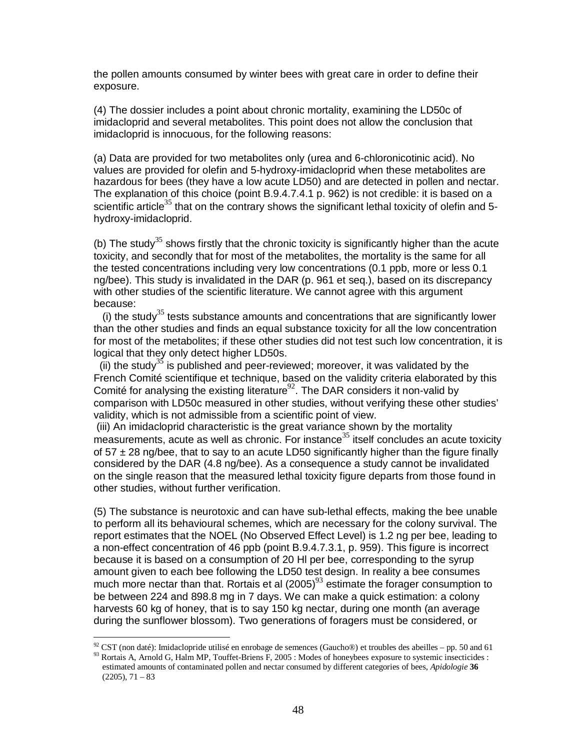the pollen amounts consumed by winter bees with great care in order to define their exposure.

(4) The dossier includes a point about chronic mortality, examining the LD50c of imidacloprid and several metabolites. This point does not allow the conclusion that imidacloprid is innocuous, for the following reasons:

(a) Data are provided for two metabolites only (urea and 6-chloronicotinic acid). No values are provided for olefin and 5-hydroxy-imidacloprid when these metabolites are hazardous for bees (they have a low acute LD50) and are detected in pollen and nectar. The explanation of this choice (point B.9.4.7.4.1 p. 962) is not credible: it is based on a scientific article[35] that on the contrary shows the significant lethal toxicity of olefin and 5-hydroxy-imidacloprid.

(b) The study[35] shows firstly that the chronic toxicity is significantly higher than the acute toxicity, and secondly that for most of the metabolites, the mortality is the same for all the tested concentrations including very low concentrations (0.1 ppb, more or less 0.1 ng/bee). This study is invalidated in the DAR (p. 961 et seq.), based on its discrepancy with other studies of the scientific literature. We cannot agree with this argument because:

(i) the study[35] tests substance amounts and concentrations that are significantly lower than the other studies and finds an equal substance toxicity for all the low concentration for most of the metabolites; if these other studies did not test such low concentration, it is logical that they only detect higher LD50s.

(ii) the study[35] is published and peer-reviewed; moreover, it was validated by the French Comité scientifique et technique, based on the validity criteria elaborated by this Comité for analysing the existing literature[92]. The DAR considers it non-valid by comparison with LD50c measured in other studies, without verifying these other studies' validity, which is not admissible from a scientific point of view.

(iii) An imidacloprid characteristic is the great variance shown by the mortality measurements, acute as well as chronic. For instance[35] itself concludes an acute toxicity of $57 \pm 28$ ng/bee, that to say to an acute LD50 significantly higher than the figure finally considered by the DAR (4.8 ng/bee). As a consequence a study cannot be invalidated on the single reason that the measured lethal toxicity figure departs from those found in other studies, without further verification.

(5) The substance is neurotoxic and can have sub-lethal effects, making the bee unable to perform all its behavioural schemes, which are necessary for the colony survival. The report estimates that the NOEL (No Observed Effect Level) is 1.2 ng per bee, leading to a non-effect concentration of 46 ppb (point B.9.4.7.3.1, p. 959). This figure is incorrect because it is based on a consumption of 20 Hl per bee, corresponding to the syrup amount given to each bee following the LD50 test design. In reality a bee consumes much more nectar than that. Rortais et al (2005)[93] estimate the forager consumption to be between 224 and 898.8 mg in 7 days. We can make a quick estimation: a colony harvests 60 kg of honey, that is to say 150 kg nectar, during one month (an average during the sunflower blossom). Two generations of foragers must be considered, or

---

[92] CST (non daté): Imidaclopride utilisé en enrobage de semences (Gaucho®) et troubles des abeilles – pp. 50 and 61

[93] Rortais A, Arnold G, Halm MP, Touffet-Briens F, 2005 : Modes of honeybees exposure to systemic insecticides : estimated amounts of contaminated pollen and nectar consumed by different categories of bees, *Apidologie* **36** (2205), 71 – 83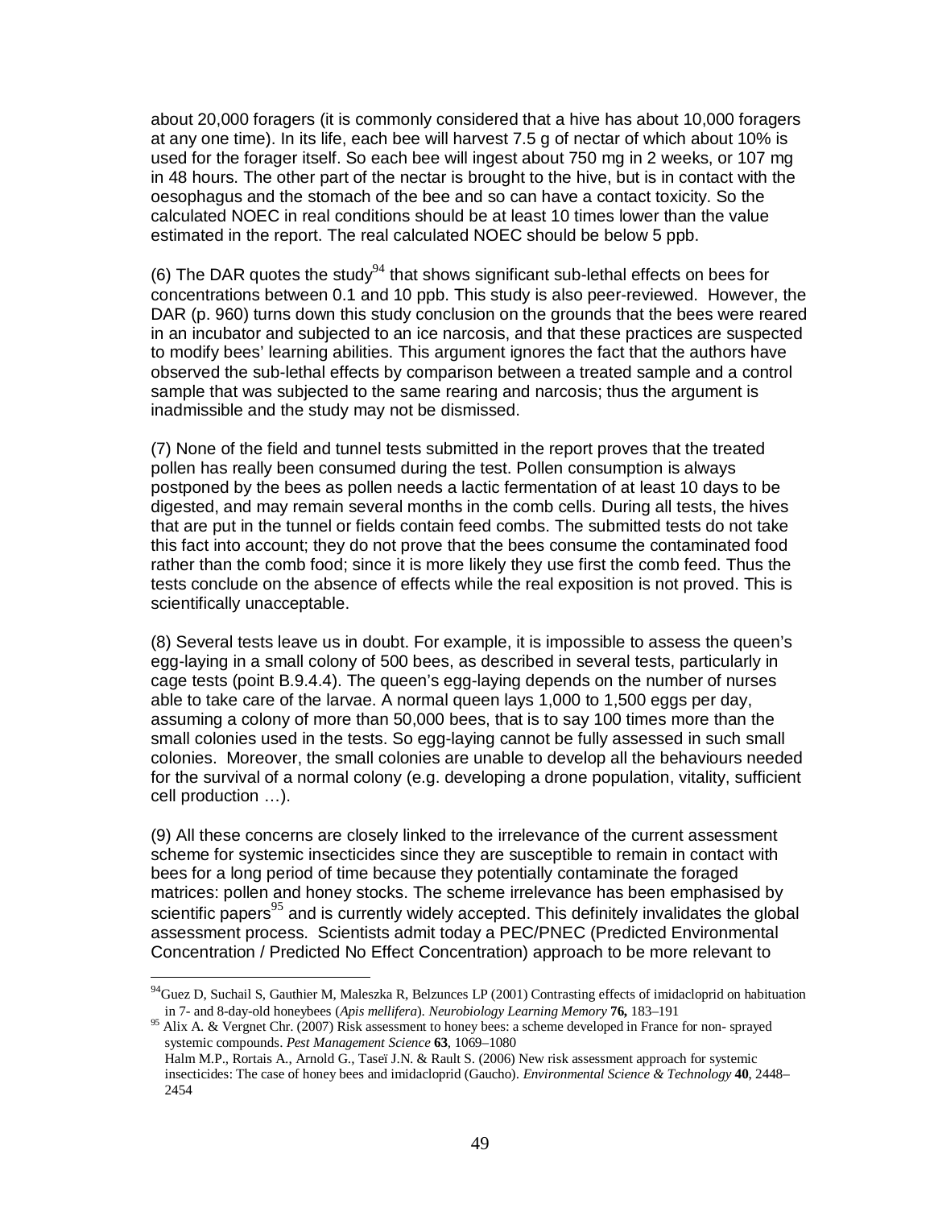about 20,000 foragers (it is commonly considered that a hive has about 10,000 foragers at any one time). In its life, each bee will harvest 7.5 g of nectar of which about 10% is used for the forager itself. So each bee will ingest about 750 mg in 2 weeks, or 107 mg in 48 hours. The other part of the nectar is brought to the hive, but is in contact with the oesophagus and the stomach of the bee and so can have a contact toxicity. So the calculated NOEC in real conditions should be at least 10 times lower than the value estimated in the report. The real calculated NOEC should be below 5 ppb.

(6) The DAR quotes the study[94] that shows significant sub-lethal effects on bees for concentrations between 0.1 and 10 ppb. This study is also peer-reviewed. However, the DAR (p. 960) turns down this study conclusion on the grounds that the bees were reared in an incubator and subjected to an ice narcosis, and that these practices are suspected to modify bees' learning abilities. This argument ignores the fact that the authors have observed the sub-lethal effects by comparison between a treated sample and a control sample that was subjected to the same rearing and narcosis; thus the argument is inadmissible and the study may not be dismissed.

(7) None of the field and tunnel tests submitted in the report proves that the treated pollen has really been consumed during the test. Pollen consumption is always postponed by the bees as pollen needs a lactic fermentation of at least 10 days to be digested, and may remain several months in the comb cells. During all tests, the hives that are put in the tunnel or fields contain feed combs. The submitted tests do not take this fact into account; they do not prove that the bees consume the contaminated food rather than the comb food; since it is more likely they use first the comb feed. Thus the tests conclude on the absence of effects while the real exposition is not proved. This is scientifically unacceptable.

(8) Several tests leave us in doubt. For example, it is impossible to assess the queen's egg-laying in a small colony of 500 bees, as described in several tests, particularly in cage tests (point B.9.4.4). The queen's egg-laying depends on the number of nurses able to take care of the larvae. A normal queen lays 1,000 to 1,500 eggs per day, assuming a colony of more than 50,000 bees, that is to say 100 times more than the small colonies used in the tests. So egg-laying cannot be fully assessed in such small colonies. Moreover, the small colonies are unable to develop all the behaviours needed for the survival of a normal colony (e.g. developing a drone population, vitality, sufficient cell production …).

(9) All these concerns are closely linked to the irrelevance of the current assessment scheme for systemic insecticides since they are susceptible to remain in contact with bees for a long period of time because they potentially contaminate the foraged matrices: pollen and honey stocks. The scheme irrelevance has been emphasised by scientific papers[95] and is currently widely accepted. This definitely invalidates the global assessment process. Scientists admit today a PEC/PNEC (Predicted Environmental Concentration / Predicted No Effect Concentration) approach to be more relevant to

---

[94] Guez D, Suchail S, Gauthier M, Maleszka R, Belzunces LP (2001) Contrasting effects of imidacloprid on habituation in 7- and 8-day-old honeybees (*Apis mellifera*). *Neurobiology Learning Memory* **76,** 183–191

[95] Alix A. & Vergnet Chr. (2007) Risk assessment to honey bees: a scheme developed in France for non- sprayed systemic compounds. *Pest Management Science* **63**, 1069–1080
Halm M.P., Rortais A., Arnold G., Taseï J.N. & Rault S. (2006) New risk assessment approach for systemic insecticides: The case of honey bees and imidacloprid (Gaucho). *Environmental Science & Technology* **40**, 2448–2454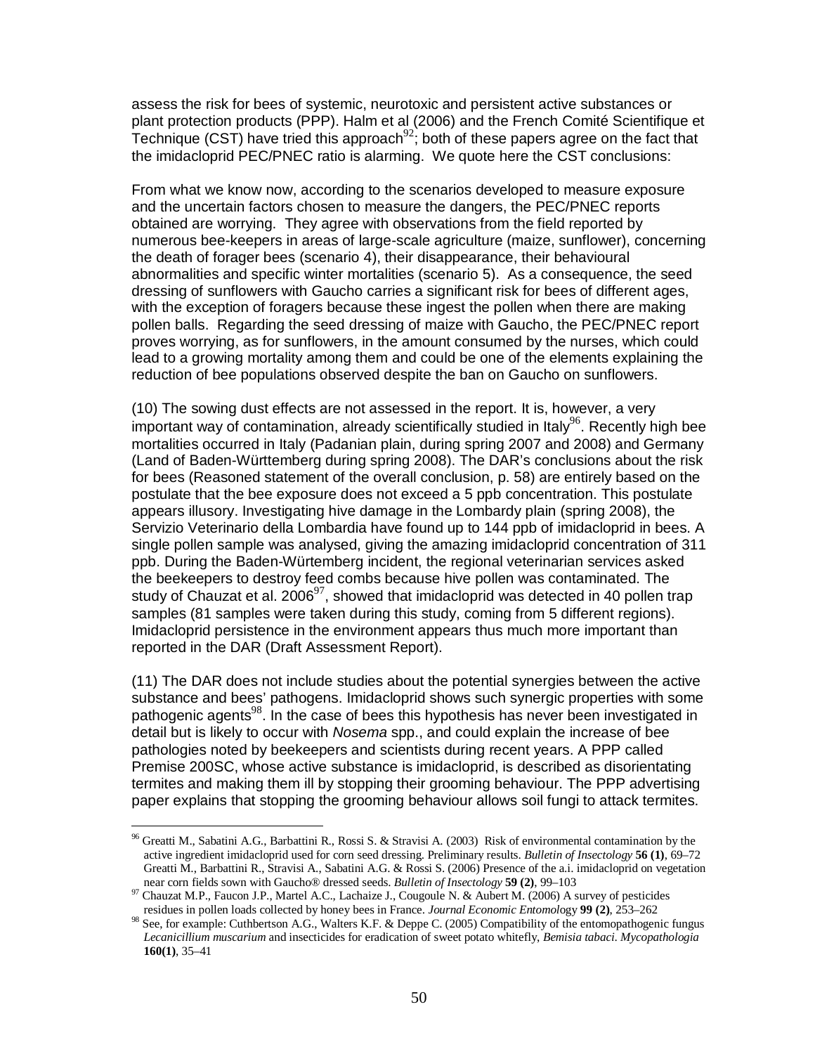assess the risk for bees of systemic, neurotoxic and persistent active substances or plant protection products (PPP). Halm et al (2006) and the French Comité Scientifique et Technique (CST) have tried this approach[92]; both of these papers agree on the fact that the imidacloprid PEC/PNEC ratio is alarming. We quote here the CST conclusions:

From what we know now, according to the scenarios developed to measure exposure and the uncertain factors chosen to measure the dangers, the PEC/PNEC reports obtained are worrying. They agree with observations from the field reported by numerous bee-keepers in areas of large-scale agriculture (maize, sunflower), concerning the death of forager bees (scenario 4), their disappearance, their behavioural abnormalities and specific winter mortalities (scenario 5). As a consequence, the seed dressing of sunflowers with Gaucho carries a significant risk for bees of different ages, with the exception of foragers because these ingest the pollen when there are making pollen balls. Regarding the seed dressing of maize with Gaucho, the PEC/PNEC report proves worrying, as for sunflowers, in the amount consumed by the nurses, which could lead to a growing mortality among them and could be one of the elements explaining the reduction of bee populations observed despite the ban on Gaucho on sunflowers.

(10) The sowing dust effects are not assessed in the report. It is, however, a very important way of contamination, already scientifically studied in Italy[96]. Recently high bee mortalities occurred in Italy (Padanian plain, during spring 2007 and 2008) and Germany (Land of Baden-Württemberg during spring 2008). The DAR's conclusions about the risk for bees (Reasoned statement of the overall conclusion, p. 58) are entirely based on the postulate that the bee exposure does not exceed a 5 ppb concentration. This postulate appears illusory. Investigating hive damage in the Lombardy plain (spring 2008), the Servizio Veterinario della Lombardia have found up to 144 ppb of imidacloprid in bees. A single pollen sample was analysed, giving the amazing imidacloprid concentration of 311 ppb. During the Baden-Würtemberg incident, the regional veterinarian services asked the beekeepers to destroy feed combs because hive pollen was contaminated. The study of Chauzat et al. 2006[97], showed that imidacloprid was detected in 40 pollen trap samples (81 samples were taken during this study, coming from 5 different regions). Imidacloprid persistence in the environment appears thus much more important than reported in the DAR (Draft Assessment Report).

(11) The DAR does not include studies about the potential synergies between the active substance and bees' pathogens. Imidacloprid shows such synergic properties with some pathogenic agents[98]. In the case of bees this hypothesis has never been investigated in detail but is likely to occur with *Nosema* spp., and could explain the increase of bee pathologies noted by beekeepers and scientists during recent years. A PPP called Premise 200SC, whose active substance is imidacloprid, is described as disorientating termites and making them ill by stopping their grooming behaviour. The PPP advertising paper explains that stopping the grooming behaviour allows soil fungi to attack termites.

---

[96] Greatti M., Sabatini A.G., Barbattini R., Rossi S. & Stravisi A. (2003) Risk of environmental contamination by the active ingredient imidacloprid used for corn seed dressing. Preliminary results. *Bulletin of Insectology* **56 (1)**, 69–72 Greatti M., Barbattini R., Stravisi A., Sabatini A.G. & Rossi S. (2006) Presence of the a.i. imidacloprid on vegetation near corn fields sown with Gaucho® dressed seeds. *Bulletin of Insectology* **59 (2)**, 99–103

[97] Chauzat M.P., Faucon J.P., Martel A.C., Lachaize J., Cougoule N. & Aubert M. (2006) A survey of pesticides residues in pollen loads collected by honey bees in France. *Journal Economic Entomology* **99 (2)**, 253–262

[98] See, for example: Cuthbertson A.G., Walters K.F. & Deppe C. (2005) Compatibility of the entomopathogenic fungus *Lecanicillium muscarium* and insecticides for eradication of sweet potato whitefly, *Bemisia tabaci*. *Mycopathologia* **160(1)**, 35–41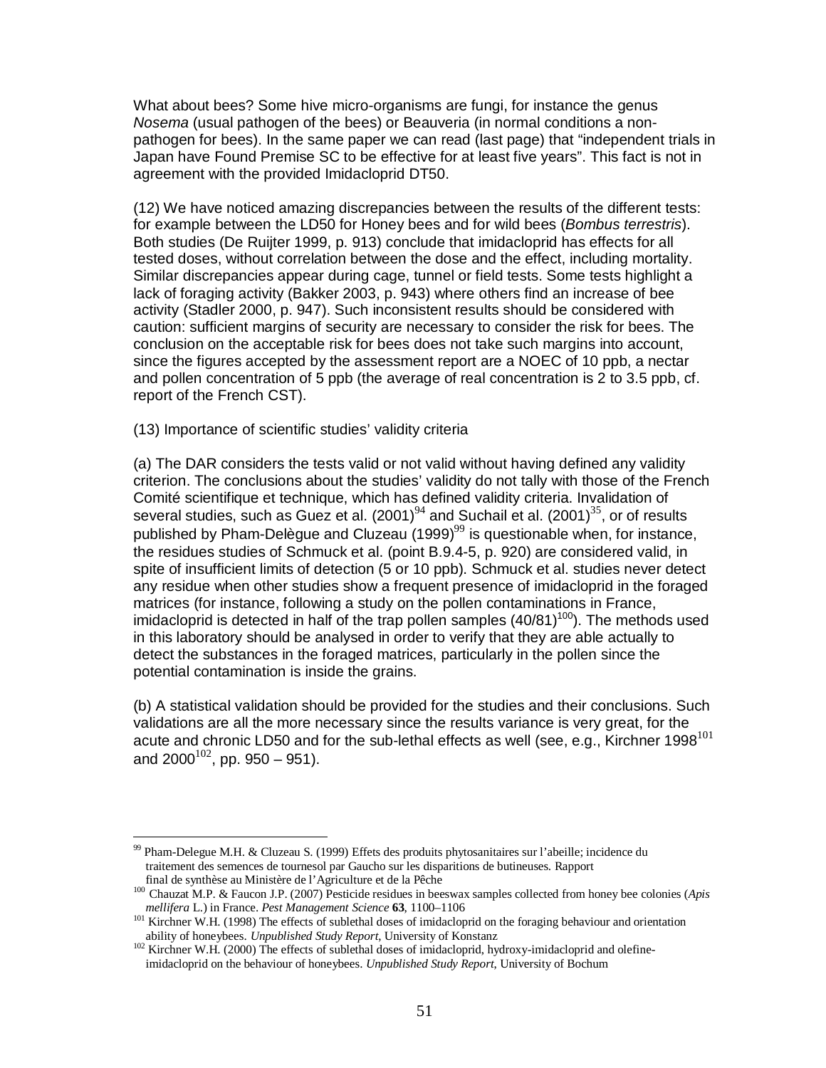What about bees? Some hive micro-organisms are fungi, for instance the genus *Nosema* (usual pathogen of the bees) or Beauveria (in normal conditions a non-pathogen for bees). In the same paper we can read (last page) that “independent trials in Japan have Found Premise SC to be effective for at least five years”. This fact is not in agreement with the provided Imidacloprid DT50.

(12) We have noticed amazing discrepancies between the results of the different tests: for example between the LD50 for Honey bees and for wild bees (*Bombus terrestris*). Both studies (De Ruijter 1999, p. 913) conclude that imidacloprid has effects for all tested doses, without correlation between the dose and the effect, including mortality. Similar discrepancies appear during cage, tunnel or field tests. Some tests highlight a lack of foraging activity (Bakker 2003, p. 943) where others find an increase of bee activity (Stadler 2000, p. 947). Such inconsistent results should be considered with caution: sufficient margins of security are necessary to consider the risk for bees. The conclusion on the acceptable risk for bees does not take such margins into account, since the figures accepted by the assessment report are a NOEC of 10 ppb, a nectar and pollen concentration of 5 ppb (the average of real concentration is 2 to 3.5 ppb, cf. report of the French CST).

(13) Importance of scientific studies' validity criteria

(a) The DAR considers the tests valid or not valid without having defined any validity criterion. The conclusions about the studies' validity do not tally with those of the French Comité scientifique et technique, which has defined validity criteria. Invalidation of several studies, such as Guez et al. (2001)[94] and Suchail et al. (2001)[35], or of results published by Pham-Delègue and Cluzeau (1999)[99] is questionable when, for instance, the residues studies of Schmuck et al. (point B.9.4-5, p. 920) are considered valid, in spite of insufficient limits of detection (5 or 10 ppb). Schmuck et al. studies never detect any residue when other studies show a frequent presence of imidacloprid in the foraged matrices (for instance, following a study on the pollen contaminations in France, imidacloprid is detected in half of the trap pollen samples (40/81)[100]). The methods used in this laboratory should be analysed in order to verify that they are able actually to detect the substances in the foraged matrices, particularly in the pollen since the potential contamination is inside the grains.

(b) A statistical validation should be provided for the studies and their conclusions. Such validations are all the more necessary since the results variance is very great, for the acute and chronic LD50 and for the sub-lethal effects as well (see, e.g., Kirchner 1998[101] and 2000[102], pp. 950 – 951).

---

[99] Pham-Delegue M.H. & Cluzeau S. (1999) Effets des produits phytosanitaires sur l'abeille; incidence du traitement des semences de tournesol par Gaucho sur les disparitions de butineuses. Rapport final de synthèse au Ministère de l'Agriculture et de la Pêche

[100] Chauzat M.P. & Faucon J.P. (2007) Pesticide residues in beeswax samples collected from honey bee colonies (*Apis mellifera* L.) in France. *Pest Management Science* **63**, 1100–1106

[101] Kirchner W.H. (1998) The effects of sublethal doses of imidacloprid on the foraging behaviour and orientation ability of honeybees. *Unpublished Study Report*, University of Konstanz

[102] Kirchner W.H. (2000) The effects of sublethal doses of imidacloprid, hydroxy-imidacloprid and olefine-imidacloprid on the behaviour of honeybees. *Unpublished Study Report*, University of Bochum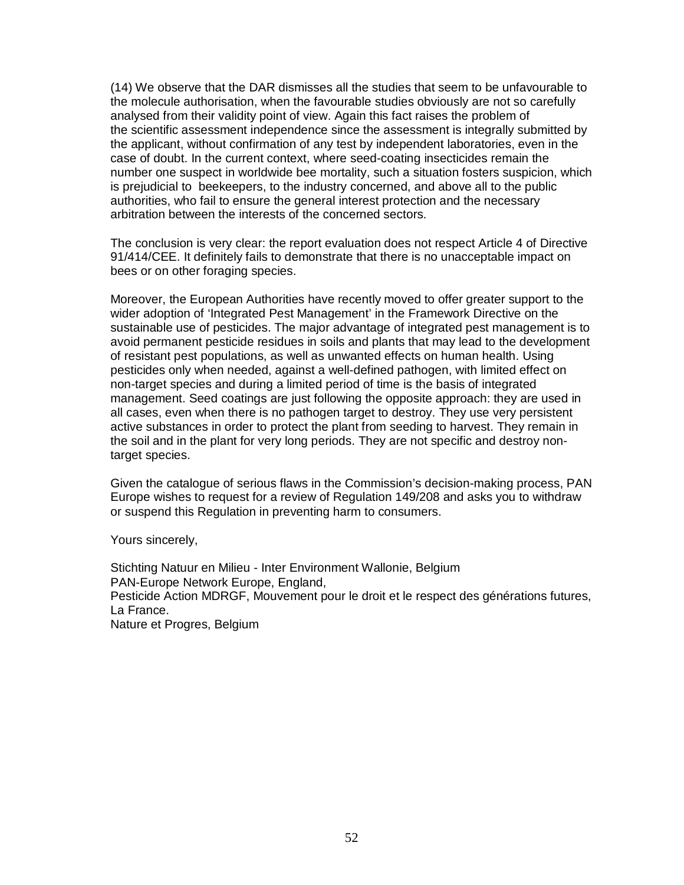(14) We observe that the DAR dismisses all the studies that seem to be unfavourable to the molecule authorisation, when the favourable studies obviously are not so carefully analysed from their validity point of view. Again this fact raises the problem of the scientific assessment independence since the assessment is integrally submitted by the applicant, without confirmation of any test by independent laboratories, even in the case of doubt. In the current context, where seed-coating insecticides remain the number one suspect in worldwide bee mortality, such a situation fosters suspicion, which is prejudicial to beekeepers, to the industry concerned, and above all to the public authorities, who fail to ensure the general interest protection and the necessary arbitration between the interests of the concerned sectors.

The conclusion is very clear: the report evaluation does not respect Article 4 of Directive 91/414/CEE. It definitely fails to demonstrate that there is no unacceptable impact on bees or on other foraging species.

Moreover, the European Authorities have recently moved to offer greater support to the wider adoption of 'Integrated Pest Management' in the Framework Directive on the sustainable use of pesticides. The major advantage of integrated pest management is to avoid permanent pesticide residues in soils and plants that may lead to the development of resistant pest populations, as well as unwanted effects on human health. Using pesticides only when needed, against a well-defined pathogen, with limited effect on non-target species and during a limited period of time is the basis of integrated management. Seed coatings are just following the opposite approach: they are used in all cases, even when there is no pathogen target to destroy. They use very persistent active substances in order to protect the plant from seeding to harvest. They remain in the soil and in the plant for very long periods. They are not specific and destroy non-target species.

Given the catalogue of serious flaws in the Commission's decision-making process, PAN Europe wishes to request for a review of Regulation 149/208 and asks you to withdraw or suspend this Regulation in preventing harm to consumers.

Yours sincerely,

Stichting Natuur en Milieu - Inter Environment Wallonie, Belgium
PAN-Europe Network Europe, England,
Pesticide Action MDRGF, Mouvement pour le droit et le respect des générations futures, La France.
Nature et Progres, Belgium